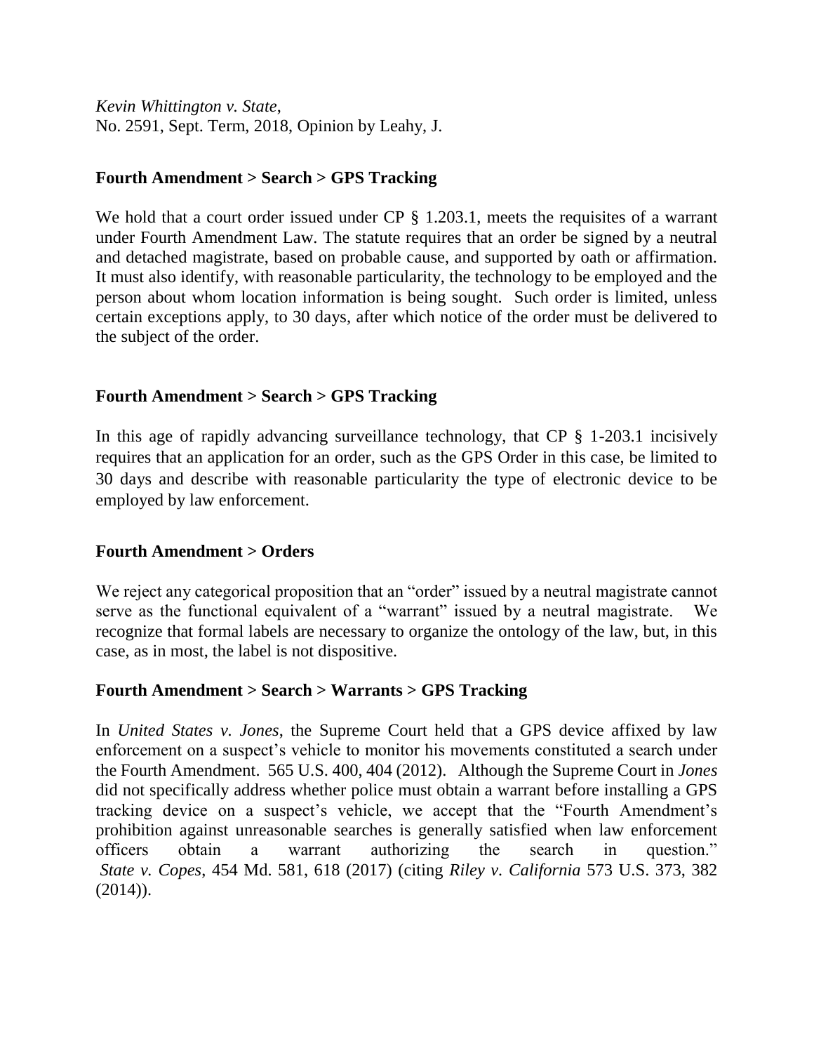*Kevin Whittington v. State*,
No. 2591, Sept. Term, 2018, Opinion by Leahy, J.

**Fourth Amendment > Search > GPS Tracking**

We hold that a court order issued under CP § 1.203.1, meets the requisites of a warrant under Fourth Amendment Law. The statute requires that an order be signed by a neutral and detached magistrate, based on probable cause, and supported by oath or affirmation. It must also identify, with reasonable particularity, the technology to be employed and the person about whom location information is being sought. Such order is limited, unless certain exceptions apply, to 30 days, after which notice of the order must be delivered to the subject of the order.

**Fourth Amendment > Search > GPS Tracking**

In this age of rapidly advancing surveillance technology, that CP § 1-203.1 incisively requires that an application for an order, such as the GPS Order in this case, be limited to 30 days and describe with reasonable particularity the type of electronic device to be employed by law enforcement.

**Fourth Amendment > Orders**

We reject any categorical proposition that an "order" issued by a neutral magistrate cannot serve as the functional equivalent of a "warrant" issued by a neutral magistrate. We recognize that formal labels are necessary to organize the ontology of the law, but, in this case, as in most, the label is not dispositive.

**Fourth Amendment > Search > Warrants > GPS Tracking**

In *United States v. Jones*, the Supreme Court held that a GPS device affixed by law enforcement on a suspect's vehicle to monitor his movements constituted a search under the Fourth Amendment. 565 U.S. 400, 404 (2012). Although the Supreme Court in *Jones* did not specifically address whether police must obtain a warrant before installing a GPS tracking device on a suspect's vehicle, we accept that the "Fourth Amendment's prohibition against unreasonable searches is generally satisfied when law enforcement officers obtain a warrant authorizing the search in question." *State v. Copes*, 454 Md. 581, 618 (2017) (citing *Riley v. California* 573 U.S. 373, 382 (2014)).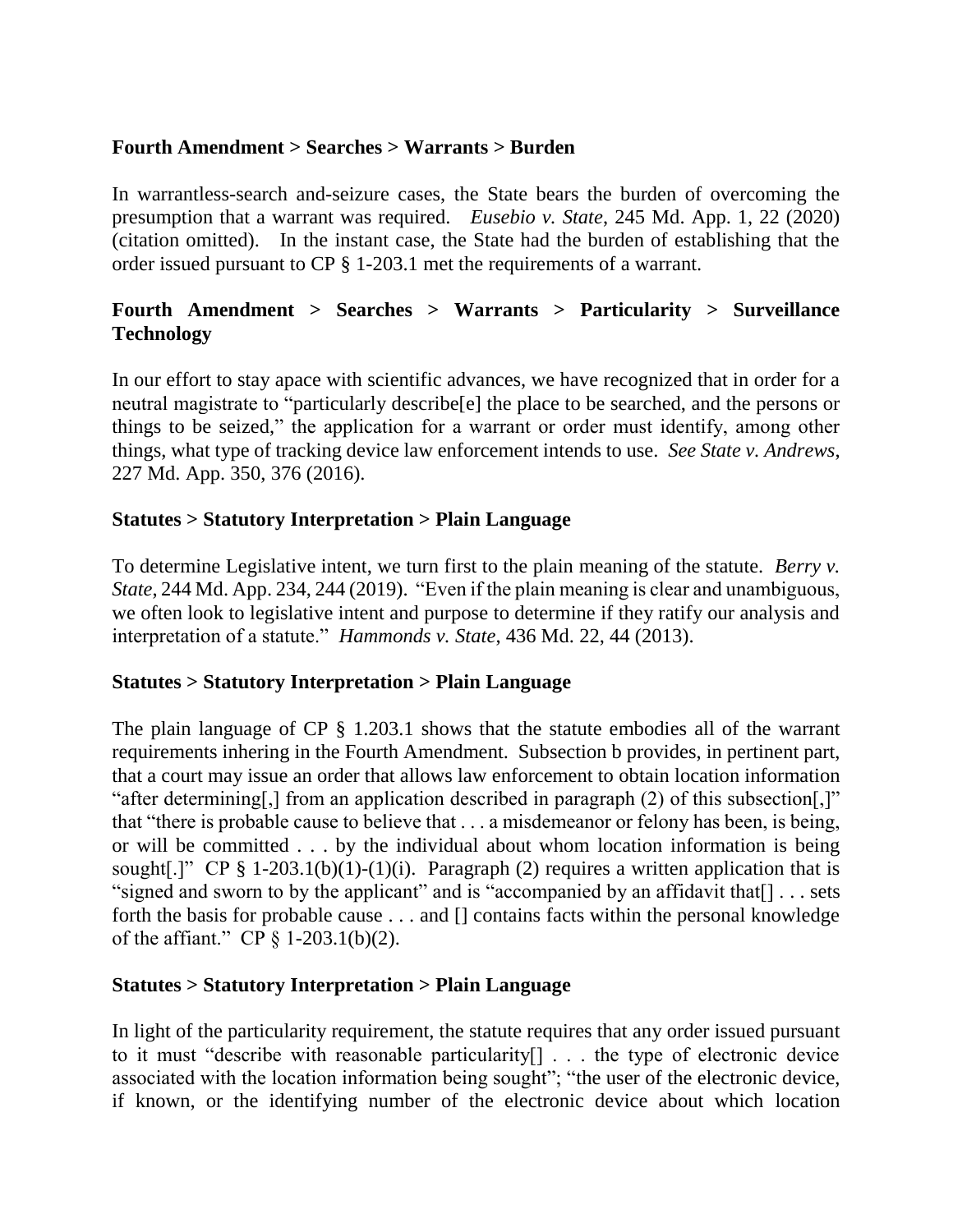**Fourth Amendment > Searches > Warrants > Burden**

In warrantless-search and-seizure cases, the State bears the burden of overcoming the presumption that a warrant was required. *Eusebio v. State*, 245 Md. App. 1, 22 (2020) (citation omitted). In the instant case, the State had the burden of establishing that the order issued pursuant to CP § 1-203.1 met the requirements of a warrant.

**Fourth Amendment > Searches > Warrants > Particularity > Surveillance Technology**

In our effort to stay apace with scientific advances, we have recognized that in order for a neutral magistrate to "particularly describe[e] the place to be searched, and the persons or things to be seized," the application for a warrant or order must identify, among other things, what type of tracking device law enforcement intends to use. *See State v. Andrews*, 227 Md. App. 350, 376 (2016).

**Statutes > Statutory Interpretation > Plain Language**

To determine Legislative intent, we turn first to the plain meaning of the statute. *Berry v. State*, 244 Md. App. 234, 244 (2019). "Even if the plain meaning is clear and unambiguous, we often look to legislative intent and purpose to determine if they ratify our analysis and interpretation of a statute." *Hammonds v. State*, 436 Md. 22, 44 (2013).

**Statutes > Statutory Interpretation > Plain Language**

The plain language of CP § 1.203.1 shows that the statute embodies all of the warrant requirements inhering in the Fourth Amendment. Subsection b provides, in pertinent part, that a court may issue an order that allows law enforcement to obtain location information "after determining[,] from an application described in paragraph (2) of this subsection[,]" that "there is probable cause to believe that . . . a misdemeanor or felony has been, is being, or will be committed . . . by the individual about whom location information is being sought[.]" CP § 1-203.1(b)(1)-(1)(i). Paragraph (2) requires a written application that is "signed and sworn to by the applicant" and is "accompanied by an affidavit that[] . . . sets forth the basis for probable cause . . . and [] contains facts within the personal knowledge of the affiant." CP § 1-203.1(b)(2).

**Statutes > Statutory Interpretation > Plain Language**

In light of the particularity requirement, the statute requires that any order issued pursuant to it must "describe with reasonable particularity[] . . . the type of electronic device associated with the location information being sought"; "the user of the electronic device, if known, or the identifying number of the electronic device about which location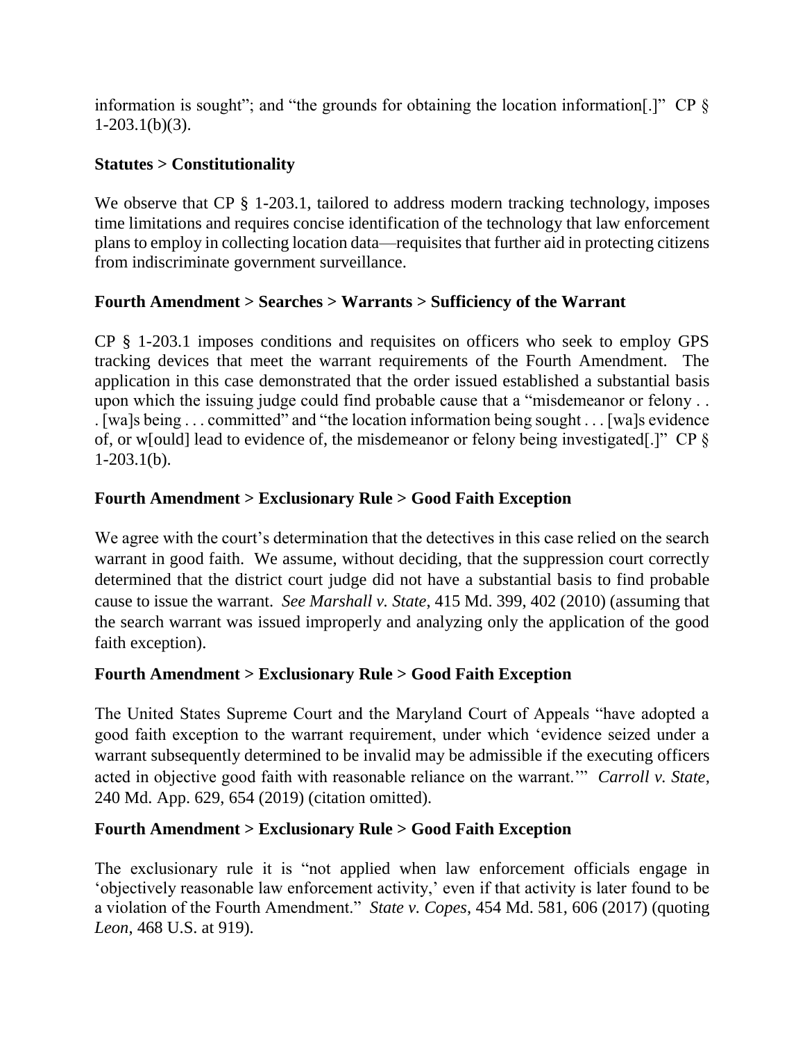information is sought"; and "the grounds for obtaining the location information[.]" CP § 1-203.1(b)(3).

**Statutes > Constitutionality**

We observe that CP § 1-203.1, tailored to address modern tracking technology, imposes time limitations and requires concise identification of the technology that law enforcement plans to employ in collecting location data—requisites that further aid in protecting citizens from indiscriminate government surveillance.

**Fourth Amendment > Searches > Warrants > Sufficiency of the Warrant**

CP § 1-203.1 imposes conditions and requisites on officers who seek to employ GPS tracking devices that meet the warrant requirements of the Fourth Amendment. The application in this case demonstrated that the order issued established a substantial basis upon which the issuing judge could find probable cause that a "misdemeanor or felony . . . [wa]s being . . . committed" and "the location information being sought . . . [wa]s evidence of, or w[ould] lead to evidence of, the misdemeanor or felony being investigated[.]" CP § 1-203.1(b).

**Fourth Amendment > Exclusionary Rule > Good Faith Exception**

We agree with the court's determination that the detectives in this case relied on the search warrant in good faith. We assume, without deciding, that the suppression court correctly determined that the district court judge did not have a substantial basis to find probable cause to issue the warrant. *See Marshall v. State*, 415 Md. 399, 402 (2010) (assuming that the search warrant was issued improperly and analyzing only the application of the good faith exception).

**Fourth Amendment > Exclusionary Rule > Good Faith Exception**

The United States Supreme Court and the Maryland Court of Appeals "have adopted a good faith exception to the warrant requirement, under which 'evidence seized under a warrant subsequently determined to be invalid may be admissible if the executing officers acted in objective good faith with reasonable reliance on the warrant.'" *Carroll v. State*, 240 Md. App. 629, 654 (2019) (citation omitted).

**Fourth Amendment > Exclusionary Rule > Good Faith Exception**

The exclusionary rule it is "not applied when law enforcement officials engage in 'objectively reasonable law enforcement activity,' even if that activity is later found to be a violation of the Fourth Amendment." *State v. Copes*, 454 Md. 581, 606 (2017) (quoting *Leon*, 468 U.S. at 919).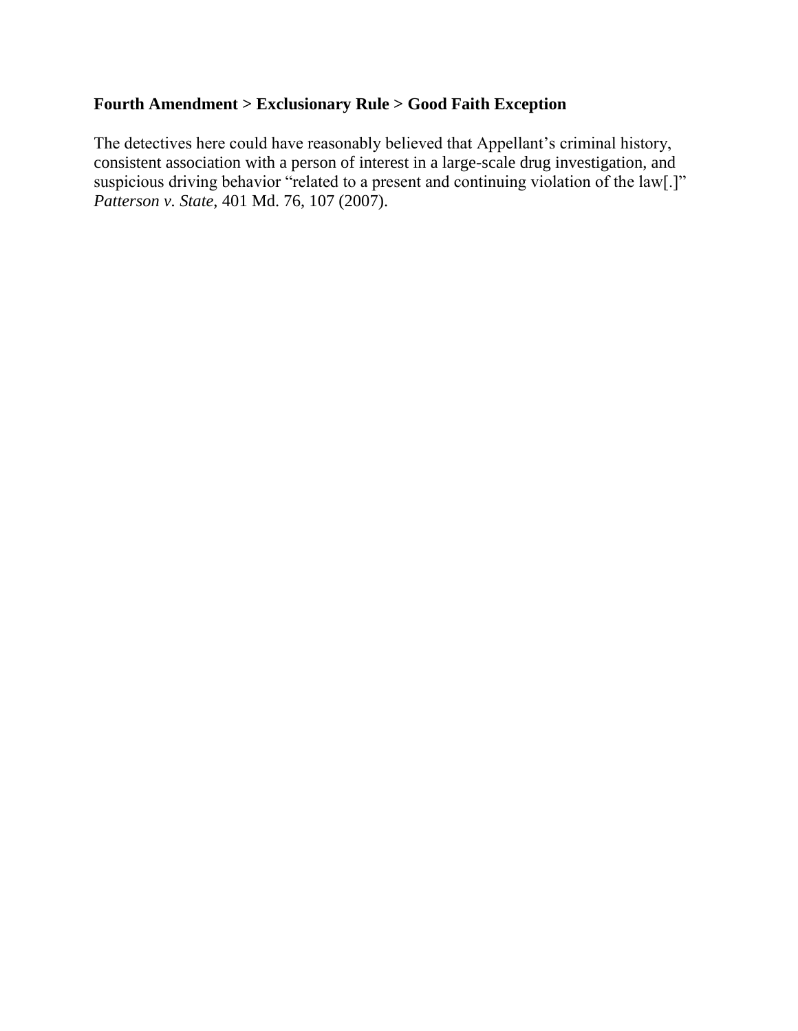**Fourth Amendment > Exclusionary Rule > Good Faith Exception**

The detectives here could have reasonably believed that Appellant's criminal history, consistent association with a person of interest in a large-scale drug investigation, and suspicious driving behavior "related to a present and continuing violation of the law[.]" *Patterson v. State*, 401 Md. 76, 107 (2007).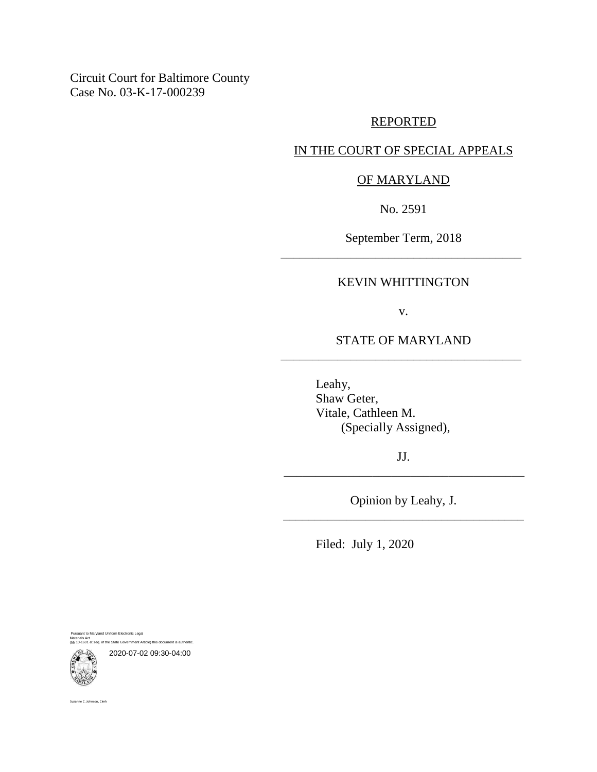Circuit Court for Baltimore County
Case No. 03-K-17-000239

REPORTED

IN THE COURT OF SPECIAL APPEALS

OF MARYLAND

No. 2591

September Term, 2018

---

KEVIN WHITTINGTON

v.

STATE OF MARYLAND

---

Leahy,
Shaw Geter,
Vitale, Cathleen M.
(Specially Assigned),

JJ.

---

Opinion by Leahy, J.

---

Filed: July 1, 2020

Pursuant to Maryland Uniform Electronic Legal Materials Act
(§§ 10-1601 et seq. of the State Government Article) this document is authentic.

2020-07-02 09:30-04:00

Suzanne C. Johnson, Clerk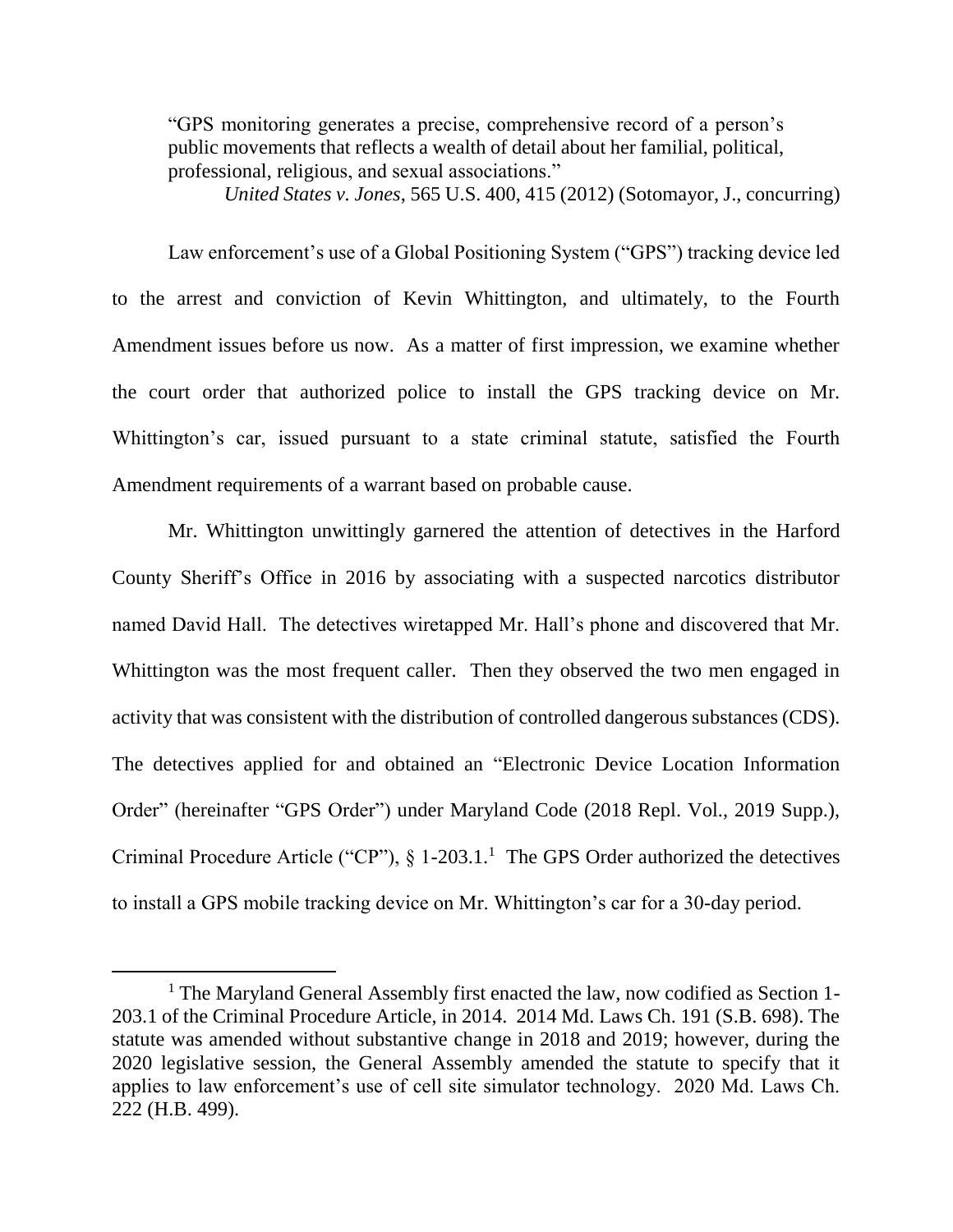> "GPS monitoring generates a precise, comprehensive record of a person's public movements that reflects a wealth of detail about her familial, political, professional, religious, and sexual associations."
>
> *United States v. Jones*, 565 U.S. 400, 415 (2012) (Sotomayor, J., concurring)

Law enforcement's use of a Global Positioning System ("GPS") tracking device led to the arrest and conviction of Kevin Whittington, and ultimately, to the Fourth Amendment issues before us now. As a matter of first impression, we examine whether the court order that authorized police to install the GPS tracking device on Mr. Whittington's car, issued pursuant to a state criminal statute, satisfied the Fourth Amendment requirements of a warrant based on probable cause.

Mr. Whittington unwittingly garnered the attention of detectives in the Harford County Sheriff's Office in 2016 by associating with a suspected narcotics distributor named David Hall. The detectives wiretapped Mr. Hall's phone and discovered that Mr. Whittington was the most frequent caller. Then they observed the two men engaged in activity that was consistent with the distribution of controlled dangerous substances (CDS). The detectives applied for and obtained an "Electronic Device Location Information Order" (hereinafter "GPS Order") under Maryland Code (2018 Repl. Vol., 2019 Supp.), Criminal Procedure Article ("CP"), § 1-203.1.[1] The GPS Order authorized the detectives to install a GPS mobile tracking device on Mr. Whittington's car for a 30-day period.

---

[1] The Maryland General Assembly first enacted the law, now codified as Section 1-203.1 of the Criminal Procedure Article, in 2014. 2014 Md. Laws Ch. 191 (S.B. 698). The statute was amended without substantive change in 2018 and 2019; however, during the 2020 legislative session, the General Assembly amended the statute to specify that it applies to law enforcement's use of cell site simulator technology. 2020 Md. Laws Ch. 222 (H.B. 499).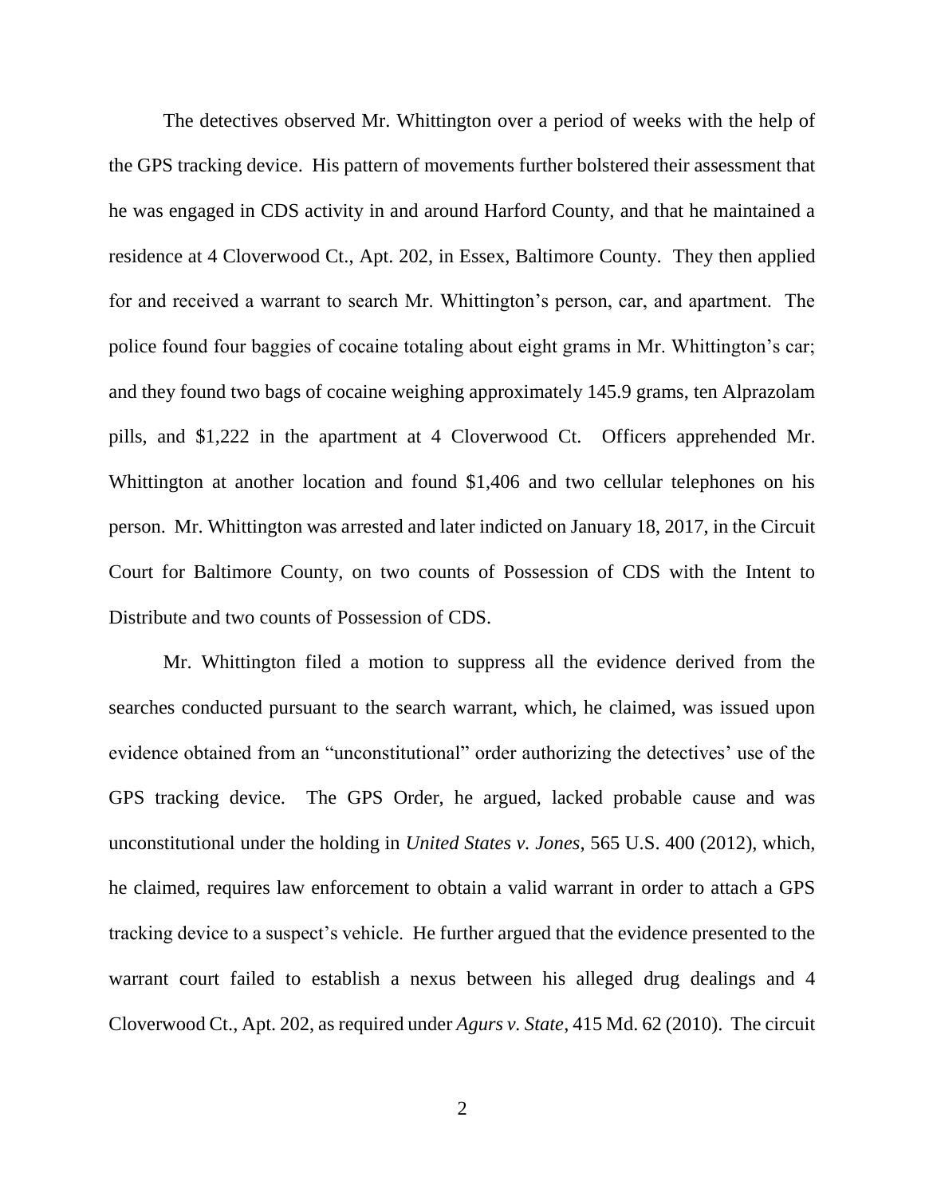The detectives observed Mr. Whittington over a period of weeks with the help of the GPS tracking device. His pattern of movements further bolstered their assessment that he was engaged in CDS activity in and around Harford County, and that he maintained a residence at 4 Cloverwood Ct., Apt. 202, in Essex, Baltimore County. They then applied for and received a warrant to search Mr. Whittington's person, car, and apartment. The police found four baggies of cocaine totaling about eight grams in Mr. Whittington's car; and they found two bags of cocaine weighing approximately 145.9 grams, ten Alprazolam pills, and $1,222 in the apartment at 4 Cloverwood Ct. Officers apprehended Mr. Whittington at another location and found $1,406 and two cellular telephones on his person. Mr. Whittington was arrested and later indicted on January 18, 2017, in the Circuit Court for Baltimore County, on two counts of Possession of CDS with the Intent to Distribute and two counts of Possession of CDS.

Mr. Whittington filed a motion to suppress all the evidence derived from the searches conducted pursuant to the search warrant, which, he claimed, was issued upon evidence obtained from an "unconstitutional" order authorizing the detectives' use of the GPS tracking device. The GPS Order, he argued, lacked probable cause and was unconstitutional under the holding in *United States v. Jones*, 565 U.S. 400 (2012), which, he claimed, requires law enforcement to obtain a valid warrant in order to attach a GPS tracking device to a suspect's vehicle. He further argued that the evidence presented to the warrant court failed to establish a nexus between his alleged drug dealings and 4 Cloverwood Ct., Apt. 202, as required under *Agurs v. State*, 415 Md. 62 (2010). The circuit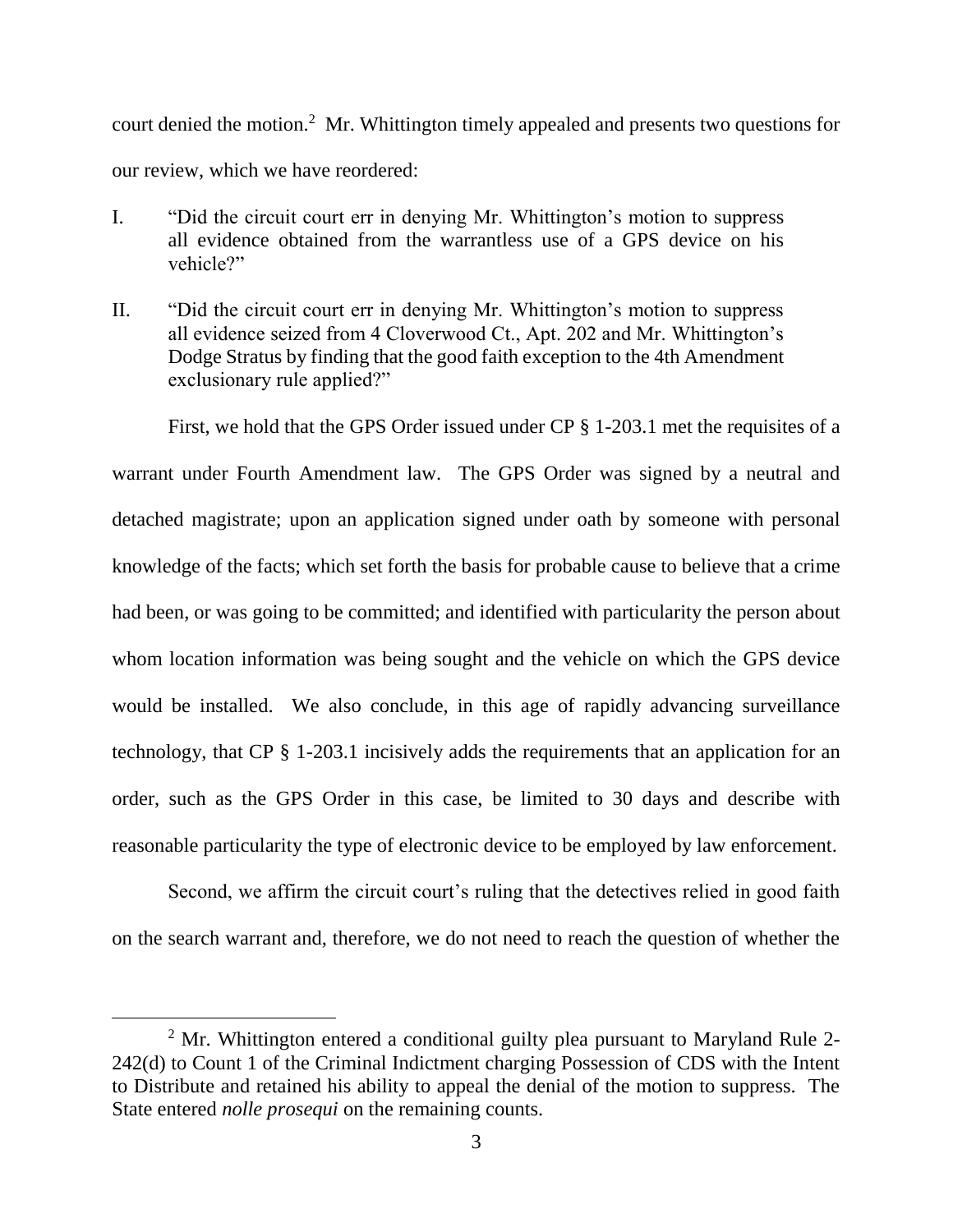court denied the motion.[2] Mr. Whittington timely appealed and presents two questions for our review, which we have reordered:

I. "Did the circuit court err in denying Mr. Whittington's motion to suppress all evidence obtained from the warrantless use of a GPS device on his vehicle?"

II. "Did the circuit court err in denying Mr. Whittington's motion to suppress all evidence seized from 4 Cloverwood Ct., Apt. 202 and Mr. Whittington's Dodge Stratus by finding that the good faith exception to the 4th Amendment exclusionary rule applied?"

First, we hold that the GPS Order issued under CP § 1-203.1 met the requisites of a warrant under Fourth Amendment law. The GPS Order was signed by a neutral and detached magistrate; upon an application signed under oath by someone with personal knowledge of the facts; which set forth the basis for probable cause to believe that a crime had been, or was going to be committed; and identified with particularity the person about whom location information was being sought and the vehicle on which the GPS device would be installed. We also conclude, in this age of rapidly advancing surveillance technology, that CP § 1-203.1 incisively adds the requirements that an application for an order, such as the GPS Order in this case, be limited to 30 days and describe with reasonable particularity the type of electronic device to be employed by law enforcement.

Second, we affirm the circuit court's ruling that the detectives relied in good faith on the search warrant and, therefore, we do not need to reach the question of whether the

[2] Mr. Whittington entered a conditional guilty plea pursuant to Maryland Rule 2-242(d) to Count 1 of the Criminal Indictment charging Possession of CDS with the Intent to Distribute and retained his ability to appeal the denial of the motion to suppress. The State entered *nolle prosequi* on the remaining counts.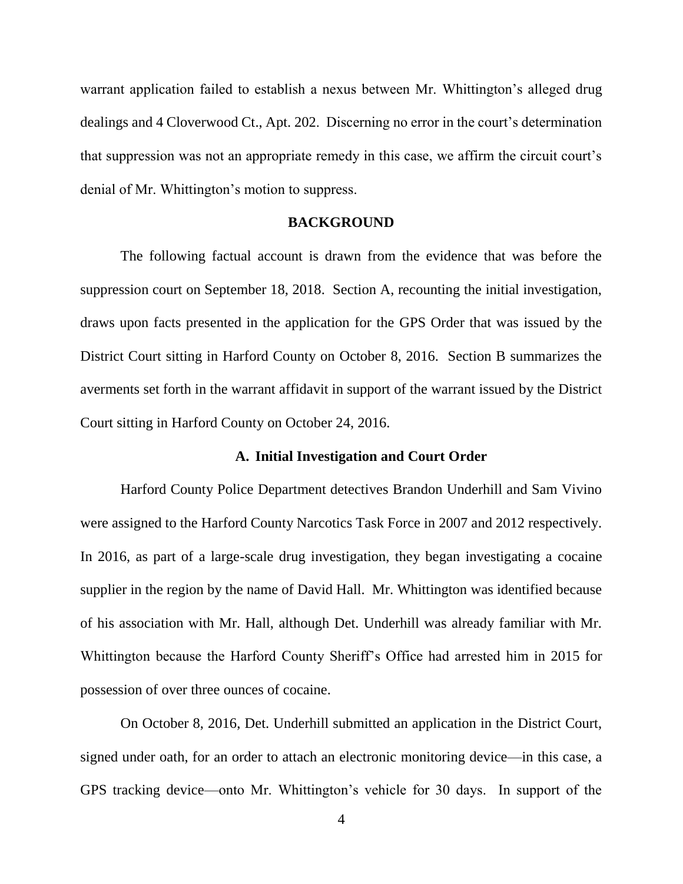warrant application failed to establish a nexus between Mr. Whittington's alleged drug dealings and 4 Cloverwood Ct., Apt. 202. Discerning no error in the court's determination that suppression was not an appropriate remedy in this case, we affirm the circuit court's denial of Mr. Whittington's motion to suppress.

## BACKGROUND

The following factual account is drawn from the evidence that was before the suppression court on September 18, 2018. Section A, recounting the initial investigation, draws upon facts presented in the application for the GPS Order that was issued by the District Court sitting in Harford County on October 8, 2016. Section B summarizes the averments set forth in the warrant affidavit in support of the warrant issued by the District Court sitting in Harford County on October 24, 2016.

### A. Initial Investigation and Court Order

Harford County Police Department detectives Brandon Underhill and Sam Vivino were assigned to the Harford County Narcotics Task Force in 2007 and 2012 respectively. In 2016, as part of a large-scale drug investigation, they began investigating a cocaine supplier in the region by the name of David Hall. Mr. Whittington was identified because of his association with Mr. Hall, although Det. Underhill was already familiar with Mr. Whittington because the Harford County Sheriff's Office had arrested him in 2015 for possession of over three ounces of cocaine.

On October 8, 2016, Det. Underhill submitted an application in the District Court, signed under oath, for an order to attach an electronic monitoring device—in this case, a GPS tracking device—onto Mr. Whittington's vehicle for 30 days. In support of the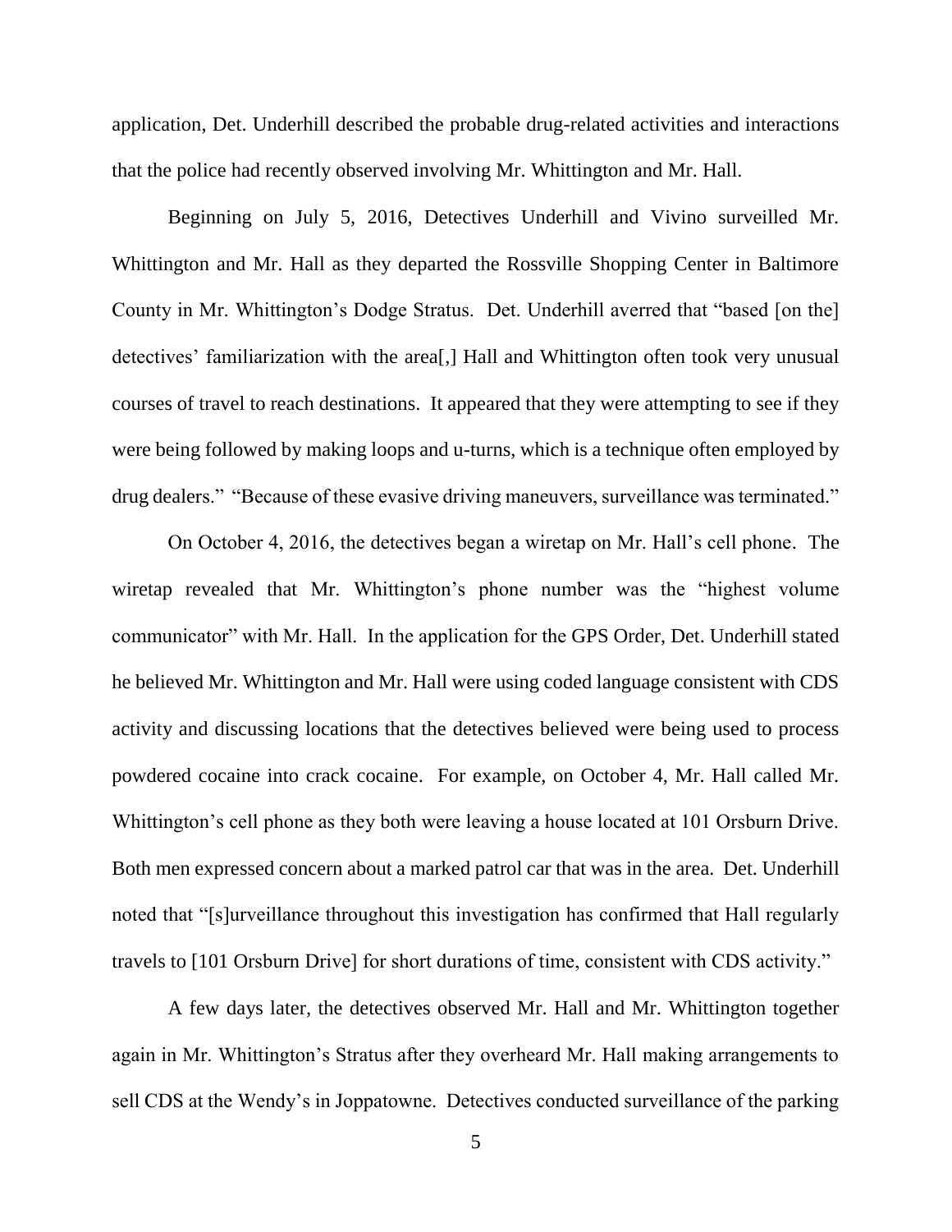application, Det. Underhill described the probable drug-related activities and interactions that the police had recently observed involving Mr. Whittington and Mr. Hall.

Beginning on July 5, 2016, Detectives Underhill and Vivino surveilled Mr. Whittington and Mr. Hall as they departed the Rossville Shopping Center in Baltimore County in Mr. Whittington's Dodge Stratus. Det. Underhill averred that "based [on the] detectives' familiarization with the area[,] Hall and Whittington often took very unusual courses of travel to reach destinations. It appeared that they were attempting to see if they were being followed by making loops and u-turns, which is a technique often employed by drug dealers." "Because of these evasive driving maneuvers, surveillance was terminated."

On October 4, 2016, the detectives began a wiretap on Mr. Hall's cell phone. The wiretap revealed that Mr. Whittington's phone number was the "highest volume communicator" with Mr. Hall. In the application for the GPS Order, Det. Underhill stated he believed Mr. Whittington and Mr. Hall were using coded language consistent with CDS activity and discussing locations that the detectives believed were being used to process powdered cocaine into crack cocaine. For example, on October 4, Mr. Hall called Mr. Whittington's cell phone as they both were leaving a house located at 101 Orsburn Drive. Both men expressed concern about a marked patrol car that was in the area. Det. Underhill noted that "[s]urveillance throughout this investigation has confirmed that Hall regularly travels to [101 Orsburn Drive] for short durations of time, consistent with CDS activity."

A few days later, the detectives observed Mr. Hall and Mr. Whittington together again in Mr. Whittington's Stratus after they overheard Mr. Hall making arrangements to sell CDS at the Wendy's in Joppatowne. Detectives conducted surveillance of the parking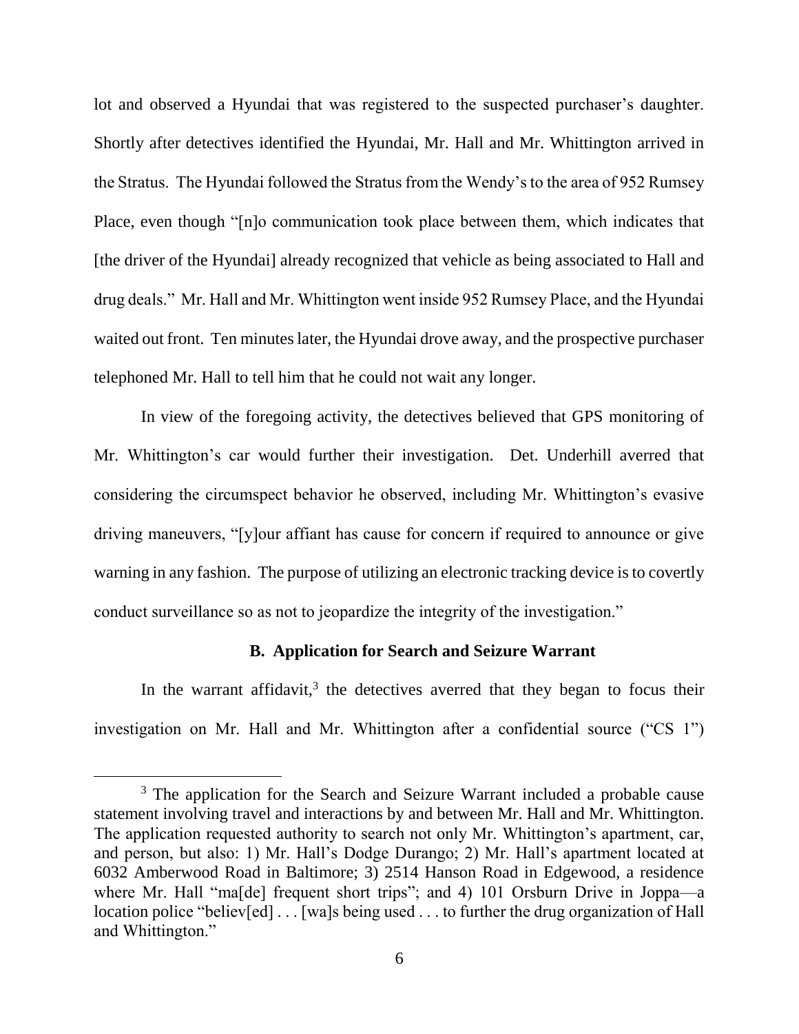lot and observed a Hyundai that was registered to the suspected purchaser's daughter. Shortly after detectives identified the Hyundai, Mr. Hall and Mr. Whittington arrived in the Stratus. The Hyundai followed the Stratus from the Wendy's to the area of 952 Rumsey Place, even though "[n]o communication took place between them, which indicates that [the driver of the Hyundai] already recognized that vehicle as being associated to Hall and drug deals." Mr. Hall and Mr. Whittington went inside 952 Rumsey Place, and the Hyundai waited out front. Ten minutes later, the Hyundai drove away, and the prospective purchaser telephoned Mr. Hall to tell him that he could not wait any longer.

In view of the foregoing activity, the detectives believed that GPS monitoring of Mr. Whittington's car would further their investigation. Det. Underhill averred that considering the circumspect behavior he observed, including Mr. Whittington's evasive driving maneuvers, "[y]our affiant has cause for concern if required to announce or give warning in any fashion. The purpose of utilizing an electronic tracking device is to covertly conduct surveillance so as not to jeopardize the integrity of the investigation."

**B. Application for Search and Seizure Warrant**

In the warrant affidavit,[3] the detectives averred that they began to focus their investigation on Mr. Hall and Mr. Whittington after a confidential source ("CS 1")

[3] The application for the Search and Seizure Warrant included a probable cause statement involving travel and interactions by and between Mr. Hall and Mr. Whittington. The application requested authority to search not only Mr. Whittington's apartment, car, and person, but also: 1) Mr. Hall's Dodge Durango; 2) Mr. Hall's apartment located at 6032 Amberwood Road in Baltimore; 3) 2514 Hanson Road in Edgewood, a residence where Mr. Hall "ma[de] frequent short trips"; and 4) 101 Orsburn Drive in Joppa—a location police "believ[ed] . . . [wa]s being used . . . to further the drug organization of Hall and Whittington."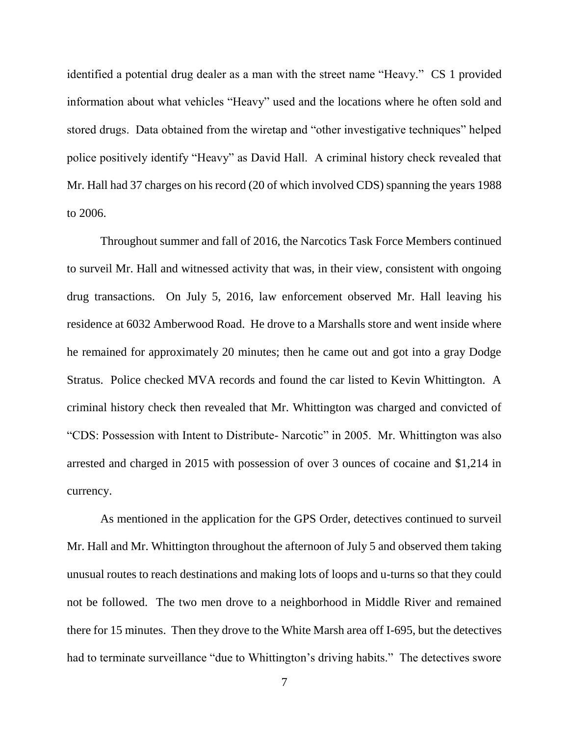identified a potential drug dealer as a man with the street name "Heavy." CS 1 provided information about what vehicles "Heavy" used and the locations where he often sold and stored drugs. Data obtained from the wiretap and "other investigative techniques" helped police positively identify "Heavy" as David Hall. A criminal history check revealed that Mr. Hall had 37 charges on his record (20 of which involved CDS) spanning the years 1988 to 2006.

Throughout summer and fall of 2016, the Narcotics Task Force Members continued to surveil Mr. Hall and witnessed activity that was, in their view, consistent with ongoing drug transactions. On July 5, 2016, law enforcement observed Mr. Hall leaving his residence at 6032 Amberwood Road. He drove to a Marshalls store and went inside where he remained for approximately 20 minutes; then he came out and got into a gray Dodge Stratus. Police checked MVA records and found the car listed to Kevin Whittington. A criminal history check then revealed that Mr. Whittington was charged and convicted of "CDS: Possession with Intent to Distribute- Narcotic" in 2005. Mr. Whittington was also arrested and charged in 2015 with possession of over 3 ounces of cocaine and $1,214 in currency.

As mentioned in the application for the GPS Order, detectives continued to surveil Mr. Hall and Mr. Whittington throughout the afternoon of July 5 and observed them taking unusual routes to reach destinations and making lots of loops and u-turns so that they could not be followed. The two men drove to a neighborhood in Middle River and remained there for 15 minutes. Then they drove to the White Marsh area off I-695, but the detectives had to terminate surveillance "due to Whittington's driving habits." The detectives swore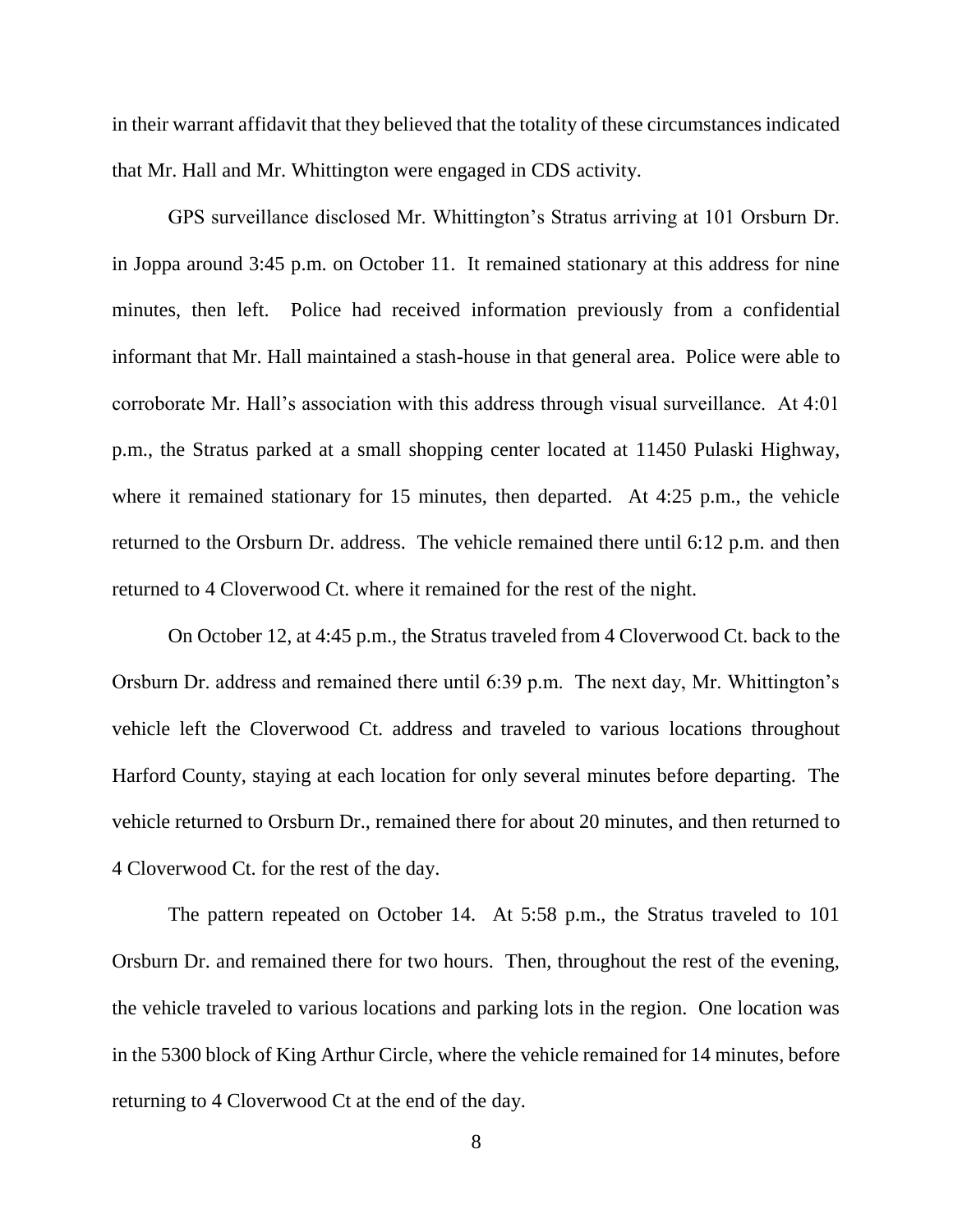in their warrant affidavit that they believed that the totality of these circumstances indicated that Mr. Hall and Mr. Whittington were engaged in CDS activity.

GPS surveillance disclosed Mr. Whittington's Stratus arriving at 101 Orsburn Dr. in Joppa around 3:45 p.m. on October 11. It remained stationary at this address for nine minutes, then left. Police had received information previously from a confidential informant that Mr. Hall maintained a stash-house in that general area. Police were able to corroborate Mr. Hall's association with this address through visual surveillance. At 4:01 p.m., the Stratus parked at a small shopping center located at 11450 Pulaski Highway, where it remained stationary for 15 minutes, then departed. At 4:25 p.m., the vehicle returned to the Orsburn Dr. address. The vehicle remained there until 6:12 p.m. and then returned to 4 Cloverwood Ct. where it remained for the rest of the night.

On October 12, at 4:45 p.m., the Stratus traveled from 4 Cloverwood Ct. back to the Orsburn Dr. address and remained there until 6:39 p.m. The next day, Mr. Whittington's vehicle left the Cloverwood Ct. address and traveled to various locations throughout Harford County, staying at each location for only several minutes before departing. The vehicle returned to Orsburn Dr., remained there for about 20 minutes, and then returned to 4 Cloverwood Ct. for the rest of the day.

The pattern repeated on October 14. At 5:58 p.m., the Stratus traveled to 101 Orsburn Dr. and remained there for two hours. Then, throughout the rest of the evening, the vehicle traveled to various locations and parking lots in the region. One location was in the 5300 block of King Arthur Circle, where the vehicle remained for 14 minutes, before returning to 4 Cloverwood Ct at the end of the day.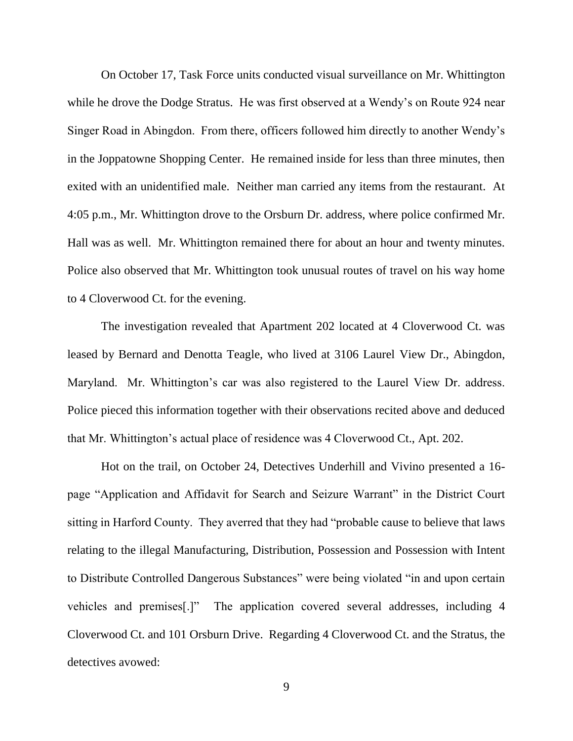On October 17, Task Force units conducted visual surveillance on Mr. Whittington while he drove the Dodge Stratus. He was first observed at a Wendy's on Route 924 near Singer Road in Abingdon. From there, officers followed him directly to another Wendy's in the Joppatowne Shopping Center. He remained inside for less than three minutes, then exited with an unidentified male. Neither man carried any items from the restaurant. At 4:05 p.m., Mr. Whittington drove to the Orsburn Dr. address, where police confirmed Mr. Hall was as well. Mr. Whittington remained there for about an hour and twenty minutes. Police also observed that Mr. Whittington took unusual routes of travel on his way home to 4 Cloverwood Ct. for the evening.

The investigation revealed that Apartment 202 located at 4 Cloverwood Ct. was leased by Bernard and Denotta Teagle, who lived at 3106 Laurel View Dr., Abingdon, Maryland. Mr. Whittington's car was also registered to the Laurel View Dr. address. Police pieced this information together with their observations recited above and deduced that Mr. Whittington's actual place of residence was 4 Cloverwood Ct., Apt. 202.

Hot on the trail, on October 24, Detectives Underhill and Vivino presented a 16-page "Application and Affidavit for Search and Seizure Warrant" in the District Court sitting in Harford County. They averred that they had "probable cause to believe that laws relating to the illegal Manufacturing, Distribution, Possession and Possession with Intent to Distribute Controlled Dangerous Substances" were being violated "in and upon certain vehicles and premises[.]" The application covered several addresses, including 4 Cloverwood Ct. and 101 Orsburn Drive. Regarding 4 Cloverwood Ct. and the Stratus, the detectives avowed: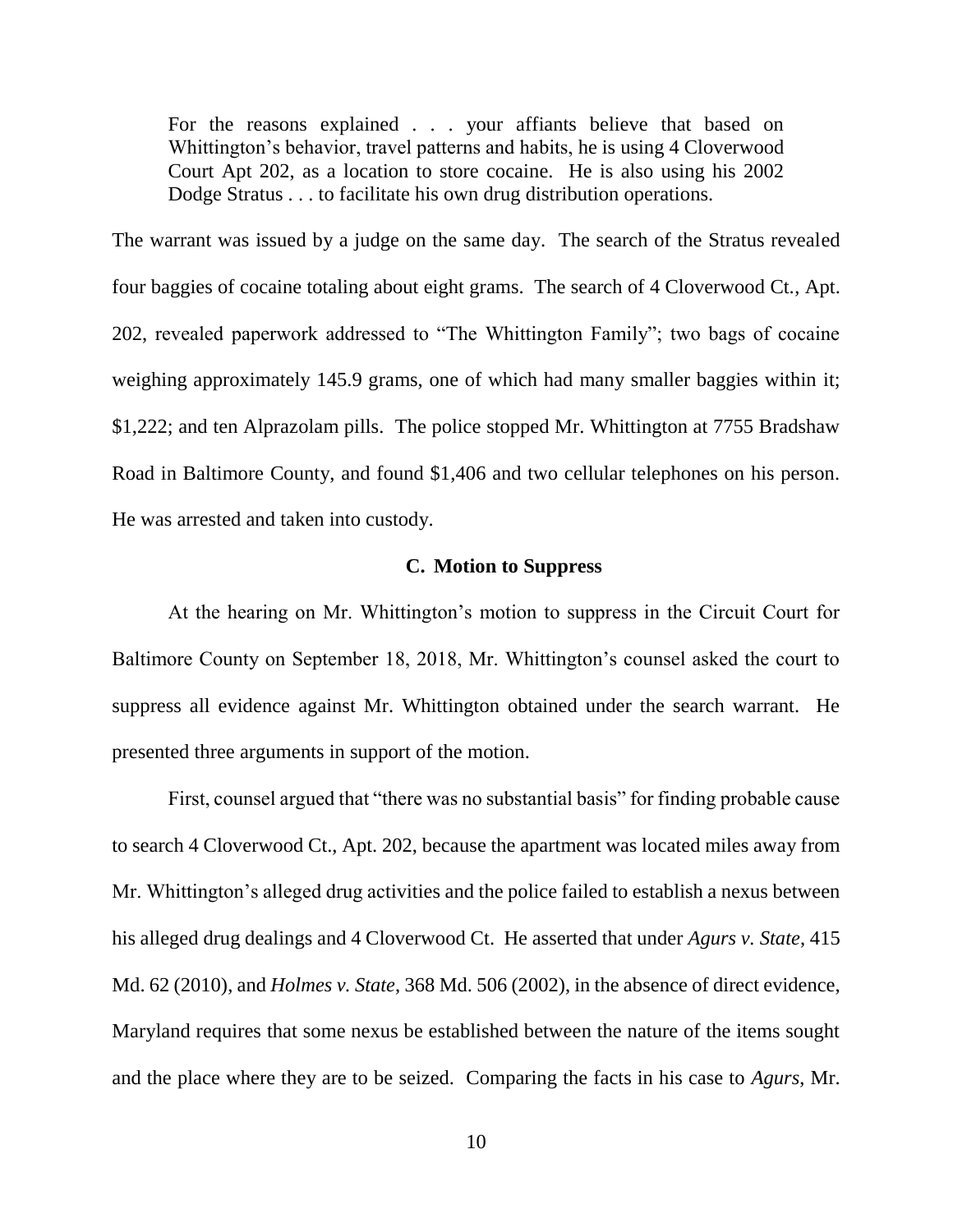> For the reasons explained . . . your affiants believe that based on Whittington's behavior, travel patterns and habits, he is using 4 Cloverwood Court Apt 202, as a location to store cocaine. He is also using his 2002 Dodge Stratus . . . to facilitate his own drug distribution operations.

The warrant was issued by a judge on the same day. The search of the Stratus revealed four baggies of cocaine totaling about eight grams. The search of 4 Cloverwood Ct., Apt. 202, revealed paperwork addressed to "The Whittington Family"; two bags of cocaine weighing approximately 145.9 grams, one of which had many smaller baggies within it; $1,222; and ten Alprazolam pills. The police stopped Mr. Whittington at 7755 Bradshaw Road in Baltimore County, and found $1,406 and two cellular telephones on his person. He was arrested and taken into custody.

### C. Motion to Suppress

At the hearing on Mr. Whittington's motion to suppress in the Circuit Court for Baltimore County on September 18, 2018, Mr. Whittington's counsel asked the court to suppress all evidence against Mr. Whittington obtained under the search warrant. He presented three arguments in support of the motion.

First, counsel argued that "there was no substantial basis" for finding probable cause to search 4 Cloverwood Ct., Apt. 202, because the apartment was located miles away from Mr. Whittington's alleged drug activities and the police failed to establish a nexus between his alleged drug dealings and 4 Cloverwood Ct. He asserted that under *Agurs v. State*, 415 Md. 62 (2010), and *Holmes v. State*, 368 Md. 506 (2002), in the absence of direct evidence, Maryland requires that some nexus be established between the nature of the items sought and the place where they are to be seized. Comparing the facts in his case to *Agurs*, Mr.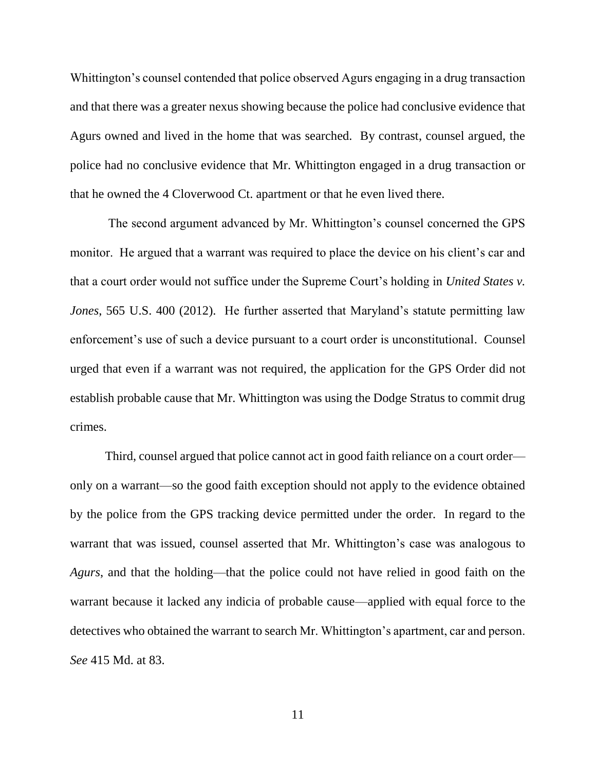Whittington's counsel contended that police observed Agurs engaging in a drug transaction and that there was a greater nexus showing because the police had conclusive evidence that Agurs owned and lived in the home that was searched. By contrast, counsel argued, the police had no conclusive evidence that Mr. Whittington engaged in a drug transaction or that he owned the 4 Cloverwood Ct. apartment or that he even lived there.

The second argument advanced by Mr. Whittington's counsel concerned the GPS monitor. He argued that a warrant was required to place the device on his client's car and that a court order would not suffice under the Supreme Court's holding in *United States v. Jones*, 565 U.S. 400 (2012). He further asserted that Maryland's statute permitting law enforcement's use of such a device pursuant to a court order is unconstitutional. Counsel urged that even if a warrant was not required, the application for the GPS Order did not establish probable cause that Mr. Whittington was using the Dodge Stratus to commit drug crimes.

Third, counsel argued that police cannot act in good faith reliance on a court order—only on a warrant—so the good faith exception should not apply to the evidence obtained by the police from the GPS tracking device permitted under the order. In regard to the warrant that was issued, counsel asserted that Mr. Whittington's case was analogous to *Agurs*, and that the holding—that the police could not have relied in good faith on the warrant because it lacked any indicia of probable cause—applied with equal force to the detectives who obtained the warrant to search Mr. Whittington's apartment, car and person. *See* 415 Md. at 83.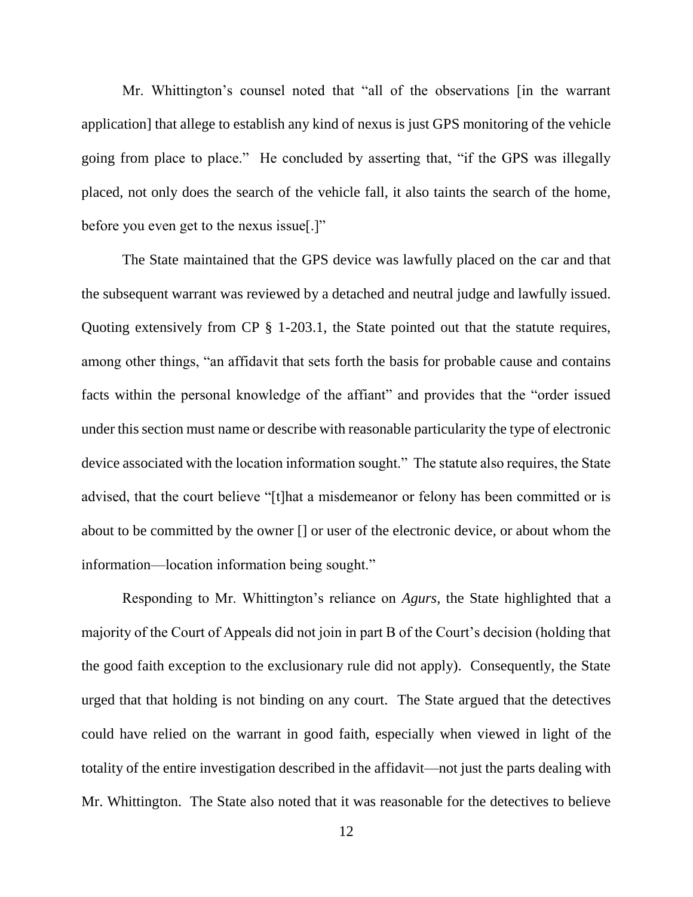Mr. Whittington's counsel noted that "all of the observations [in the warrant application] that allege to establish any kind of nexus is just GPS monitoring of the vehicle going from place to place." He concluded by asserting that, "if the GPS was illegally placed, not only does the search of the vehicle fall, it also taints the search of the home, before you even get to the nexus issue[.]"

The State maintained that the GPS device was lawfully placed on the car and that the subsequent warrant was reviewed by a detached and neutral judge and lawfully issued. Quoting extensively from CP § 1-203.1, the State pointed out that the statute requires, among other things, "an affidavit that sets forth the basis for probable cause and contains facts within the personal knowledge of the affiant" and provides that the "order issued under this section must name or describe with reasonable particularity the type of electronic device associated with the location information sought." The statute also requires, the State advised, that the court believe "[t]hat a misdemeanor or felony has been committed or is about to be committed by the owner [] or user of the electronic device, or about whom the information—location information being sought."

Responding to Mr. Whittington's reliance on *Agurs*, the State highlighted that a majority of the Court of Appeals did not join in part B of the Court's decision (holding that the good faith exception to the exclusionary rule did not apply). Consequently, the State urged that that holding is not binding on any court. The State argued that the detectives could have relied on the warrant in good faith, especially when viewed in light of the totality of the entire investigation described in the affidavit—not just the parts dealing with Mr. Whittington. The State also noted that it was reasonable for the detectives to believe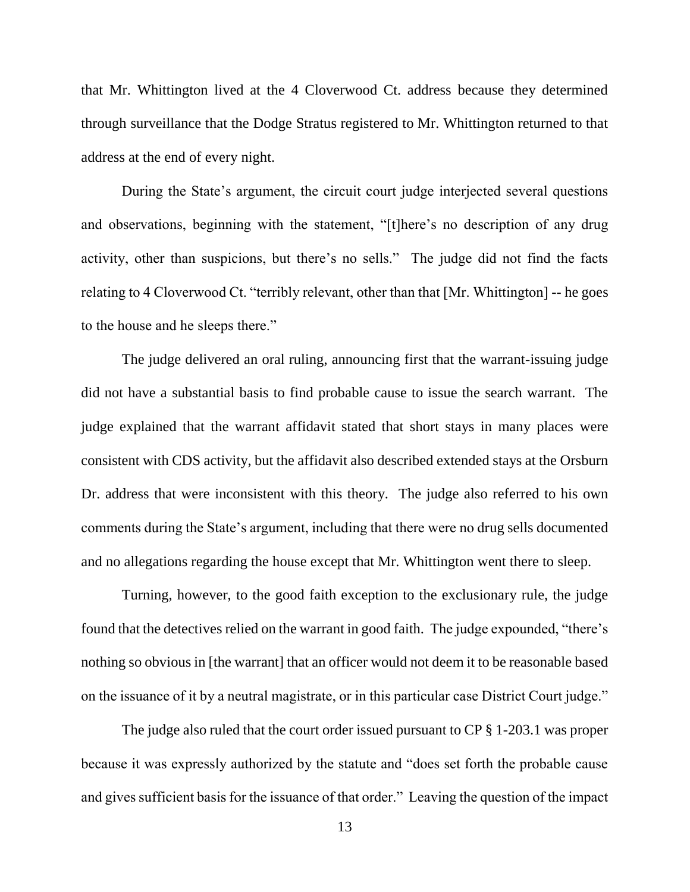that Mr. Whittington lived at the 4 Cloverwood Ct. address because they determined through surveillance that the Dodge Stratus registered to Mr. Whittington returned to that address at the end of every night.

During the State's argument, the circuit court judge interjected several questions and observations, beginning with the statement, "[t]here's no description of any drug activity, other than suspicions, but there's no sells." The judge did not find the facts relating to 4 Cloverwood Ct. "terribly relevant, other than that [Mr. Whittington] -- he goes to the house and he sleeps there."

The judge delivered an oral ruling, announcing first that the warrant-issuing judge did not have a substantial basis to find probable cause to issue the search warrant. The judge explained that the warrant affidavit stated that short stays in many places were consistent with CDS activity, but the affidavit also described extended stays at the Orsburn Dr. address that were inconsistent with this theory. The judge also referred to his own comments during the State's argument, including that there were no drug sells documented and no allegations regarding the house except that Mr. Whittington went there to sleep.

Turning, however, to the good faith exception to the exclusionary rule, the judge found that the detectives relied on the warrant in good faith. The judge expounded, "there's nothing so obvious in [the warrant] that an officer would not deem it to be reasonable based on the issuance of it by a neutral magistrate, or in this particular case District Court judge."

The judge also ruled that the court order issued pursuant to CP § 1-203.1 was proper because it was expressly authorized by the statute and "does set forth the probable cause and gives sufficient basis for the issuance of that order." Leaving the question of the impact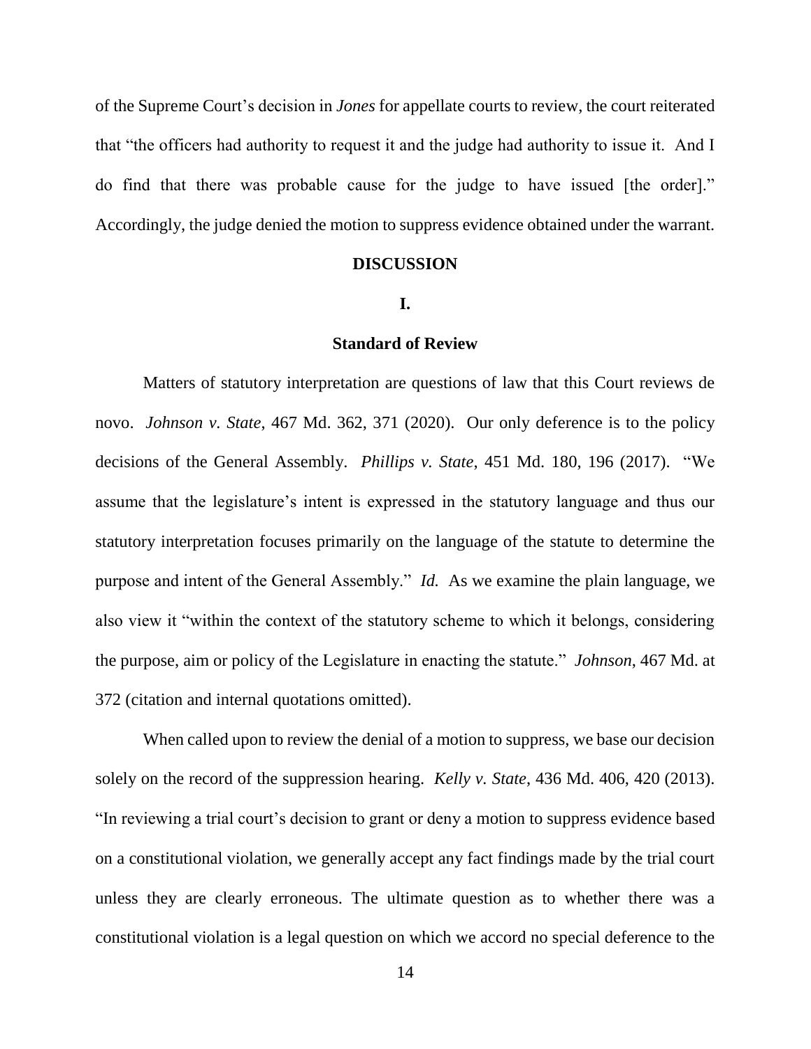of the Supreme Court's decision in *Jones* for appellate courts to review, the court reiterated that "the officers had authority to request it and the judge had authority to issue it. And I do find that there was probable cause for the judge to have issued [the order]." Accordingly, the judge denied the motion to suppress evidence obtained under the warrant.

## DISCUSSION

### I.

### Standard of Review

Matters of statutory interpretation are questions of law that this Court reviews de novo. *Johnson v. State*, 467 Md. 362, 371 (2020). Our only deference is to the policy decisions of the General Assembly. *Phillips v. State*, 451 Md. 180, 196 (2017). "We assume that the legislature's intent is expressed in the statutory language and thus our statutory interpretation focuses primarily on the language of the statute to determine the purpose and intent of the General Assembly." *Id.* As we examine the plain language, we also view it "within the context of the statutory scheme to which it belongs, considering the purpose, aim or policy of the Legislature in enacting the statute." *Johnson*, 467 Md. at 372 (citation and internal quotations omitted).

When called upon to review the denial of a motion to suppress, we base our decision solely on the record of the suppression hearing. *Kelly v. State*, 436 Md. 406, 420 (2013). "In reviewing a trial court's decision to grant or deny a motion to suppress evidence based on a constitutional violation, we generally accept any fact findings made by the trial court unless they are clearly erroneous. The ultimate question as to whether there was a constitutional violation is a legal question on which we accord no special deference to the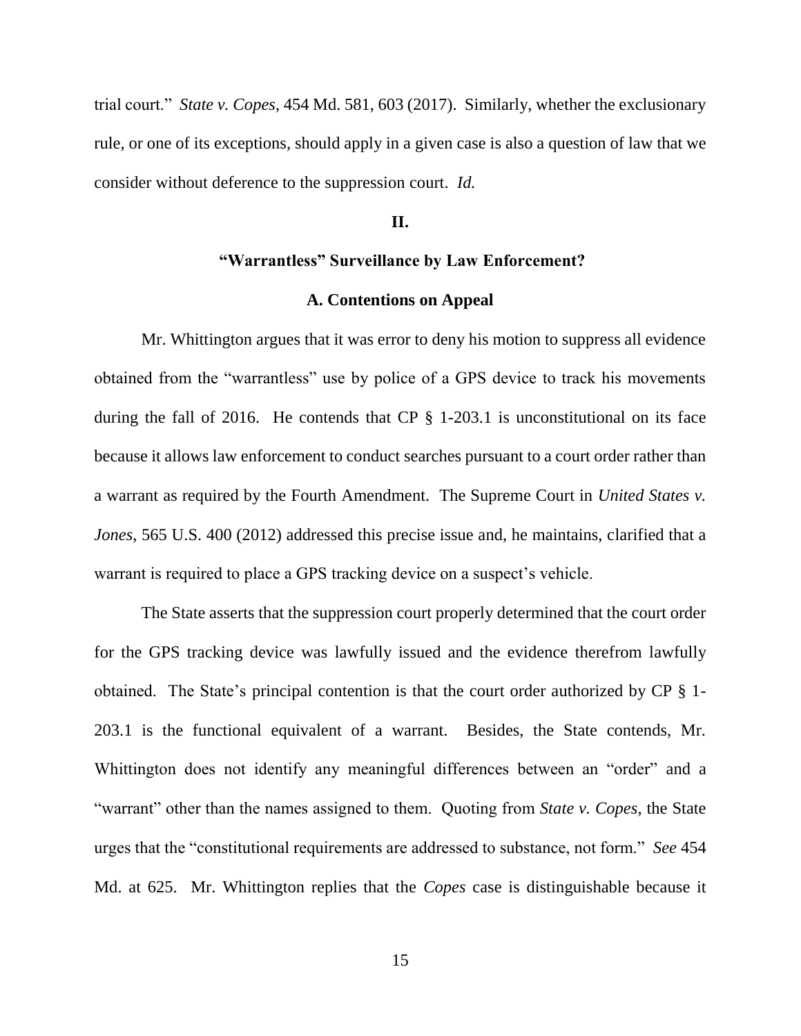trial court." *State v. Copes*, 454 Md. 581, 603 (2017). Similarly, whether the exclusionary rule, or one of its exceptions, should apply in a given case is also a question of law that we consider without deference to the suppression court. *Id.*

## II.

## "Warrantless" Surveillance by Law Enforcement?

### A. Contentions on Appeal

Mr. Whittington argues that it was error to deny his motion to suppress all evidence obtained from the "warrantless" use by police of a GPS device to track his movements during the fall of 2016. He contends that CP § 1-203.1 is unconstitutional on its face because it allows law enforcement to conduct searches pursuant to a court order rather than a warrant as required by the Fourth Amendment. The Supreme Court in *United States v. Jones*, 565 U.S. 400 (2012) addressed this precise issue and, he maintains, clarified that a warrant is required to place a GPS tracking device on a suspect's vehicle.

The State asserts that the suppression court properly determined that the court order for the GPS tracking device was lawfully issued and the evidence therefrom lawfully obtained. The State's principal contention is that the court order authorized by CP § 1-203.1 is the functional equivalent of a warrant. Besides, the State contends, Mr. Whittington does not identify any meaningful differences between an "order" and a "warrant" other than the names assigned to them. Quoting from *State v. Copes*, the State urges that the "constitutional requirements are addressed to substance, not form." *See* 454 Md. at 625. Mr. Whittington replies that the *Copes* case is distinguishable because it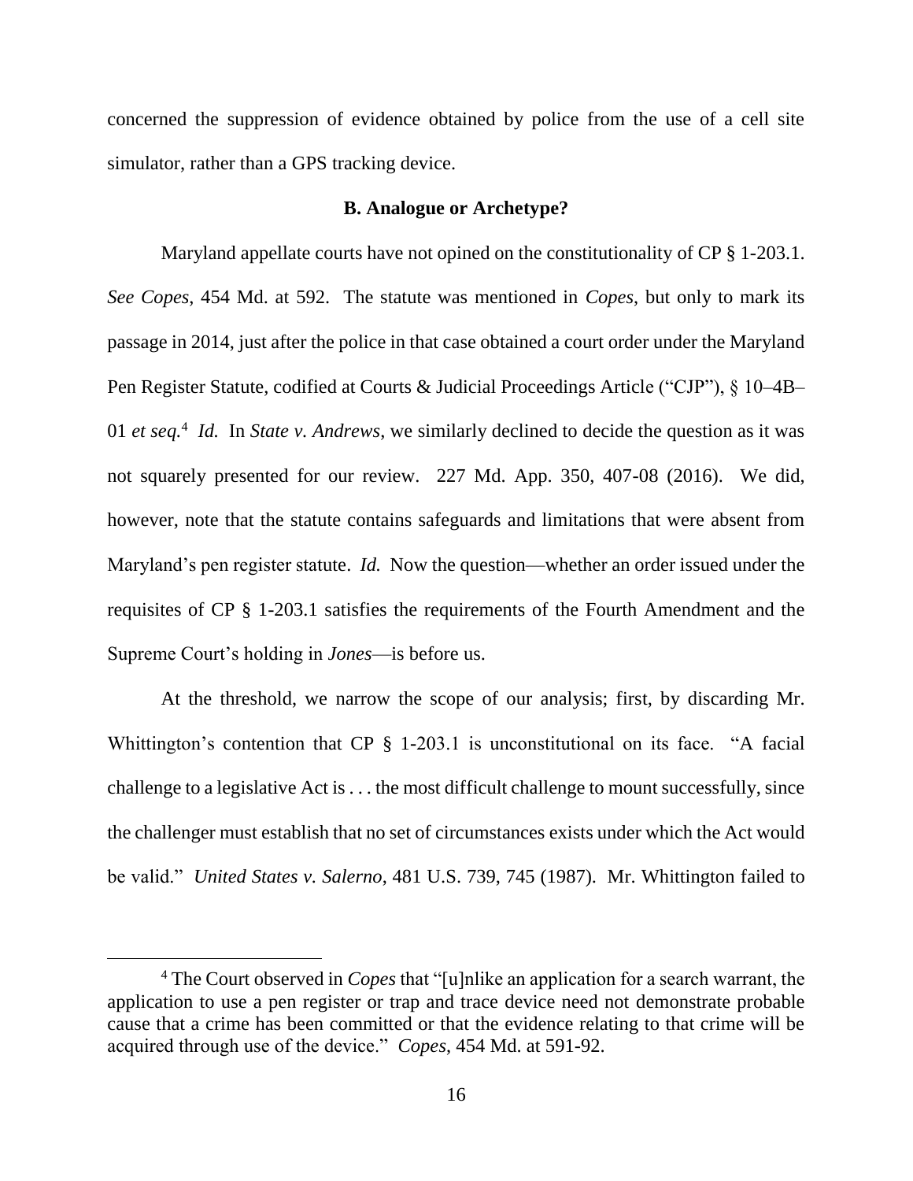concerned the suppression of evidence obtained by police from the use of a cell site simulator, rather than a GPS tracking device.

### B. Analogue or Archetype?

Maryland appellate courts have not opined on the constitutionality of CP § 1-203.1. *See Copes*, 454 Md. at 592. The statute was mentioned in *Copes*, but only to mark its passage in 2014, just after the police in that case obtained a court order under the Maryland Pen Register Statute, codified at Courts & Judicial Proceedings Article ("CJP"), § 10–4B–01 *et seq.*[4] *Id.* In *State v. Andrews*, we similarly declined to decide the question as it was not squarely presented for our review. 227 Md. App. 350, 407-08 (2016). We did, however, note that the statute contains safeguards and limitations that were absent from Maryland's pen register statute. *Id.* Now the question—whether an order issued under the requisites of CP § 1-203.1 satisfies the requirements of the Fourth Amendment and the Supreme Court's holding in *Jones*—is before us.

At the threshold, we narrow the scope of our analysis; first, by discarding Mr. Whittington's contention that CP § 1-203.1 is unconstitutional on its face. "A facial challenge to a legislative Act is . . . the most difficult challenge to mount successfully, since the challenger must establish that no set of circumstances exists under which the Act would be valid." *United States v. Salerno*, 481 U.S. 739, 745 (1987). Mr. Whittington failed to

---

[4] The Court observed in *Copes* that "[u]nlike an application for a search warrant, the application to use a pen register or trap and trace device need not demonstrate probable cause that a crime has been committed or that the evidence relating to that crime will be acquired through use of the device." *Copes*, 454 Md. at 591-92.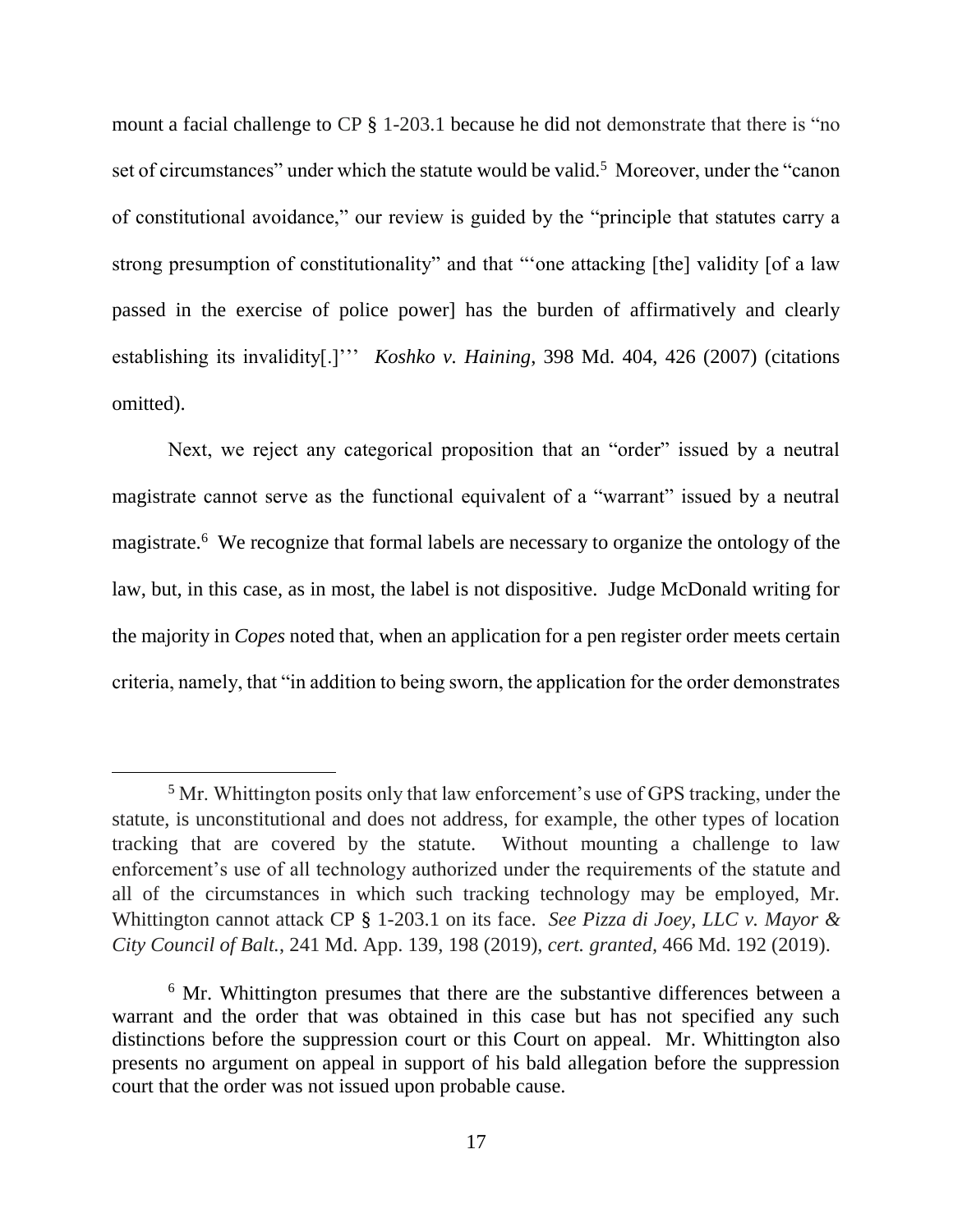mount a facial challenge to CP § 1-203.1 because he did not demonstrate that there is "no set of circumstances" under which the statute would be valid.[5] Moreover, under the "canon of constitutional avoidance," our review is guided by the "principle that statutes carry a strong presumption of constitutionality" and that "'one attacking [the] validity [of a law passed in the exercise of police power] has the burden of affirmatively and clearly establishing its invalidity[.]'" *Koshko v. Haining*, 398 Md. 404, 426 (2007) (citations omitted).

Next, we reject any categorical proposition that an "order" issued by a neutral magistrate cannot serve as the functional equivalent of a "warrant" issued by a neutral magistrate.[6] We recognize that formal labels are necessary to organize the ontology of the law, but, in this case, as in most, the label is not dispositive. Judge McDonald writing for the majority in *Copes* noted that, when an application for a pen register order meets certain criteria, namely, that "in addition to being sworn, the application for the order demonstrates

---

[5] Mr. Whittington posits only that law enforcement's use of GPS tracking, under the statute, is unconstitutional and does not address, for example, the other types of location tracking that are covered by the statute. Without mounting a challenge to law enforcement's use of all technology authorized under the requirements of the statute and all of the circumstances in which such tracking technology may be employed, Mr. Whittington cannot attack CP § 1-203.1 on its face. *See Pizza di Joey, LLC v. Mayor & City Council of Balt.*, 241 Md. App. 139, 198 (2019), *cert. granted*, 466 Md. 192 (2019).

[6] Mr. Whittington presumes that there are the substantive differences between a warrant and the order that was obtained in this case but has not specified any such distinctions before the suppression court or this Court on appeal. Mr. Whittington also presents no argument on appeal in support of his bald allegation before the suppression court that the order was not issued upon probable cause.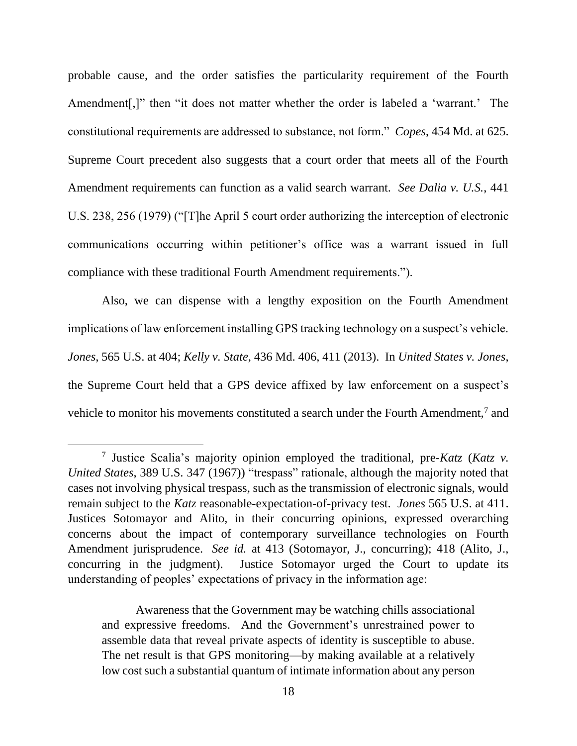probable cause, and the order satisfies the particularity requirement of the Fourth Amendment[,]" then "it does not matter whether the order is labeled a 'warrant.' The constitutional requirements are addressed to substance, not form." *Copes*, 454 Md. at 625. Supreme Court precedent also suggests that a court order that meets all of the Fourth Amendment requirements can function as a valid search warrant. *See Dalia v. U.S.*, 441 U.S. 238, 256 (1979) ("[T]he April 5 court order authorizing the interception of electronic communications occurring within petitioner's office was a warrant issued in full compliance with these traditional Fourth Amendment requirements.").

Also, we can dispense with a lengthy exposition on the Fourth Amendment implications of law enforcement installing GPS tracking technology on a suspect's vehicle. *Jones*, 565 U.S. at 404; *Kelly v. State*, 436 Md. 406, 411 (2013). In *United States v. Jones*, the Supreme Court held that a GPS device affixed by law enforcement on a suspect's vehicle to monitor his movements constituted a search under the Fourth Amendment,[7] and

---

[7] Justice Scalia's majority opinion employed the traditional, pre-*Katz* (*Katz v. United States*, 389 U.S. 347 (1967)) "trespass" rationale, although the majority noted that cases not involving physical trespass, such as the transmission of electronic signals, would remain subject to the *Katz* reasonable-expectation-of-privacy test. *Jones* 565 U.S. at 411. Justices Sotomayor and Alito, in their concurring opinions, expressed overarching concerns about the impact of contemporary surveillance technologies on Fourth Amendment jurisprudence. *See id.* at 413 (Sotomayor, J., concurring); 418 (Alito, J., concurring in the judgment). Justice Sotomayor urged the Court to update its understanding of peoples' expectations of privacy in the information age:

> Awareness that the Government may be watching chills associational and expressive freedoms. And the Government's unrestrained power to assemble data that reveal private aspects of identity is susceptible to abuse. The net result is that GPS monitoring—by making available at a relatively low cost such a substantial quantum of intimate information about any person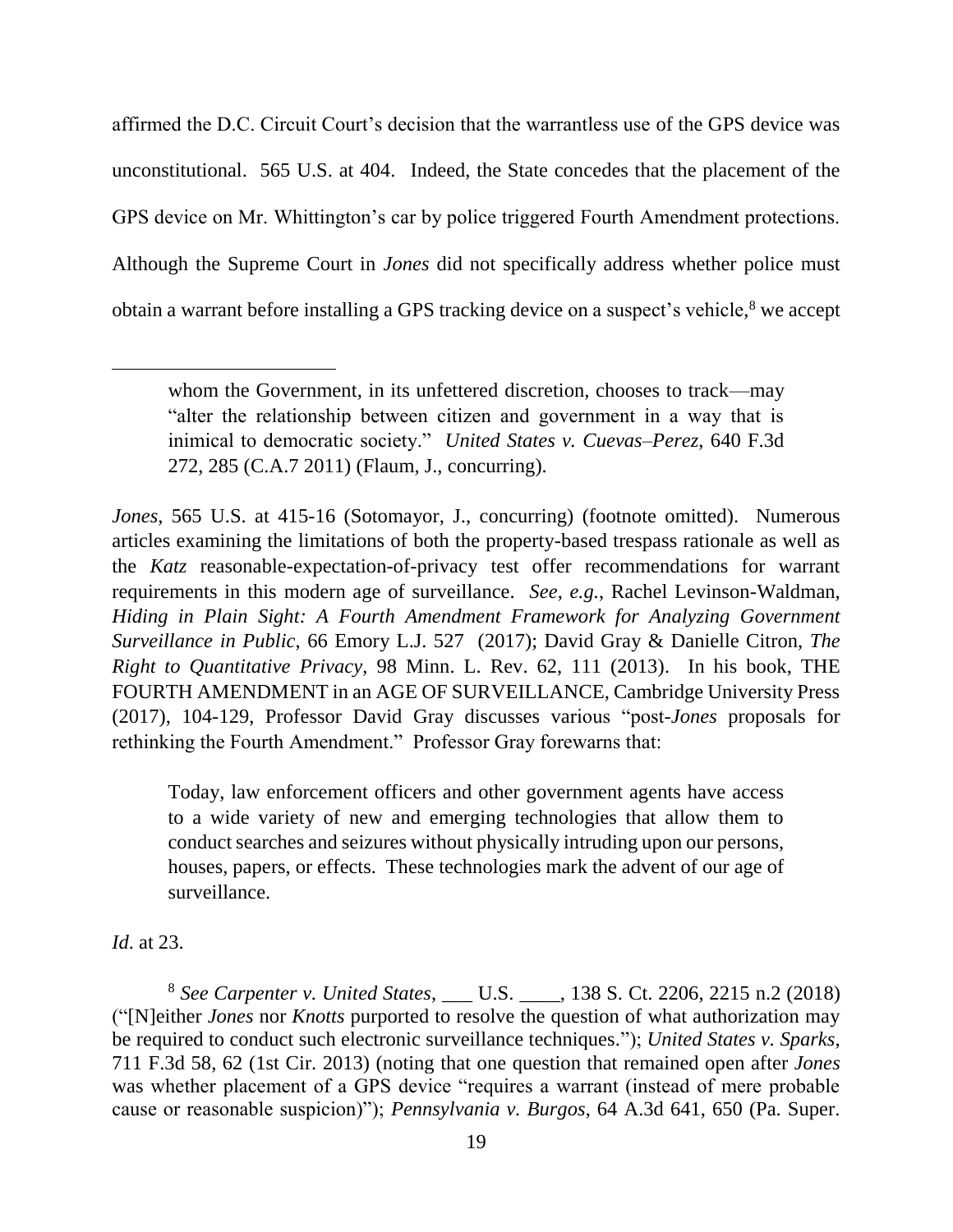affirmed the D.C. Circuit Court's decision that the warrantless use of the GPS device was unconstitutional. 565 U.S. at 404. Indeed, the State concedes that the placement of the GPS device on Mr. Whittington's car by police triggered Fourth Amendment protections. Although the Supreme Court in *Jones* did not specifically address whether police must obtain a warrant before installing a GPS tracking device on a suspect's vehicle,[8] we accept

---

> whom the Government, in its unfettered discretion, chooses to track—may "alter the relationship between citizen and government in a way that is inimical to democratic society." *United States v. Cuevas–Perez*, 640 F.3d 272, 285 (C.A.7 2011) (Flaum, J., concurring).

*Jones*, 565 U.S. at 415-16 (Sotomayor, J., concurring) (footnote omitted). Numerous articles examining the limitations of both the property-based trespass rationale as well as the *Katz* reasonable-expectation-of-privacy test offer recommendations for warrant requirements in this modern age of surveillance. *See*, *e.g.*, Rachel Levinson-Waldman, *Hiding in Plain Sight: A Fourth Amendment Framework for Analyzing Government Surveillance in Public*, 66 Emory L.J. 527 (2017); David Gray & Danielle Citron, *The Right to Quantitative Privacy*, 98 Minn. L. Rev. 62, 111 (2013). In his book, THE FOURTH AMENDMENT in an AGE OF SURVEILLANCE, Cambridge University Press (2017), 104-129, Professor David Gray discusses various "post-*Jones* proposals for rethinking the Fourth Amendment." Professor Gray forewarns that:

> Today, law enforcement officers and other government agents have access to a wide variety of new and emerging technologies that allow them to conduct searches and seizures without physically intruding upon our persons, houses, papers, or effects. These technologies mark the advent of our age of surveillance.

*Id*. at 23.

[8] *See Carpenter v. United States*, ___ U.S. ____, 138 S. Ct. 2206, 2215 n.2 (2018) ("[N]either *Jones* nor *Knotts* purported to resolve the question of what authorization may be required to conduct such electronic surveillance techniques."); *United States v. Sparks*, 711 F.3d 58, 62 (1st Cir. 2013) (noting that one question that remained open after *Jones* was whether placement of a GPS device "requires a warrant (instead of mere probable cause or reasonable suspicion)"); *Pennsylvania v. Burgos*, 64 A.3d 641, 650 (Pa. Super.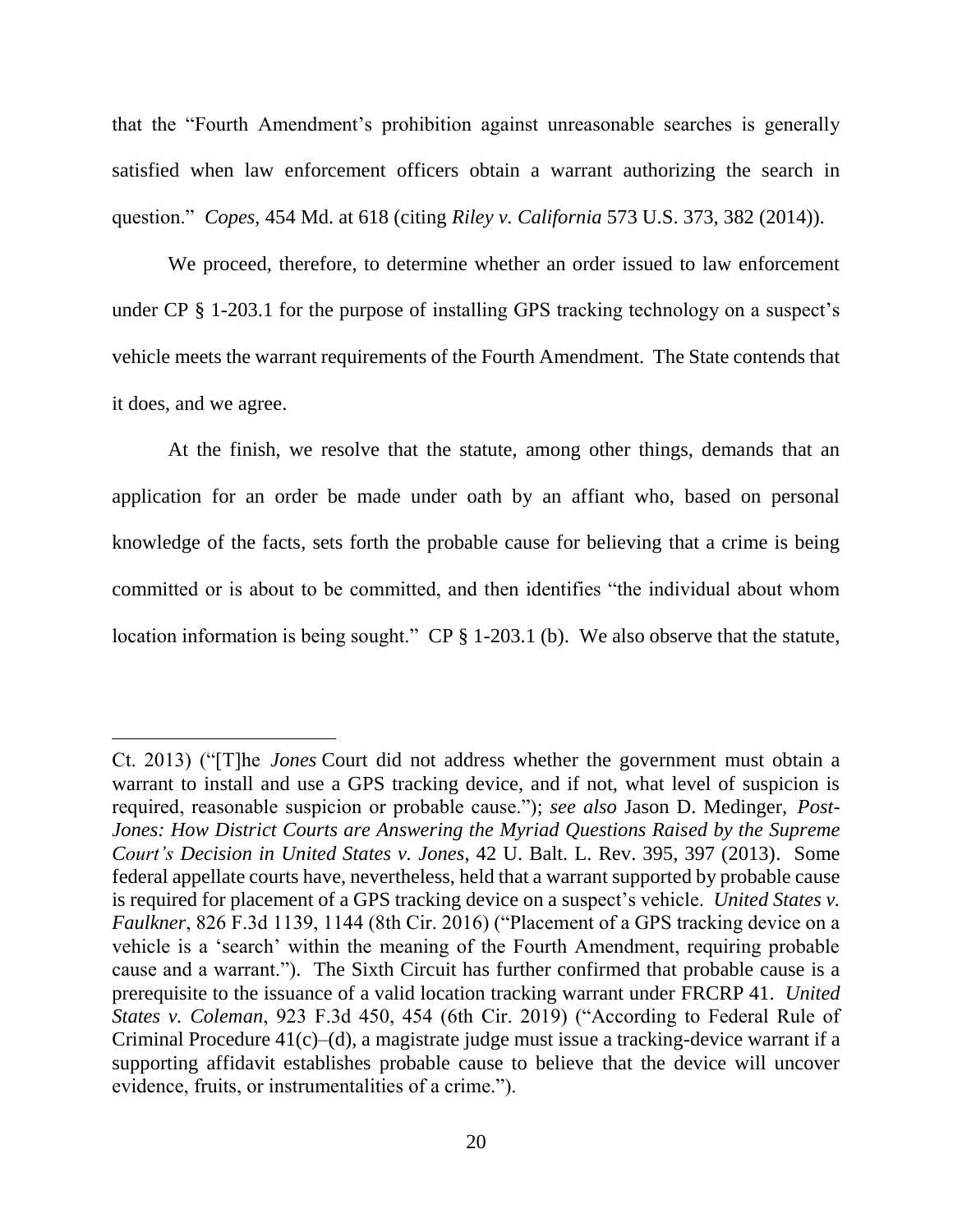that the "Fourth Amendment's prohibition against unreasonable searches is generally satisfied when law enforcement officers obtain a warrant authorizing the search in question." *Copes*, 454 Md. at 618 (citing *Riley v. California* 573 U.S. 373, 382 (2014)).

We proceed, therefore, to determine whether an order issued to law enforcement under CP § 1-203.1 for the purpose of installing GPS tracking technology on a suspect's vehicle meets the warrant requirements of the Fourth Amendment. The State contends that it does, and we agree.

At the finish, we resolve that the statute, among other things, demands that an application for an order be made under oath by an affiant who, based on personal knowledge of the facts, sets forth the probable cause for believing that a crime is being committed or is about to be committed, and then identifies "the individual about whom location information is being sought." CP § 1-203.1 (b). We also observe that the statute,

---

Ct. 2013) ("[T]he *Jones* Court did not address whether the government must obtain a warrant to install and use a GPS tracking device, and if not, what level of suspicion is required, reasonable suspicion or probable cause."); *see also* Jason D. Medinger, *Post-Jones: How District Courts are Answering the Myriad Questions Raised by the Supreme Court's Decision in United States v. Jones*, 42 U. Balt. L. Rev. 395, 397 (2013). Some federal appellate courts have, nevertheless, held that a warrant supported by probable cause is required for placement of a GPS tracking device on a suspect's vehicle. *United States v. Faulkner*, 826 F.3d 1139, 1144 (8th Cir. 2016) ("Placement of a GPS tracking device on a vehicle is a 'search' within the meaning of the Fourth Amendment, requiring probable cause and a warrant."). The Sixth Circuit has further confirmed that probable cause is a prerequisite to the issuance of a valid location tracking warrant under FRCRP 41. *United States v. Coleman*, 923 F.3d 450, 454 (6th Cir. 2019) ("According to Federal Rule of Criminal Procedure 41(c)–(d), a magistrate judge must issue a tracking-device warrant if a supporting affidavit establishes probable cause to believe that the device will uncover evidence, fruits, or instrumentalities of a crime.").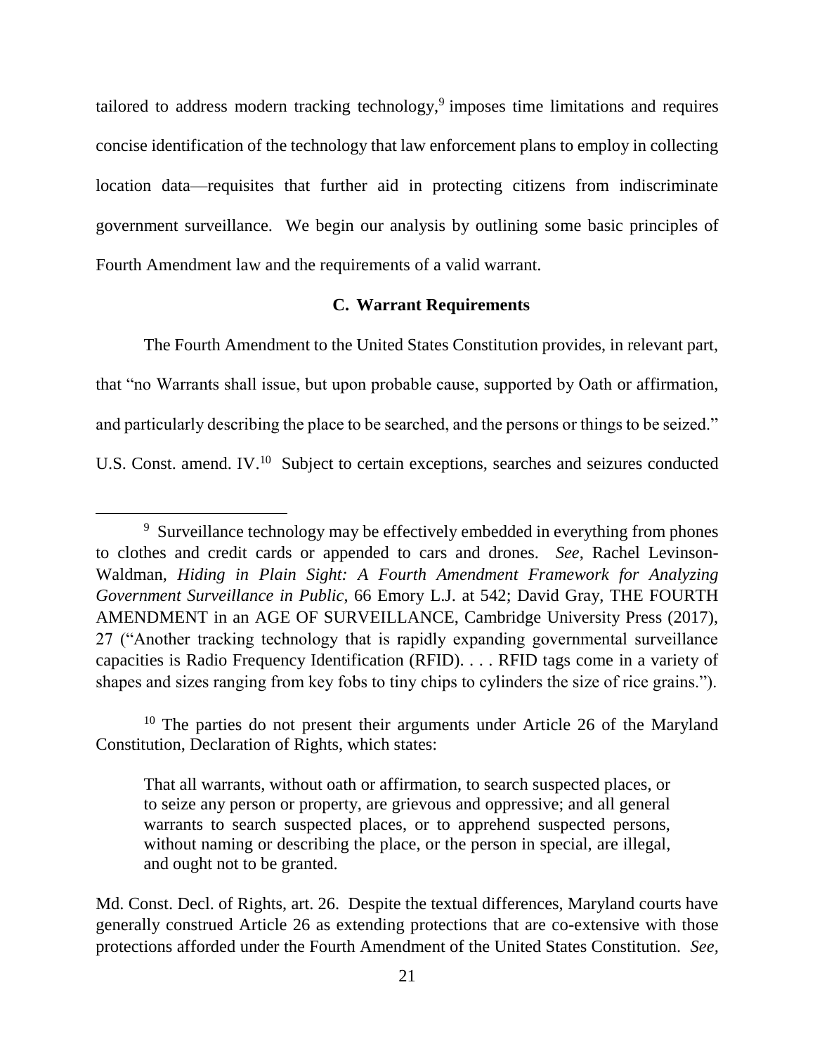tailored to address modern tracking technology,[9] imposes time limitations and requires concise identification of the technology that law enforcement plans to employ in collecting location data—requisites that further aid in protecting citizens from indiscriminate government surveillance. We begin our analysis by outlining some basic principles of Fourth Amendment law and the requirements of a valid warrant.

### C. Warrant Requirements

The Fourth Amendment to the United States Constitution provides, in relevant part, that "no Warrants shall issue, but upon probable cause, supported by Oath or affirmation, and particularly describing the place to be searched, and the persons or things to be seized." U.S. Const. amend. IV.[10] Subject to certain exceptions, searches and seizures conducted

---

[9] Surveillance technology may be effectively embedded in everything from phones to clothes and credit cards or appended to cars and drones. *See*, Rachel Levinson-Waldman, *Hiding in Plain Sight: A Fourth Amendment Framework for Analyzing Government Surveillance in Public*, 66 Emory L.J. at 542; David Gray, THE FOURTH AMENDMENT in an AGE OF SURVEILLANCE, Cambridge University Press (2017), 27 ("Another tracking technology that is rapidly expanding governmental surveillance capacities is Radio Frequency Identification (RFID). . . . RFID tags come in a variety of shapes and sizes ranging from key fobs to tiny chips to cylinders the size of rice grains.").

[10] The parties do not present their arguments under Article 26 of the Maryland Constitution, Declaration of Rights, which states:

> That all warrants, without oath or affirmation, to search suspected places, or to seize any person or property, are grievous and oppressive; and all general warrants to search suspected places, or to apprehend suspected persons, without naming or describing the place, or the person in special, are illegal, and ought not to be granted.

Md. Const. Decl. of Rights, art. 26. Despite the textual differences, Maryland courts have generally construed Article 26 as extending protections that are co-extensive with those protections afforded under the Fourth Amendment of the United States Constitution. *See,*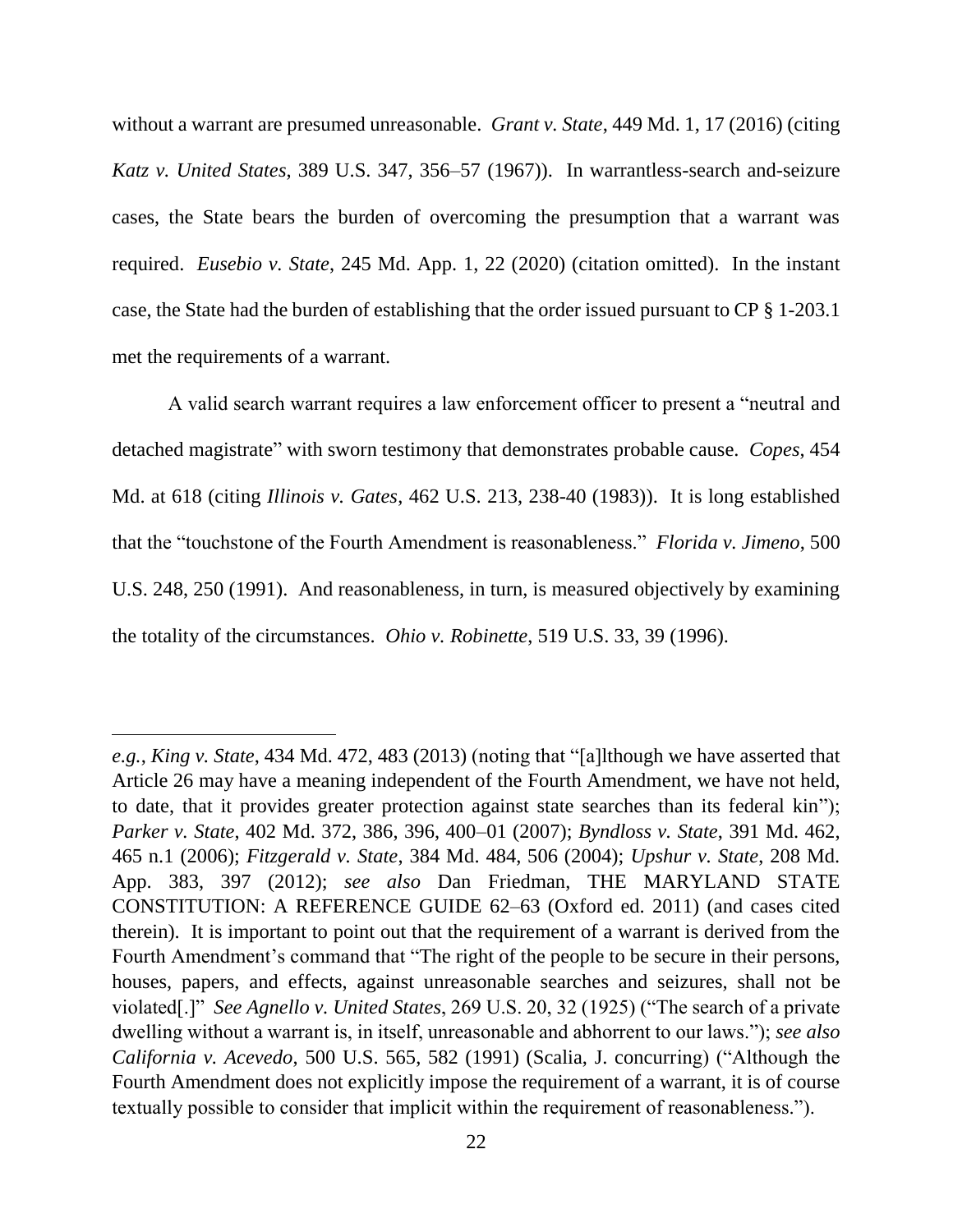without a warrant are presumed unreasonable. *Grant v. State*, 449 Md. 1, 17 (2016) (citing *Katz v. United States*, 389 U.S. 347, 356–57 (1967)). In warrantless-search and-seizure cases, the State bears the burden of overcoming the presumption that a warrant was required. *Eusebio v. State*, 245 Md. App. 1, 22 (2020) (citation omitted). In the instant case, the State had the burden of establishing that the order issued pursuant to CP § 1-203.1 met the requirements of a warrant.

A valid search warrant requires a law enforcement officer to present a "neutral and detached magistrate" with sworn testimony that demonstrates probable cause. *Copes*, 454 Md. at 618 (citing *Illinois v. Gates*, 462 U.S. 213, 238-40 (1983)). It is long established that the "touchstone of the Fourth Amendment is reasonableness." *Florida v. Jimeno*, 500 U.S. 248, 250 (1991). And reasonableness, in turn, is measured objectively by examining the totality of the circumstances. *Ohio v. Robinette*, 519 U.S. 33, 39 (1996).

---

*e.g.*, *King v. State*, 434 Md. 472, 483 (2013) (noting that "[a]lthough we have asserted that Article 26 may have a meaning independent of the Fourth Amendment, we have not held, to date, that it provides greater protection against state searches than its federal kin"); *Parker v. State*, 402 Md. 372, 386, 396, 400–01 (2007); *Byndloss v. State*, 391 Md. 462, 465 n.1 (2006); *Fitzgerald v. State*, 384 Md. 484, 506 (2004); *Upshur v. State*, 208 Md. App. 383, 397 (2012); *see also* Dan Friedman, THE MARYLAND STATE CONSTITUTION: A REFERENCE GUIDE 62–63 (Oxford ed. 2011) (and cases cited therein). It is important to point out that the requirement of a warrant is derived from the Fourth Amendment's command that "The right of the people to be secure in their persons, houses, papers, and effects, against unreasonable searches and seizures, shall not be violated[.]" *See Agnello v. United States*, 269 U.S. 20, 32 (1925) ("The search of a private dwelling without a warrant is, in itself, unreasonable and abhorrent to our laws."); *see also California v. Acevedo*, 500 U.S. 565, 582 (1991) (Scalia, J. concurring) ("Although the Fourth Amendment does not explicitly impose the requirement of a warrant, it is of course textually possible to consider that implicit within the requirement of reasonableness.").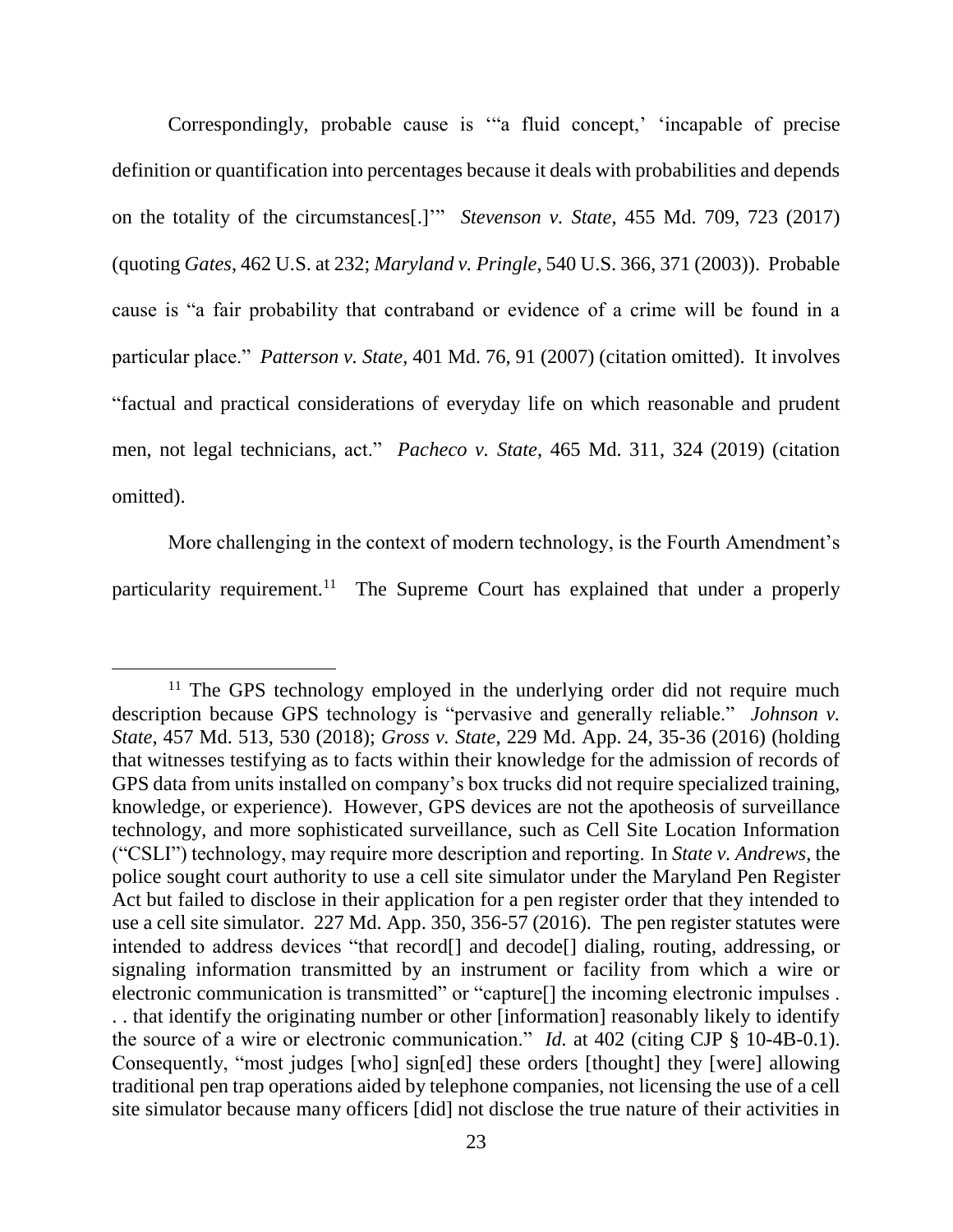Correspondingly, probable cause is '"a fluid concept,' 'incapable of precise definition or quantification into percentages because it deals with probabilities and depends on the totality of the circumstances[.]'" *Stevenson v. State*, 455 Md. 709, 723 (2017) (quoting *Gates*, 462 U.S. at 232; *Maryland v. Pringle*, 540 U.S. 366, 371 (2003)). Probable cause is "a fair probability that contraband or evidence of a crime will be found in a particular place." *Patterson v. State*, 401 Md. 76, 91 (2007) (citation omitted). It involves "factual and practical considerations of everyday life on which reasonable and prudent men, not legal technicians, act." *Pacheco v. State*, 465 Md. 311, 324 (2019) (citation omitted).

More challenging in the context of modern technology, is the Fourth Amendment's particularity requirement.[11] The Supreme Court has explained that under a properly

---

[11] The GPS technology employed in the underlying order did not require much description because GPS technology is "pervasive and generally reliable." *Johnson v. State*, 457 Md. 513, 530 (2018); *Gross v. State*, 229 Md. App. 24, 35-36 (2016) (holding that witnesses testifying as to facts within their knowledge for the admission of records of GPS data from units installed on company's box trucks did not require specialized training, knowledge, or experience). However, GPS devices are not the apotheosis of surveillance technology, and more sophisticated surveillance, such as Cell Site Location Information ("CSLI") technology, may require more description and reporting. In *State v. Andrews*, the police sought court authority to use a cell site simulator under the Maryland Pen Register Act but failed to disclose in their application for a pen register order that they intended to use a cell site simulator. 227 Md. App. 350, 356-57 (2016). The pen register statutes were intended to address devices "that record[] and decode[] dialing, routing, addressing, or signaling information transmitted by an instrument or facility from which a wire or electronic communication is transmitted" or "capture[] the incoming electronic impulses . . . that identify the originating number or other [information] reasonably likely to identify the source of a wire or electronic communication." *Id.* at 402 (citing CJP § 10-4B-0.1). Consequently, "most judges [who] sign[ed] these orders [thought] they [were] allowing traditional pen trap operations aided by telephone companies, not licensing the use of a cell site simulator because many officers [did] not disclose the true nature of their activities in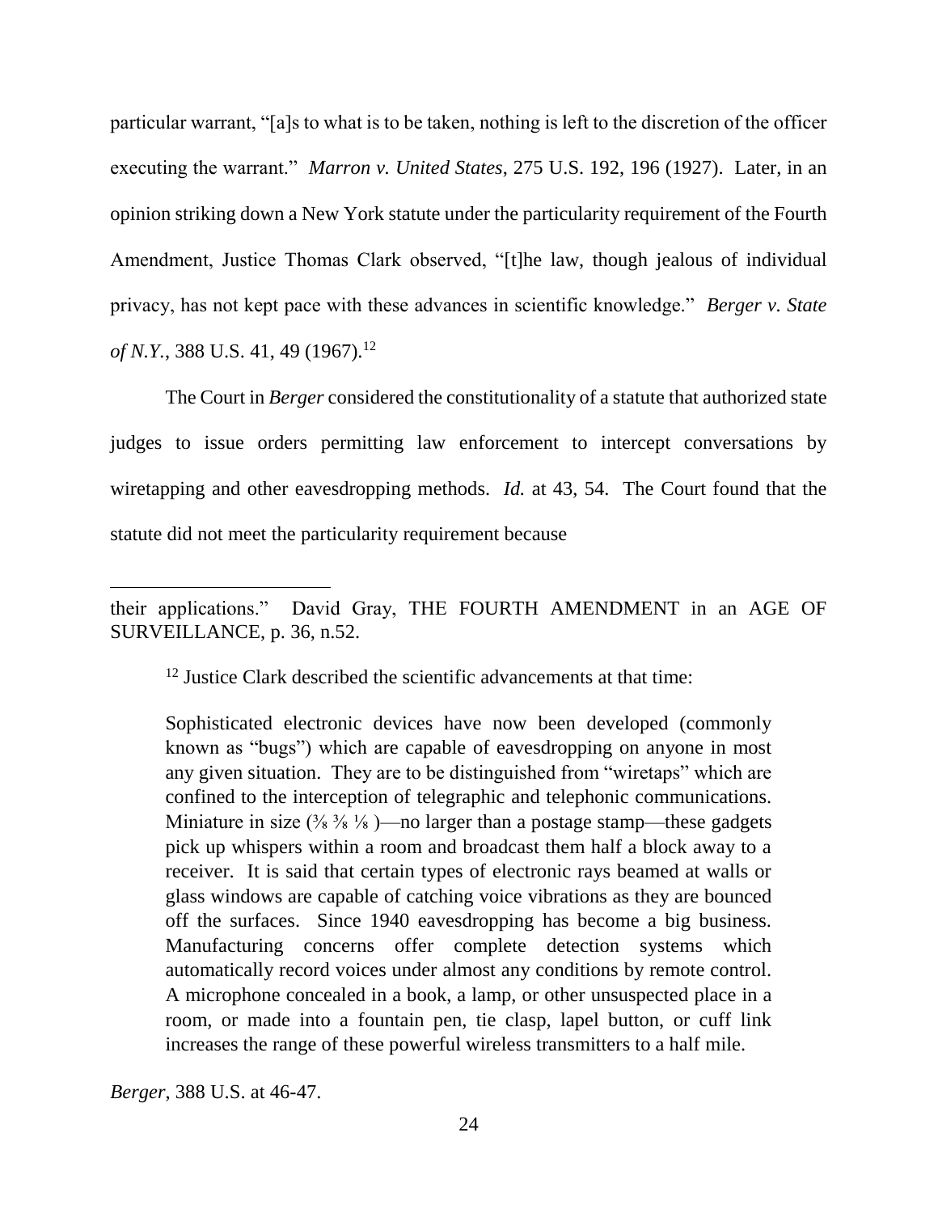particular warrant, "[a]s to what is to be taken, nothing is left to the discretion of the officer executing the warrant." *Marron v. United States*, 275 U.S. 192, 196 (1927). Later, in an opinion striking down a New York statute under the particularity requirement of the Fourth Amendment, Justice Thomas Clark observed, "[t]he law, though jealous of individual privacy, has not kept pace with these advances in scientific knowledge." *Berger v. State of N.Y.*, 388 U.S. 41, 49 (1967).[12]

The Court in *Berger* considered the constitutionality of a statute that authorized state judges to issue orders permitting law enforcement to intercept conversations by wiretapping and other eavesdropping methods. *Id.* at 43, 54. The Court found that the statute did not meet the particularity requirement because

---

their applications." David Gray, THE FOURTH AMENDMENT in an AGE OF SURVEILLANCE, p. 36, n.52.

[12] Justice Clark described the scientific advancements at that time:

> Sophisticated electronic devices have now been developed (commonly known as "bugs") which are capable of eavesdropping on anyone in most any given situation. They are to be distinguished from "wiretaps" which are confined to the interception of telegraphic and telephonic communications. Miniature in size (⅜ ⅜ ⅛ )—no larger than a postage stamp—these gadgets pick up whispers within a room and broadcast them half a block away to a receiver. It is said that certain types of electronic rays beamed at walls or glass windows are capable of catching voice vibrations as they are bounced off the surfaces. Since 1940 eavesdropping has become a big business. Manufacturing concerns offer complete detection systems which automatically record voices under almost any conditions by remote control. A microphone concealed in a book, a lamp, or other unsuspected place in a room, or made into a fountain pen, tie clasp, lapel button, or cuff link increases the range of these powerful wireless transmitters to a half mile.

*Berger*, 388 U.S. at 46-47.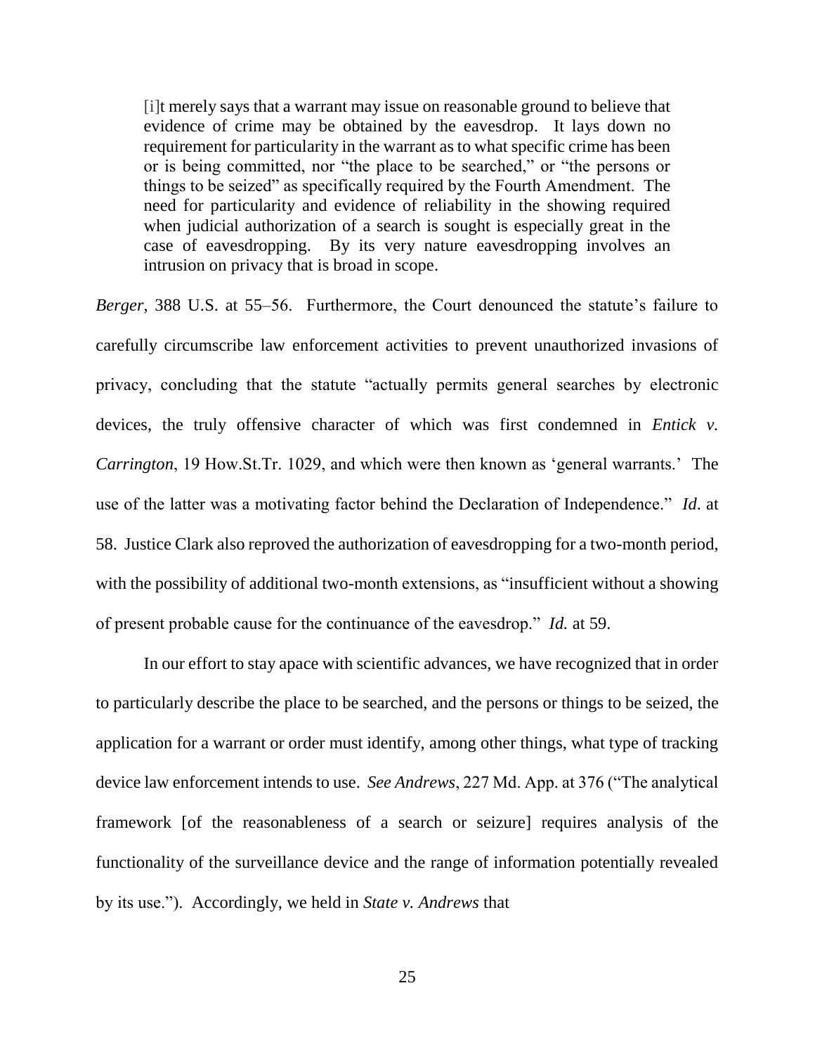> [i]t merely says that a warrant may issue on reasonable ground to believe that evidence of crime may be obtained by the eavesdrop. It lays down no requirement for particularity in the warrant as to what specific crime has been or is being committed, nor "the place to be searched," or "the persons or things to be seized" as specifically required by the Fourth Amendment. The need for particularity and evidence of reliability in the showing required when judicial authorization of a search is sought is especially great in the case of eavesdropping. By its very nature eavesdropping involves an intrusion on privacy that is broad in scope.

*Berger*, 388 U.S. at 55–56. Furthermore, the Court denounced the statute's failure to carefully circumscribe law enforcement activities to prevent unauthorized invasions of privacy, concluding that the statute "actually permits general searches by electronic devices, the truly offensive character of which was first condemned in *Entick v. Carrington*, 19 How.St.Tr. 1029, and which were then known as 'general warrants.' The use of the latter was a motivating factor behind the Declaration of Independence." *Id*. at 58. Justice Clark also reproved the authorization of eavesdropping for a two-month period, with the possibility of additional two-month extensions, as "insufficient without a showing of present probable cause for the continuance of the eavesdrop." *Id.* at 59.

In our effort to stay apace with scientific advances, we have recognized that in order to particularly describe the place to be searched, and the persons or things to be seized, the application for a warrant or order must identify, among other things, what type of tracking device law enforcement intends to use. *See Andrews*, 227 Md. App. at 376 ("The analytical framework [of the reasonableness of a search or seizure] requires analysis of the functionality of the surveillance device and the range of information potentially revealed by its use."). Accordingly, we held in *State v. Andrews* that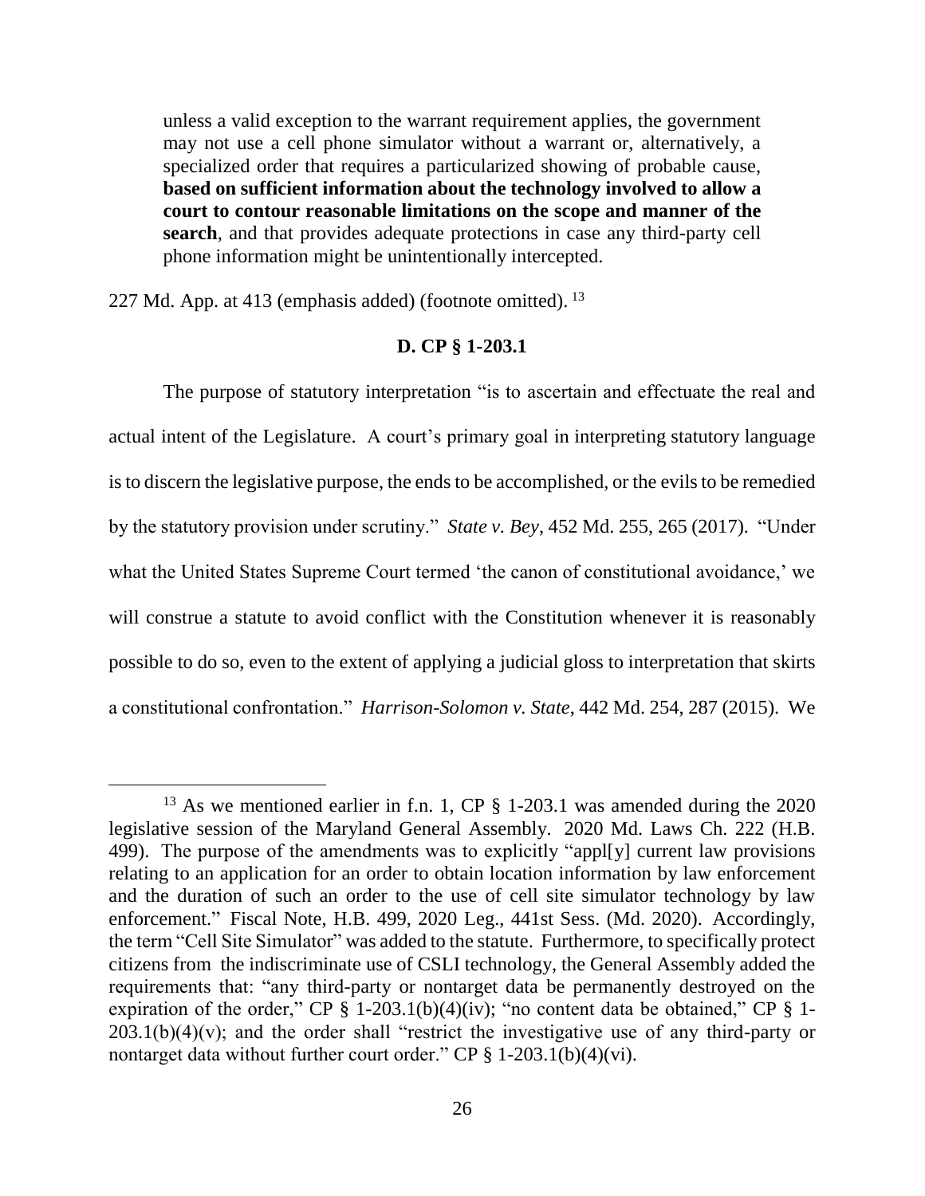> unless a valid exception to the warrant requirement applies, the government may not use a cell phone simulator without a warrant or, alternatively, a specialized order that requires a particularized showing of probable cause, **based on sufficient information about the technology involved to allow a court to contour reasonable limitations on the scope and manner of the search**, and that provides adequate protections in case any third-party cell phone information might be unintentionally intercepted.

227 Md. App. at 413 (emphasis added) (footnote omitted). [13]

### D. CP § 1-203.1

The purpose of statutory interpretation "is to ascertain and effectuate the real and actual intent of the Legislature. A court's primary goal in interpreting statutory language is to discern the legislative purpose, the ends to be accomplished, or the evils to be remedied by the statutory provision under scrutiny." *State v. Bey*, 452 Md. 255, 265 (2017). "Under what the United States Supreme Court termed 'the canon of constitutional avoidance,' we will construe a statute to avoid conflict with the Constitution whenever it is reasonably possible to do so, even to the extent of applying a judicial gloss to interpretation that skirts a constitutional confrontation." *Harrison-Solomon v. State*, 442 Md. 254, 287 (2015). We

---

[13] As we mentioned earlier in f.n. 1, CP § 1-203.1 was amended during the 2020 legislative session of the Maryland General Assembly. 2020 Md. Laws Ch. 222 (H.B. 499). The purpose of the amendments was to explicitly "appl[y] current law provisions relating to an application for an order to obtain location information by law enforcement and the duration of such an order to the use of cell site simulator technology by law enforcement." Fiscal Note, H.B. 499, 2020 Leg., 441st Sess. (Md. 2020). Accordingly, the term "Cell Site Simulator" was added to the statute. Furthermore, to specifically protect citizens from the indiscriminate use of CSLI technology, the General Assembly added the requirements that: "any third-party or nontarget data be permanently destroyed on the expiration of the order," CP § 1-203.1(b)(4)(iv); "no content data be obtained," CP § 1-203.1(b)(4)(v); and the order shall "restrict the investigative use of any third-party or nontarget data without further court order." CP § 1-203.1(b)(4)(vi).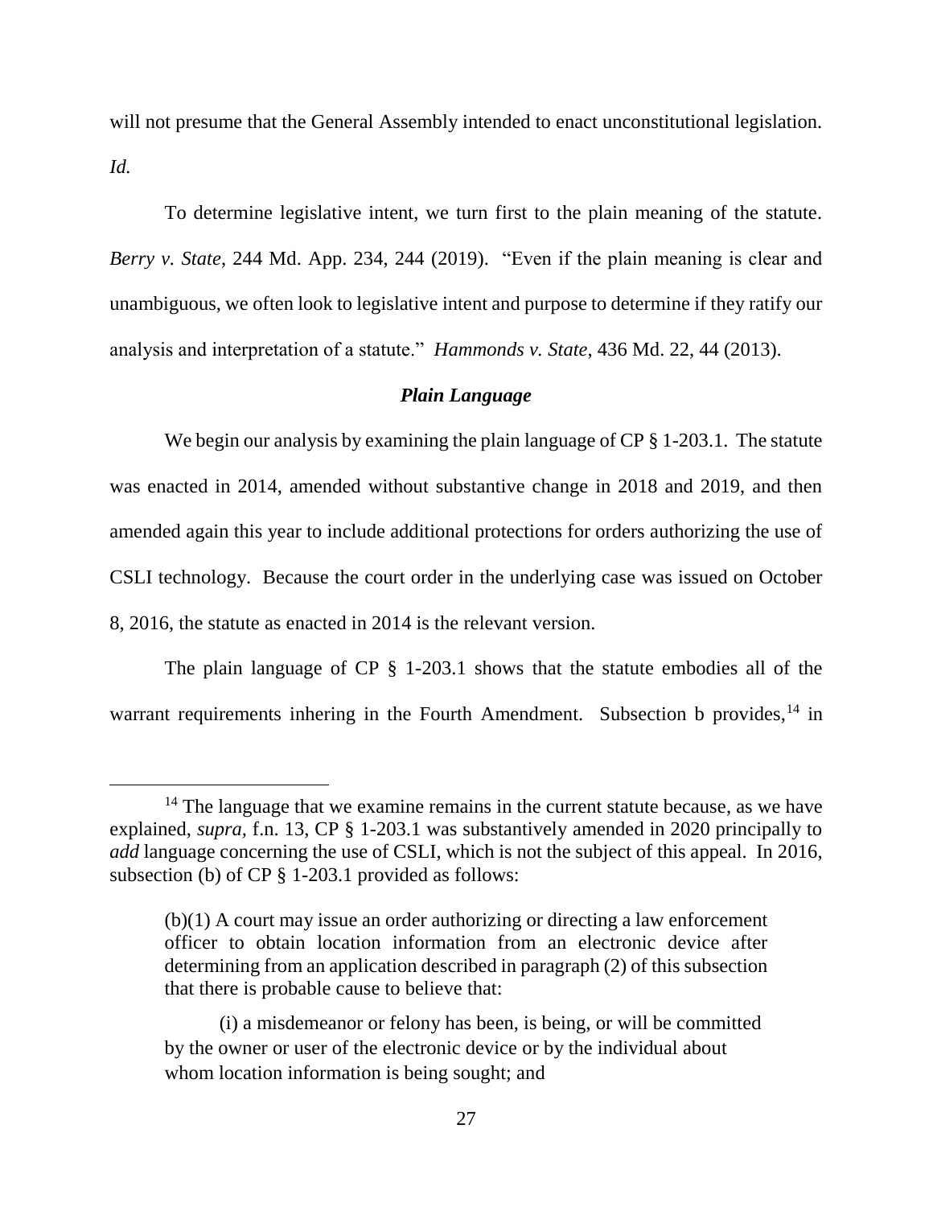will not presume that the General Assembly intended to enact unconstitutional legislation. *Id.*

To determine legislative intent, we turn first to the plain meaning of the statute. *Berry v. State*, 244 Md. App. 234, 244 (2019). "Even if the plain meaning is clear and unambiguous, we often look to legislative intent and purpose to determine if they ratify our analysis and interpretation of a statute." *Hammonds v. State*, 436 Md. 22, 44 (2013).

### *Plain Language*

We begin our analysis by examining the plain language of CP § 1-203.1. The statute was enacted in 2014, amended without substantive change in 2018 and 2019, and then amended again this year to include additional protections for orders authorizing the use of CSLI technology. Because the court order in the underlying case was issued on October 8, 2016, the statute as enacted in 2014 is the relevant version.

The plain language of CP § 1-203.1 shows that the statute embodies all of the warrant requirements inhering in the Fourth Amendment. Subsection b provides,[14] in

---

[14] The language that we examine remains in the current statute because, as we have explained, *supra*, f.n. 13, CP § 1-203.1 was substantively amended in 2020 principally to *add* language concerning the use of CSLI, which is not the subject of this appeal. In 2016, subsection (b) of CP § 1-203.1 provided as follows:

> (b)(1) A court may issue an order authorizing or directing a law enforcement officer to obtain location information from an electronic device after determining from an application described in paragraph (2) of this subsection that there is probable cause to believe that:
>
> (i) a misdemeanor or felony has been, is being, or will be committed by the owner or user of the electronic device or by the individual about whom location information is being sought; and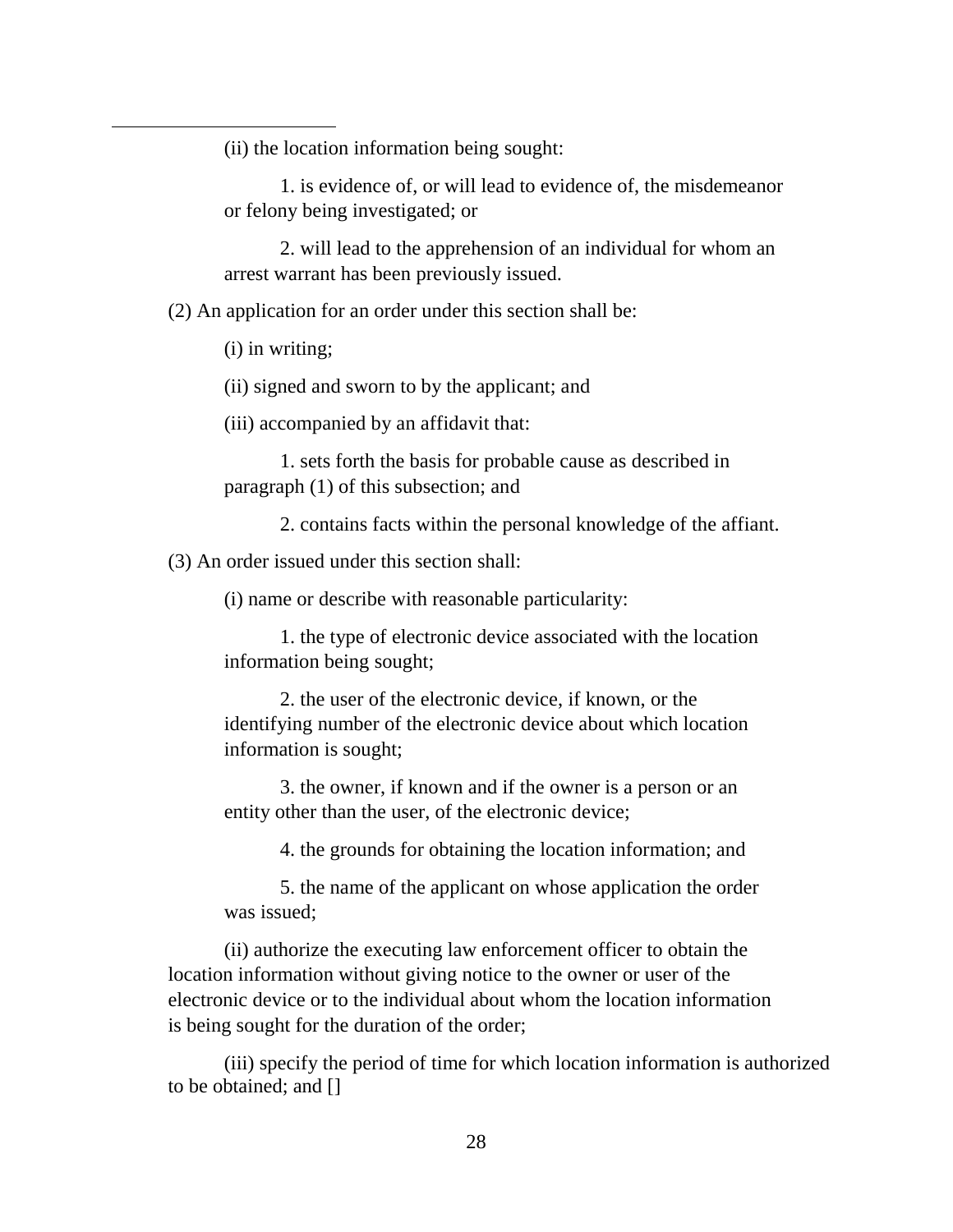(ii) the location information being sought:

1. is evidence of, or will lead to evidence of, the misdemeanor or felony being investigated; or

2. will lead to the apprehension of an individual for whom an arrest warrant has been previously issued.

(2) An application for an order under this section shall be:

(i) in writing;

(ii) signed and sworn to by the applicant; and

(iii) accompanied by an affidavit that:

1. sets forth the basis for probable cause as described in paragraph (1) of this subsection; and

2. contains facts within the personal knowledge of the affiant.

(3) An order issued under this section shall:

(i) name or describe with reasonable particularity:

1. the type of electronic device associated with the location information being sought;

2. the user of the electronic device, if known, or the identifying number of the electronic device about which location information is sought;

3. the owner, if known and if the owner is a person or an entity other than the user, of the electronic device;

4. the grounds for obtaining the location information; and

5. the name of the applicant on whose application the order was issued;

(ii) authorize the executing law enforcement officer to obtain the location information without giving notice to the owner or user of the electronic device or to the individual about whom the location information is being sought for the duration of the order;

(iii) specify the period of time for which location information is authorized to be obtained; and []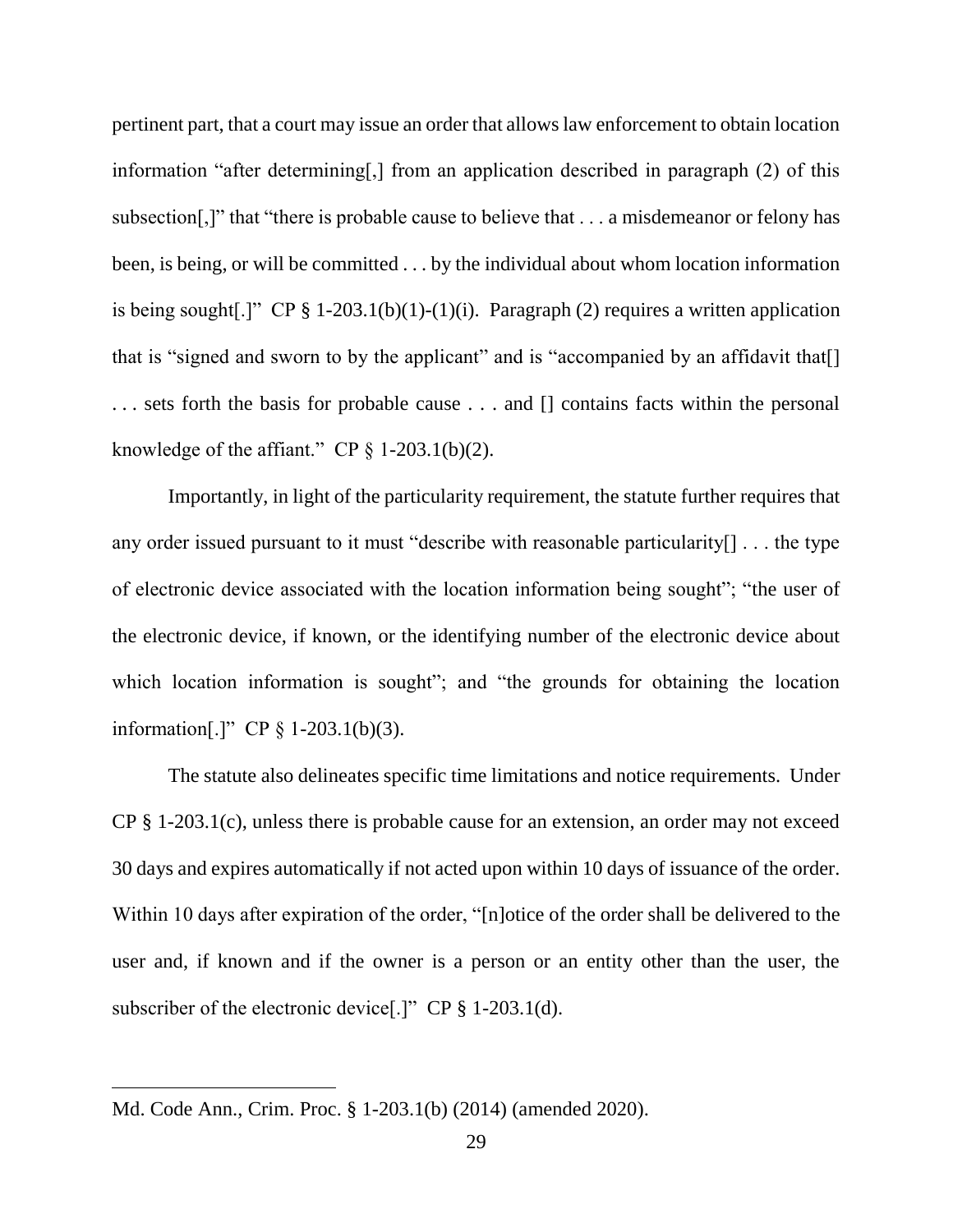pertinent part, that a court may issue an order that allows law enforcement to obtain location information "after determining[,] from an application described in paragraph (2) of this subsection[,]" that "there is probable cause to believe that . . . a misdemeanor or felony has been, is being, or will be committed . . . by the individual about whom location information is being sought[.]" CP § 1-203.1(b)(1)-(1)(i). Paragraph (2) requires a written application that is "signed and sworn to by the applicant" and is "accompanied by an affidavit that[] . . . sets forth the basis for probable cause . . . and [] contains facts within the personal knowledge of the affiant." CP § 1-203.1(b)(2).

Importantly, in light of the particularity requirement, the statute further requires that any order issued pursuant to it must "describe with reasonable particularity[] . . . the type of electronic device associated with the location information being sought"; "the user of the electronic device, if known, or the identifying number of the electronic device about which location information is sought"; and "the grounds for obtaining the location information[.]" CP § 1-203.1(b)(3).

The statute also delineates specific time limitations and notice requirements. Under CP § 1-203.1(c), unless there is probable cause for an extension, an order may not exceed 30 days and expires automatically if not acted upon within 10 days of issuance of the order. Within 10 days after expiration of the order, "[n]otice of the order shall be delivered to the user and, if known and if the owner is a person or an entity other than the user, the subscriber of the electronic device[.]" CP § 1-203.1(d).

---

Md. Code Ann., Crim. Proc. § 1-203.1(b) (2014) (amended 2020).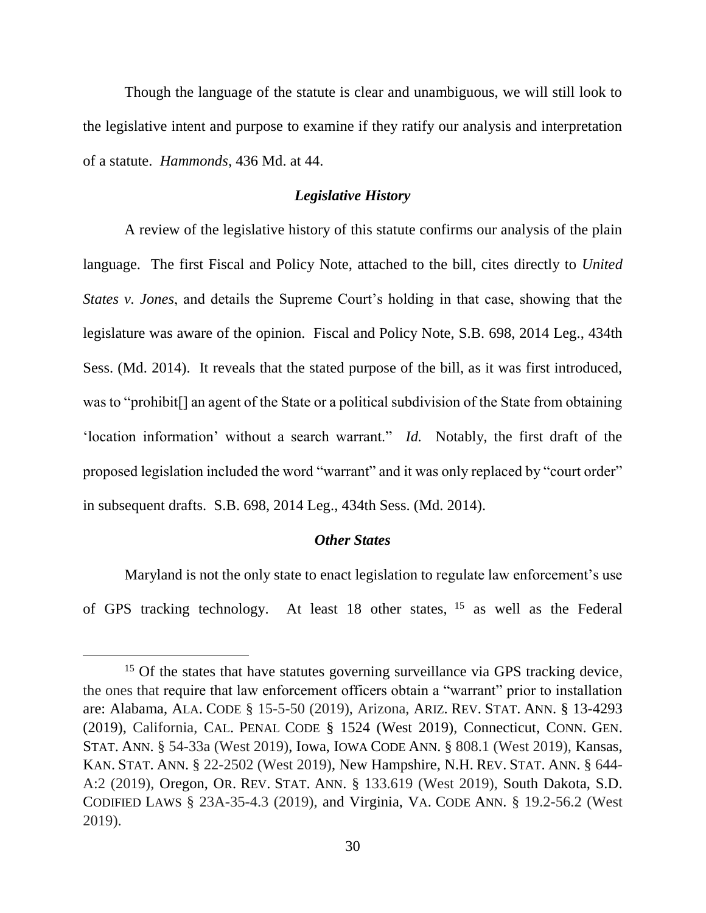Though the language of the statute is clear and unambiguous, we will still look to the legislative intent and purpose to examine if they ratify our analysis and interpretation of a statute. *Hammonds*, 436 Md. at 44.

### *Legislative History*

A review of the legislative history of this statute confirms our analysis of the plain language. The first Fiscal and Policy Note, attached to the bill, cites directly to *United States v. Jones*, and details the Supreme Court's holding in that case, showing that the legislature was aware of the opinion. Fiscal and Policy Note, S.B. 698, 2014 Leg., 434th Sess. (Md. 2014). It reveals that the stated purpose of the bill, as it was first introduced, was to "prohibit[] an agent of the State or a political subdivision of the State from obtaining 'location information' without a search warrant." *Id.* Notably, the first draft of the proposed legislation included the word "warrant" and it was only replaced by "court order" in subsequent drafts. S.B. 698, 2014 Leg., 434th Sess. (Md. 2014).

### *Other States*

Maryland is not the only state to enact legislation to regulate law enforcement's use of GPS tracking technology. At least 18 other states, [15] as well as the Federal

---

[15] Of the states that have statutes governing surveillance via GPS tracking device, the ones that require that law enforcement officers obtain a "warrant" prior to installation are: Alabama, ALA. CODE § 15-5-50 (2019), Arizona, ARIZ. REV. STAT. ANN. § 13-4293 (2019), California, CAL. PENAL CODE § 1524 (West 2019), Connecticut, CONN. GEN. STAT. ANN. § 54-33a (West 2019), Iowa, IOWA CODE ANN. § 808.1 (West 2019), Kansas, KAN. STAT. ANN. § 22-2502 (West 2019), New Hampshire, N.H. REV. STAT. ANN. § 644-A:2 (2019), Oregon, OR. REV. STAT. ANN. § 133.619 (West 2019), South Dakota, S.D. CODIFIED LAWS § 23A-35-4.3 (2019), and Virginia, VA. CODE ANN. § 19.2-56.2 (West 2019).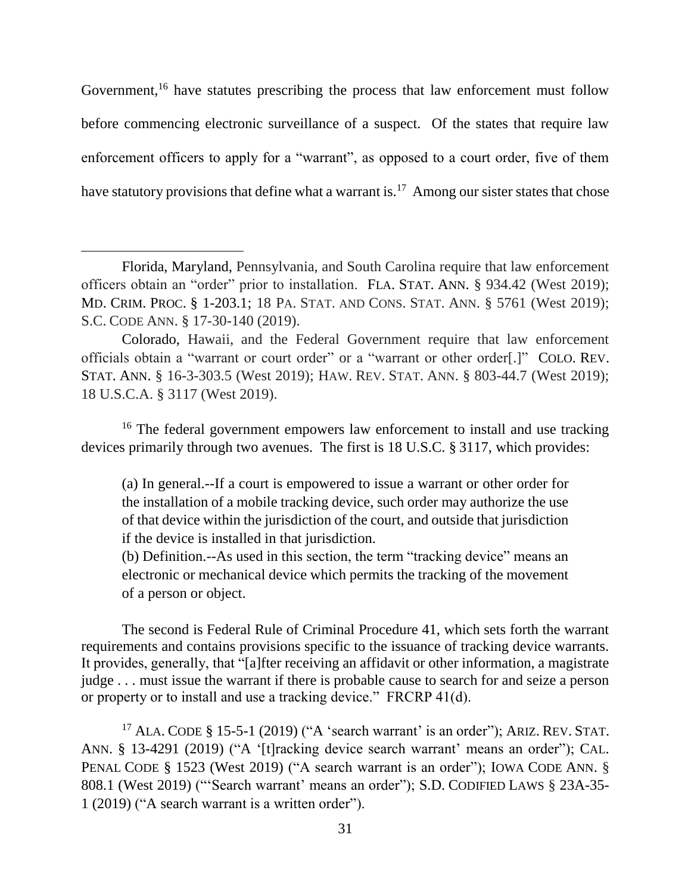Government,[16] have statutes prescribing the process that law enforcement must follow before commencing electronic surveillance of a suspect. Of the states that require law enforcement officers to apply for a "warrant", as opposed to a court order, five of them have statutory provisions that define what a warrant is.[17] Among our sister states that chose

---

Florida, Maryland, Pennsylvania, and South Carolina require that law enforcement officers obtain an "order" prior to installation. FLA. STAT. ANN. § 934.42 (West 2019); MD. CRIM. PROC. § 1-203.1; 18 PA. STAT. AND CONS. STAT. ANN. § 5761 (West 2019); S.C. CODE ANN. § 17-30-140 (2019).

Colorado, Hawaii, and the Federal Government require that law enforcement officials obtain a "warrant or court order" or a "warrant or other order[.]" COLO. REV. STAT. ANN. § 16-3-303.5 (West 2019); HAW. REV. STAT. ANN. § 803-44.7 (West 2019); 18 U.S.C.A. § 3117 (West 2019).

[16] The federal government empowers law enforcement to install and use tracking devices primarily through two avenues. The first is 18 U.S.C. § 3117, which provides:

> (a) In general.--If a court is empowered to issue a warrant or other order for the installation of a mobile tracking device, such order may authorize the use of that device within the jurisdiction of the court, and outside that jurisdiction if the device is installed in that jurisdiction.
>
> (b) Definition.--As used in this section, the term "tracking device" means an electronic or mechanical device which permits the tracking of the movement of a person or object.

The second is Federal Rule of Criminal Procedure 41, which sets forth the warrant requirements and contains provisions specific to the issuance of tracking device warrants. It provides, generally, that "[a]fter receiving an affidavit or other information, a magistrate judge . . . must issue the warrant if there is probable cause to search for and seize a person or property or to install and use a tracking device." FRCRP 41(d).

[17] ALA. CODE § 15-5-1 (2019) ("A 'search warrant' is an order"); ARIZ. REV. STAT. ANN. § 13-4291 (2019) ("A '[t]racking device search warrant' means an order"); CAL. PENAL CODE § 1523 (West 2019) ("A search warrant is an order"); IOWA CODE ANN. § 808.1 (West 2019) ("'Search warrant' means an order"); S.D. CODIFIED LAWS § 23A-35-1 (2019) ("A search warrant is a written order").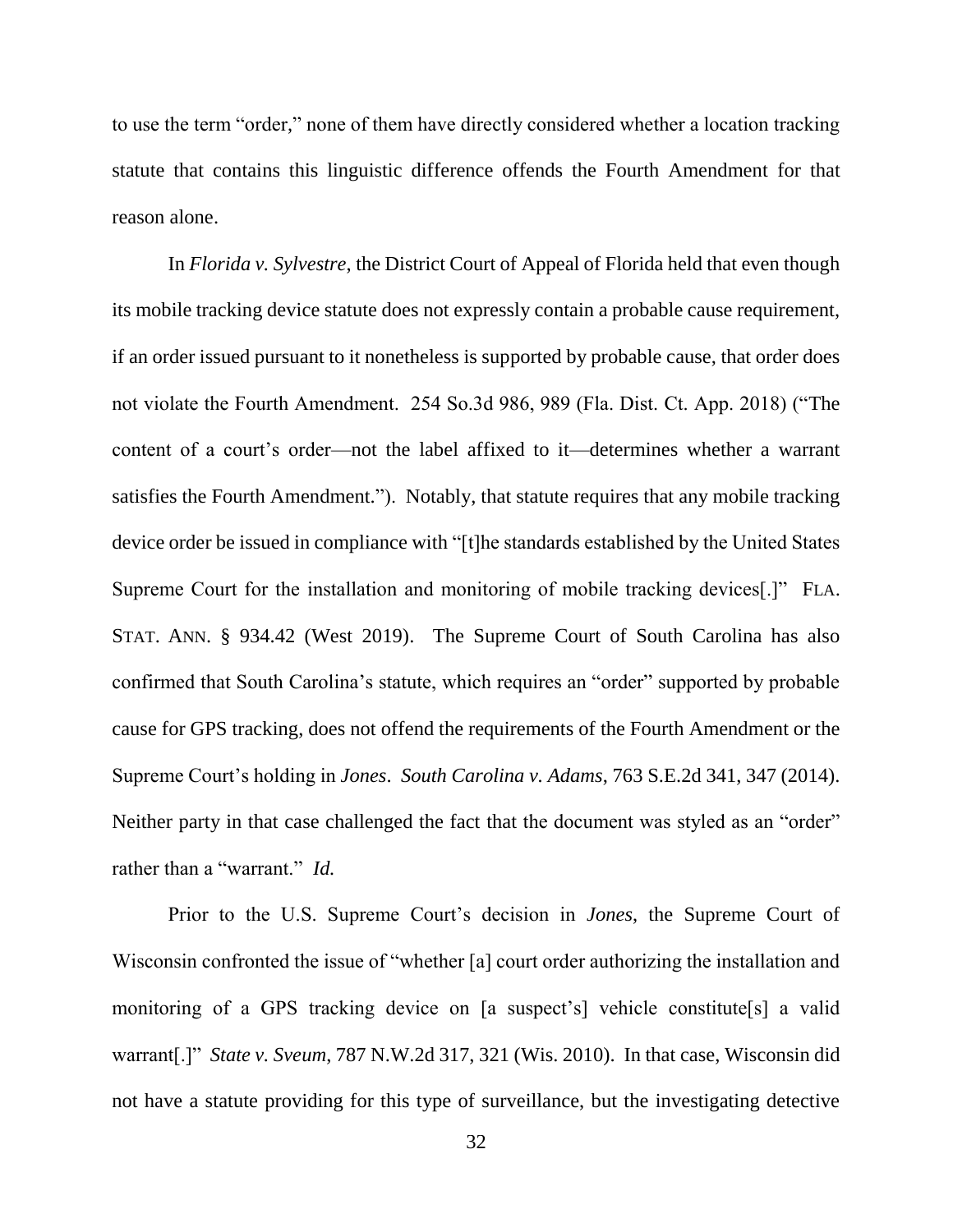to use the term "order," none of them have directly considered whether a location tracking statute that contains this linguistic difference offends the Fourth Amendment for that reason alone.

In *Florida v. Sylvestre*, the District Court of Appeal of Florida held that even though its mobile tracking device statute does not expressly contain a probable cause requirement, if an order issued pursuant to it nonetheless is supported by probable cause, that order does not violate the Fourth Amendment. 254 So.3d 986, 989 (Fla. Dist. Ct. App. 2018) ("The content of a court's order—not the label affixed to it—determines whether a warrant satisfies the Fourth Amendment."). Notably, that statute requires that any mobile tracking device order be issued in compliance with "[t]he standards established by the United States Supreme Court for the installation and monitoring of mobile tracking devices[.]" FLA. STAT. ANN. § 934.42 (West 2019). The Supreme Court of South Carolina has also confirmed that South Carolina's statute, which requires an "order" supported by probable cause for GPS tracking, does not offend the requirements of the Fourth Amendment or the Supreme Court's holding in *Jones*. *South Carolina v. Adams*, 763 S.E.2d 341, 347 (2014). Neither party in that case challenged the fact that the document was styled as an "order" rather than a "warrant." *Id.*

Prior to the U.S. Supreme Court's decision in *Jones*, the Supreme Court of Wisconsin confronted the issue of "whether [a] court order authorizing the installation and monitoring of a GPS tracking device on [a suspect's] vehicle constitute[s] a valid warrant[.]" *State v. Sveum*, 787 N.W.2d 317, 321 (Wis. 2010). In that case, Wisconsin did not have a statute providing for this type of surveillance, but the investigating detective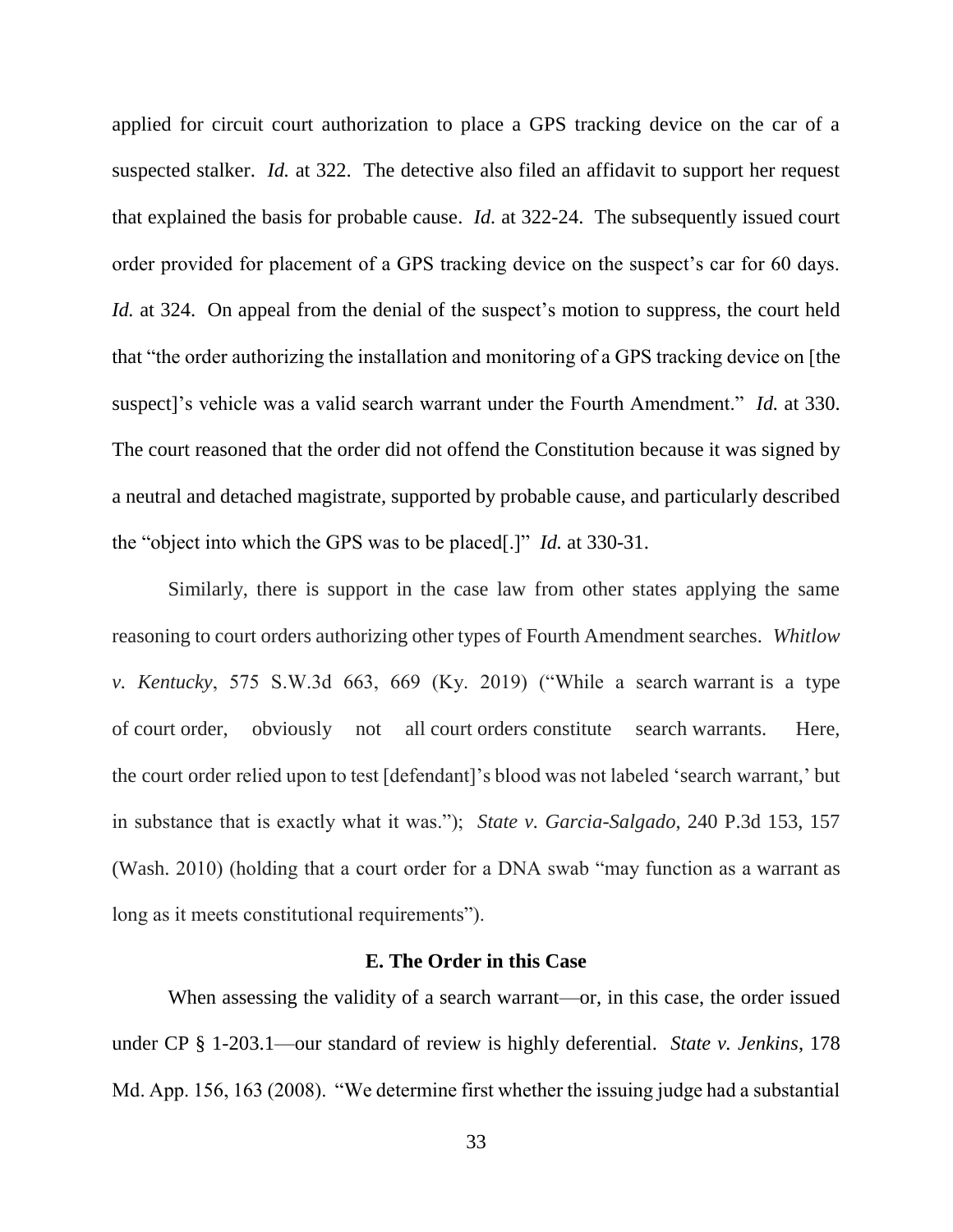applied for circuit court authorization to place a GPS tracking device on the car of a suspected stalker. *Id.* at 322. The detective also filed an affidavit to support her request that explained the basis for probable cause. *Id.* at 322-24. The subsequently issued court order provided for placement of a GPS tracking device on the suspect's car for 60 days. *Id.* at 324. On appeal from the denial of the suspect's motion to suppress, the court held that "the order authorizing the installation and monitoring of a GPS tracking device on [the suspect]'s vehicle was a valid search warrant under the Fourth Amendment." *Id.* at 330. The court reasoned that the order did not offend the Constitution because it was signed by a neutral and detached magistrate, supported by probable cause, and particularly described the "object into which the GPS was to be placed[.]" *Id.* at 330-31.

Similarly, there is support in the case law from other states applying the same reasoning to court orders authorizing other types of Fourth Amendment searches. *Whitlow v. Kentucky*, 575 S.W.3d 663, 669 (Ky. 2019) ("While a search warrant is a type of court order, obviously not all court orders constitute search warrants. Here, the court order relied upon to test [defendant]'s blood was not labeled 'search warrant,' but in substance that is exactly what it was."); *State v. Garcia-Salgado*, 240 P.3d 153, 157 (Wash. 2010) (holding that a court order for a DNA swab "may function as a warrant as long as it meets constitutional requirements").

### E. The Order in this Case

When assessing the validity of a search warrant—or, in this case, the order issued under CP § 1-203.1—our standard of review is highly deferential. *State v. Jenkins*, 178 Md. App. 156, 163 (2008). "We determine first whether the issuing judge had a substantial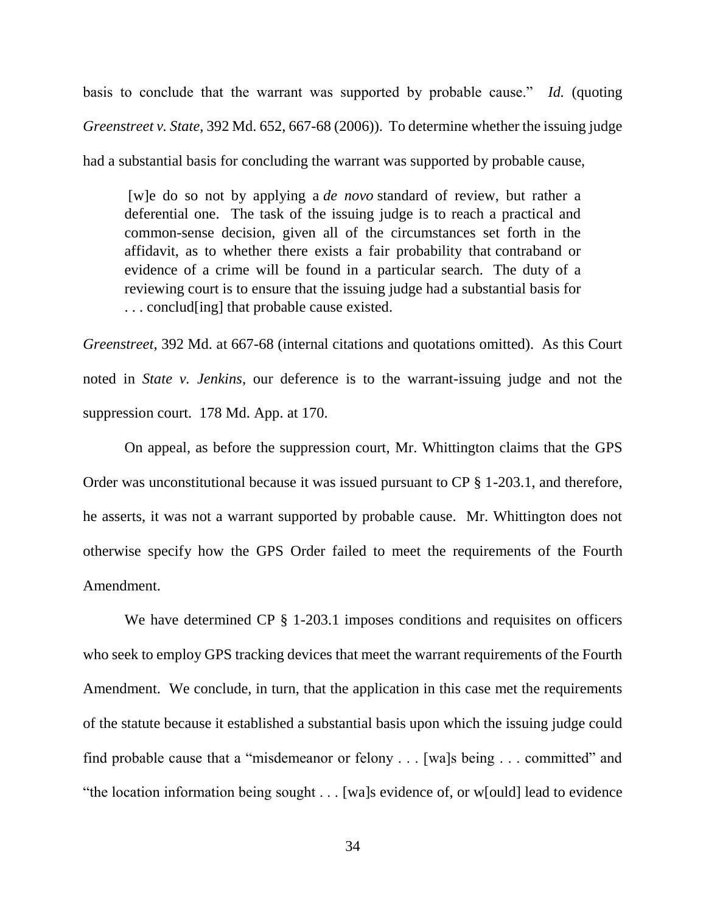basis to conclude that the warrant was supported by probable cause." *Id.* (quoting *Greenstreet v. State*, 392 Md. 652, 667-68 (2006)). To determine whether the issuing judge had a substantial basis for concluding the warrant was supported by probable cause,

> [w]e do so not by applying a *de novo* standard of review, but rather a deferential one. The task of the issuing judge is to reach a practical and common-sense decision, given all of the circumstances set forth in the affidavit, as to whether there exists a fair probability that contraband or evidence of a crime will be found in a particular search. The duty of a reviewing court is to ensure that the issuing judge had a substantial basis for . . . conclud[ing] that probable cause existed.

*Greenstreet*, 392 Md. at 667-68 (internal citations and quotations omitted). As this Court noted in *State v. Jenkins*, our deference is to the warrant-issuing judge and not the suppression court. 178 Md. App. at 170.

On appeal, as before the suppression court, Mr. Whittington claims that the GPS Order was unconstitutional because it was issued pursuant to CP § 1-203.1, and therefore, he asserts, it was not a warrant supported by probable cause. Mr. Whittington does not otherwise specify how the GPS Order failed to meet the requirements of the Fourth Amendment.

We have determined CP § 1-203.1 imposes conditions and requisites on officers who seek to employ GPS tracking devices that meet the warrant requirements of the Fourth Amendment. We conclude, in turn, that the application in this case met the requirements of the statute because it established a substantial basis upon which the issuing judge could find probable cause that a "misdemeanor or felony . . . [wa]s being . . . committed" and "the location information being sought . . . [wa]s evidence of, or w[ould] lead to evidence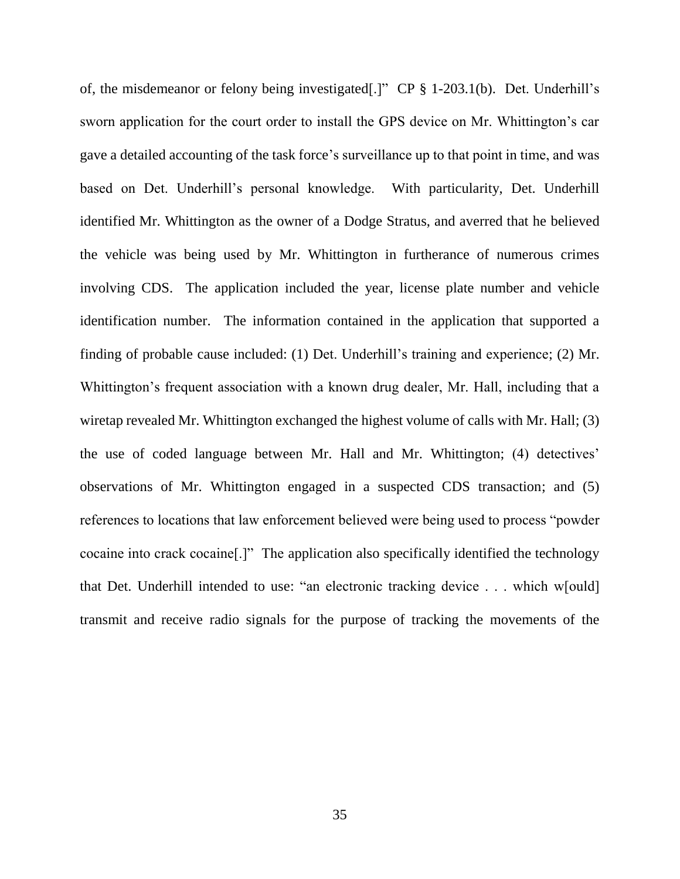of, the misdemeanor or felony being investigated[.]" CP § 1-203.1(b). Det. Underhill's sworn application for the court order to install the GPS device on Mr. Whittington's car gave a detailed accounting of the task force's surveillance up to that point in time, and was based on Det. Underhill's personal knowledge. With particularity, Det. Underhill identified Mr. Whittington as the owner of a Dodge Stratus, and averred that he believed the vehicle was being used by Mr. Whittington in furtherance of numerous crimes involving CDS. The application included the year, license plate number and vehicle identification number. The information contained in the application that supported a finding of probable cause included: (1) Det. Underhill's training and experience; (2) Mr. Whittington's frequent association with a known drug dealer, Mr. Hall, including that a wiretap revealed Mr. Whittington exchanged the highest volume of calls with Mr. Hall; (3) the use of coded language between Mr. Hall and Mr. Whittington; (4) detectives' observations of Mr. Whittington engaged in a suspected CDS transaction; and (5) references to locations that law enforcement believed were being used to process "powder cocaine into crack cocaine[.]" The application also specifically identified the technology that Det. Underhill intended to use: "an electronic tracking device . . . which w[ould] transmit and receive radio signals for the purpose of tracking the movements of the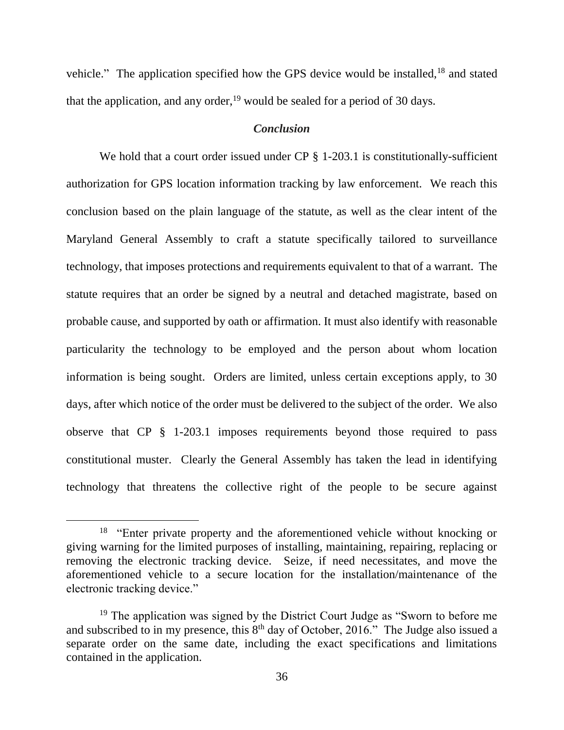vehicle." The application specified how the GPS device would be installed,[18] and stated that the application, and any order,[19] would be sealed for a period of 30 days.

### *Conclusion*

We hold that a court order issued under CP § 1-203.1 is constitutionally-sufficient authorization for GPS location information tracking by law enforcement. We reach this conclusion based on the plain language of the statute, as well as the clear intent of the Maryland General Assembly to craft a statute specifically tailored to surveillance technology, that imposes protections and requirements equivalent to that of a warrant. The statute requires that an order be signed by a neutral and detached magistrate, based on probable cause, and supported by oath or affirmation. It must also identify with reasonable particularity the technology to be employed and the person about whom location information is being sought. Orders are limited, unless certain exceptions apply, to 30 days, after which notice of the order must be delivered to the subject of the order. We also observe that CP § 1-203.1 imposes requirements beyond those required to pass constitutional muster. Clearly the General Assembly has taken the lead in identifying technology that threatens the collective right of the people to be secure against

---

[18] "Enter private property and the aforementioned vehicle without knocking or giving warning for the limited purposes of installing, maintaining, repairing, replacing or removing the electronic tracking device. Seize, if need necessitates, and move the aforementioned vehicle to a secure location for the installation/maintenance of the electronic tracking device."

[19] The application was signed by the District Court Judge as "Sworn to before me and subscribed to in my presence, this 8th day of October, 2016." The Judge also issued a separate order on the same date, including the exact specifications and limitations contained in the application.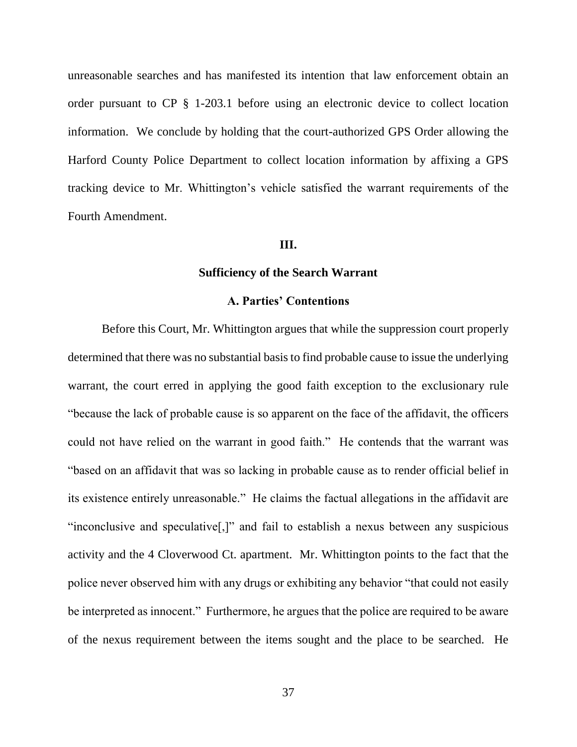unreasonable searches and has manifested its intention that law enforcement obtain an order pursuant to CP § 1-203.1 before using an electronic device to collect location information. We conclude by holding that the court-authorized GPS Order allowing the Harford County Police Department to collect location information by affixing a GPS tracking device to Mr. Whittington's vehicle satisfied the warrant requirements of the Fourth Amendment.

## III.

## Sufficiency of the Search Warrant

### A. Parties' Contentions

Before this Court, Mr. Whittington argues that while the suppression court properly determined that there was no substantial basis to find probable cause to issue the underlying warrant, the court erred in applying the good faith exception to the exclusionary rule "because the lack of probable cause is so apparent on the face of the affidavit, the officers could not have relied on the warrant in good faith." He contends that the warrant was "based on an affidavit that was so lacking in probable cause as to render official belief in its existence entirely unreasonable." He claims the factual allegations in the affidavit are "inconclusive and speculative[,]" and fail to establish a nexus between any suspicious activity and the 4 Cloverwood Ct. apartment. Mr. Whittington points to the fact that the police never observed him with any drugs or exhibiting any behavior "that could not easily be interpreted as innocent." Furthermore, he argues that the police are required to be aware of the nexus requirement between the items sought and the place to be searched. He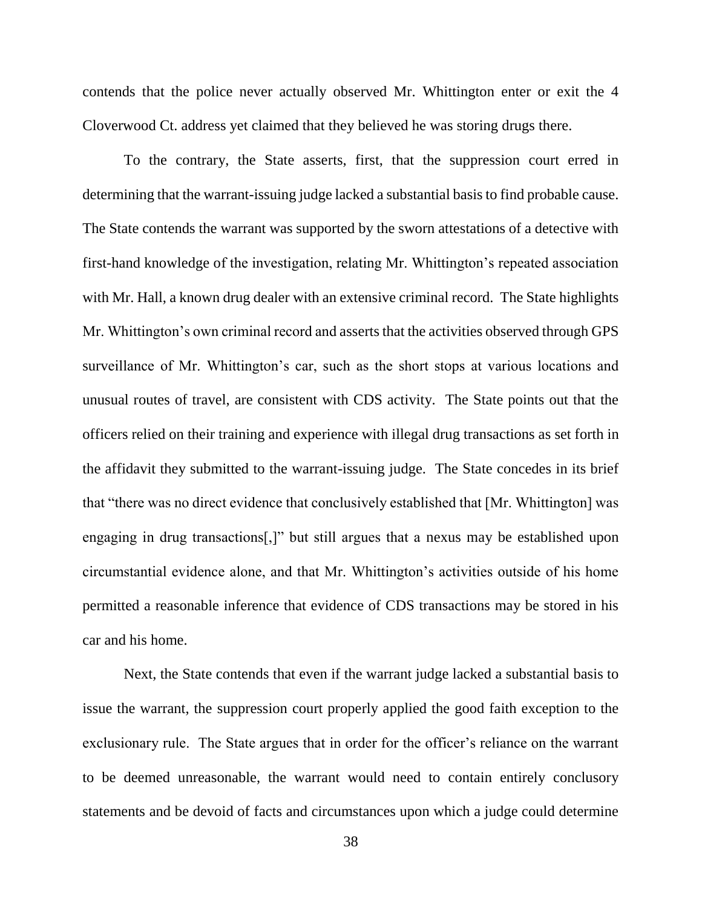contends that the police never actually observed Mr. Whittington enter or exit the 4 Cloverwood Ct. address yet claimed that they believed he was storing drugs there.

To the contrary, the State asserts, first, that the suppression court erred in determining that the warrant-issuing judge lacked a substantial basis to find probable cause. The State contends the warrant was supported by the sworn attestations of a detective with first-hand knowledge of the investigation, relating Mr. Whittington's repeated association with Mr. Hall, a known drug dealer with an extensive criminal record. The State highlights Mr. Whittington's own criminal record and asserts that the activities observed through GPS surveillance of Mr. Whittington's car, such as the short stops at various locations and unusual routes of travel, are consistent with CDS activity. The State points out that the officers relied on their training and experience with illegal drug transactions as set forth in the affidavit they submitted to the warrant-issuing judge. The State concedes in its brief that "there was no direct evidence that conclusively established that [Mr. Whittington] was engaging in drug transactions[,]" but still argues that a nexus may be established upon circumstantial evidence alone, and that Mr. Whittington's activities outside of his home permitted a reasonable inference that evidence of CDS transactions may be stored in his car and his home.

Next, the State contends that even if the warrant judge lacked a substantial basis to issue the warrant, the suppression court properly applied the good faith exception to the exclusionary rule. The State argues that in order for the officer's reliance on the warrant to be deemed unreasonable, the warrant would need to contain entirely conclusory statements and be devoid of facts and circumstances upon which a judge could determine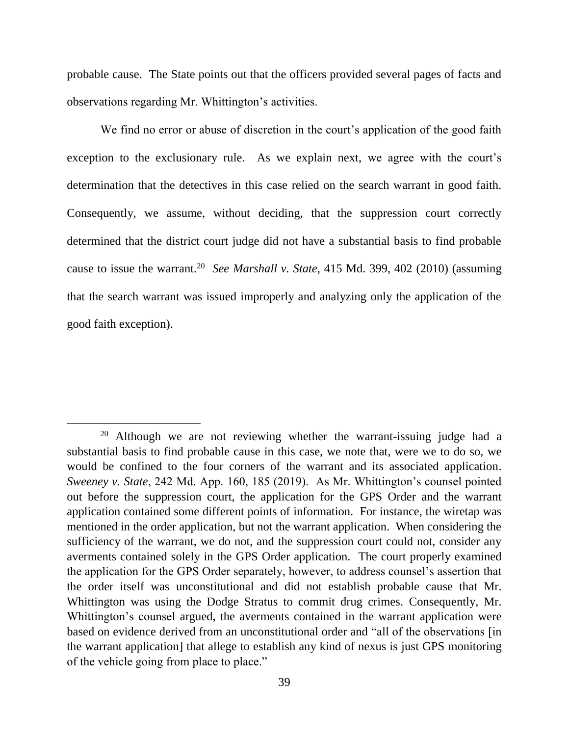probable cause. The State points out that the officers provided several pages of facts and observations regarding Mr. Whittington's activities.

We find no error or abuse of discretion in the court's application of the good faith exception to the exclusionary rule. As we explain next, we agree with the court's determination that the detectives in this case relied on the search warrant in good faith. Consequently, we assume, without deciding, that the suppression court correctly determined that the district court judge did not have a substantial basis to find probable cause to issue the warrant.[20] *See Marshall v. State*, 415 Md. 399, 402 (2010) (assuming that the search warrant was issued improperly and analyzing only the application of the good faith exception).

---

[20] Although we are not reviewing whether the warrant-issuing judge had a substantial basis to find probable cause in this case, we note that, were we to do so, we would be confined to the four corners of the warrant and its associated application. *Sweeney v. State*, 242 Md. App. 160, 185 (2019). As Mr. Whittington's counsel pointed out before the suppression court, the application for the GPS Order and the warrant application contained some different points of information. For instance, the wiretap was mentioned in the order application, but not the warrant application. When considering the sufficiency of the warrant, we do not, and the suppression court could not, consider any averments contained solely in the GPS Order application. The court properly examined the application for the GPS Order separately, however, to address counsel's assertion that the order itself was unconstitutional and did not establish probable cause that Mr. Whittington was using the Dodge Stratus to commit drug crimes. Consequently, Mr. Whittington's counsel argued, the averments contained in the warrant application were based on evidence derived from an unconstitutional order and "all of the observations [in the warrant application] that allege to establish any kind of nexus is just GPS monitoring of the vehicle going from place to place."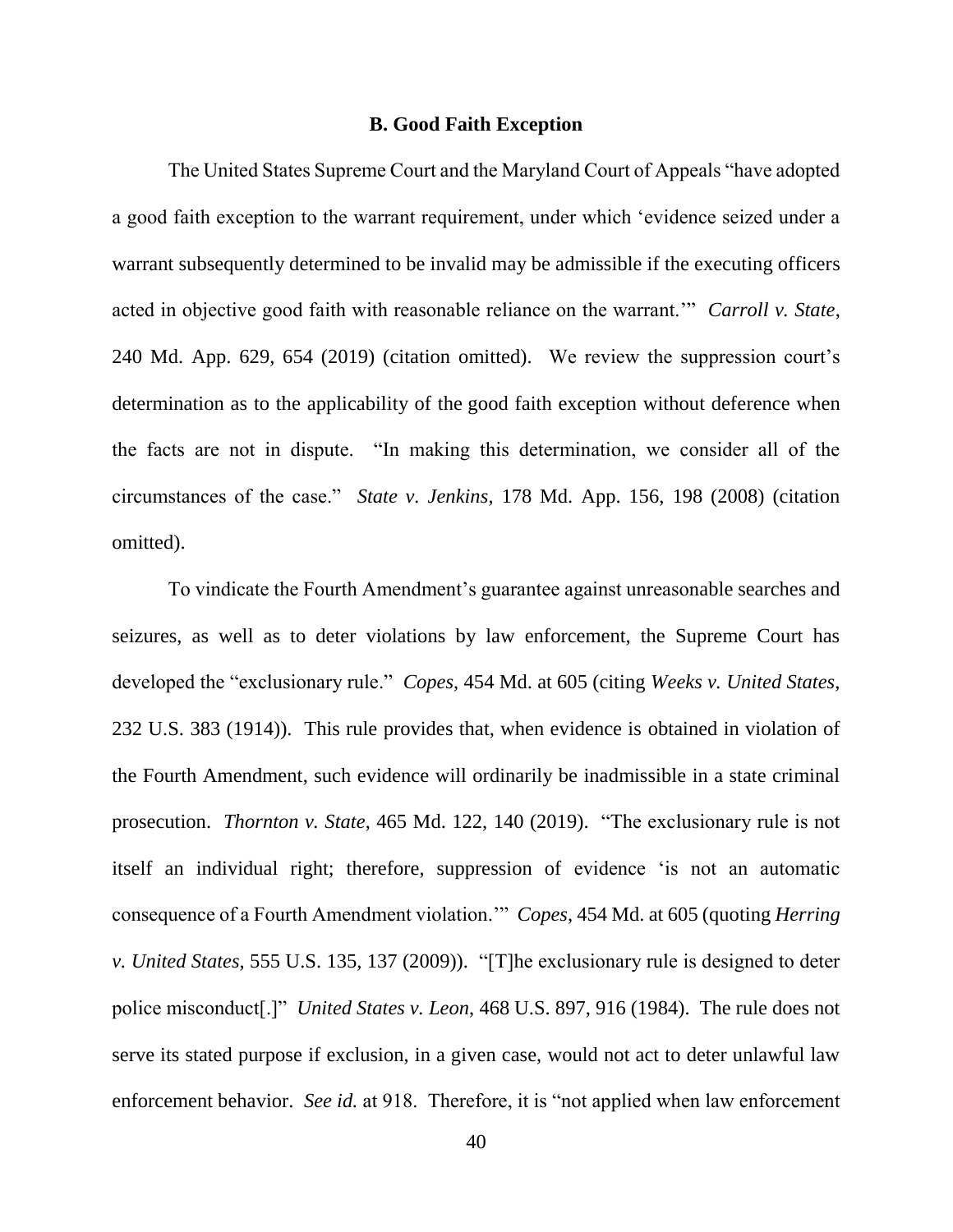### B. Good Faith Exception

The United States Supreme Court and the Maryland Court of Appeals "have adopted a good faith exception to the warrant requirement, under which 'evidence seized under a warrant subsequently determined to be invalid may be admissible if the executing officers acted in objective good faith with reasonable reliance on the warrant.'" *Carroll v. State*, 240 Md. App. 629, 654 (2019) (citation omitted). We review the suppression court's determination as to the applicability of the good faith exception without deference when the facts are not in dispute. "In making this determination, we consider all of the circumstances of the case." *State v. Jenkins*, 178 Md. App. 156, 198 (2008) (citation omitted).

To vindicate the Fourth Amendment's guarantee against unreasonable searches and seizures, as well as to deter violations by law enforcement, the Supreme Court has developed the "exclusionary rule." *Copes*, 454 Md. at 605 (citing *Weeks v. United States*, 232 U.S. 383 (1914)). This rule provides that, when evidence is obtained in violation of the Fourth Amendment, such evidence will ordinarily be inadmissible in a state criminal prosecution. *Thornton v. State*, 465 Md. 122, 140 (2019). "The exclusionary rule is not itself an individual right; therefore, suppression of evidence 'is not an automatic consequence of a Fourth Amendment violation.'" *Copes*, 454 Md. at 605 (quoting *Herring v. United States*, 555 U.S. 135, 137 (2009)). "[T]he exclusionary rule is designed to deter police misconduct[.]" *United States v. Leon*, 468 U.S. 897, 916 (1984). The rule does not serve its stated purpose if exclusion, in a given case, would not act to deter unlawful law enforcement behavior. *See id.* at 918. Therefore, it is "not applied when law enforcement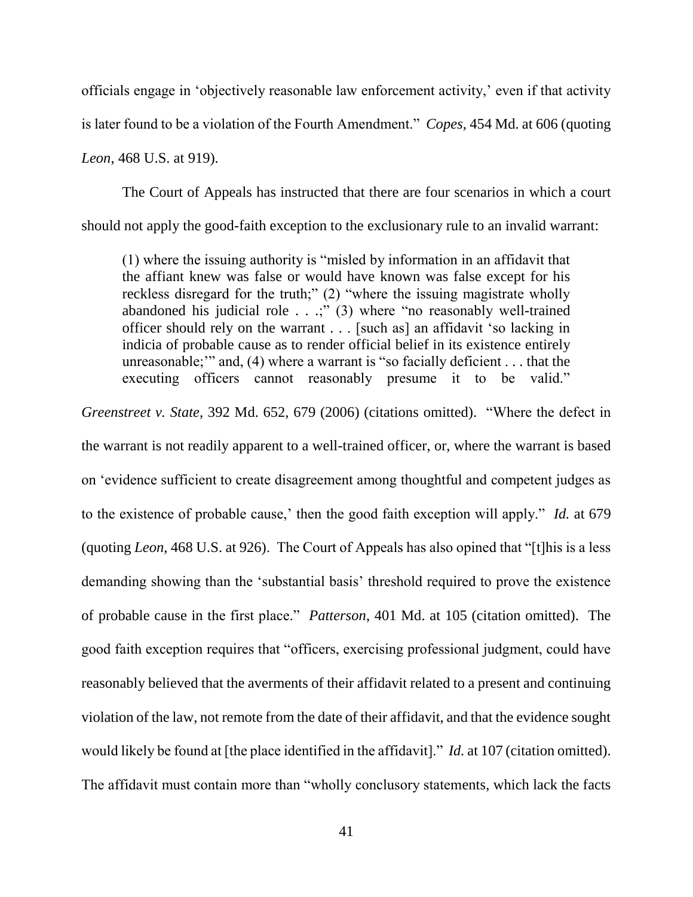officials engage in 'objectively reasonable law enforcement activity,' even if that activity is later found to be a violation of the Fourth Amendment." *Copes*, 454 Md. at 606 (quoting *Leon*, 468 U.S. at 919).

The Court of Appeals has instructed that there are four scenarios in which a court should not apply the good-faith exception to the exclusionary rule to an invalid warrant:

> (1) where the issuing authority is "misled by information in an affidavit that the affiant knew was false or would have known was false except for his reckless disregard for the truth;" (2) "where the issuing magistrate wholly abandoned his judicial role . . .;" (3) where "no reasonably well-trained officer should rely on the warrant . . . [such as] an affidavit 'so lacking in indicia of probable cause as to render official belief in its existence entirely unreasonable;'" and, (4) where a warrant is "so facially deficient . . . that the executing officers cannot reasonably presume it to be valid."

*Greenstreet v. State*, 392 Md. 652, 679 (2006) (citations omitted). "Where the defect in the warrant is not readily apparent to a well-trained officer, or, where the warrant is based on 'evidence sufficient to create disagreement among thoughtful and competent judges as to the existence of probable cause,' then the good faith exception will apply." *Id.* at 679 (quoting *Leon*, 468 U.S. at 926). The Court of Appeals has also opined that "[t]his is a less demanding showing than the 'substantial basis' threshold required to prove the existence of probable cause in the first place." *Patterson*, 401 Md. at 105 (citation omitted). The good faith exception requires that "officers, exercising professional judgment, could have reasonably believed that the averments of their affidavit related to a present and continuing violation of the law, not remote from the date of their affidavit, and that the evidence sought would likely be found at [the place identified in the affidavit]." *Id.* at 107 (citation omitted). The affidavit must contain more than "wholly conclusory statements, which lack the facts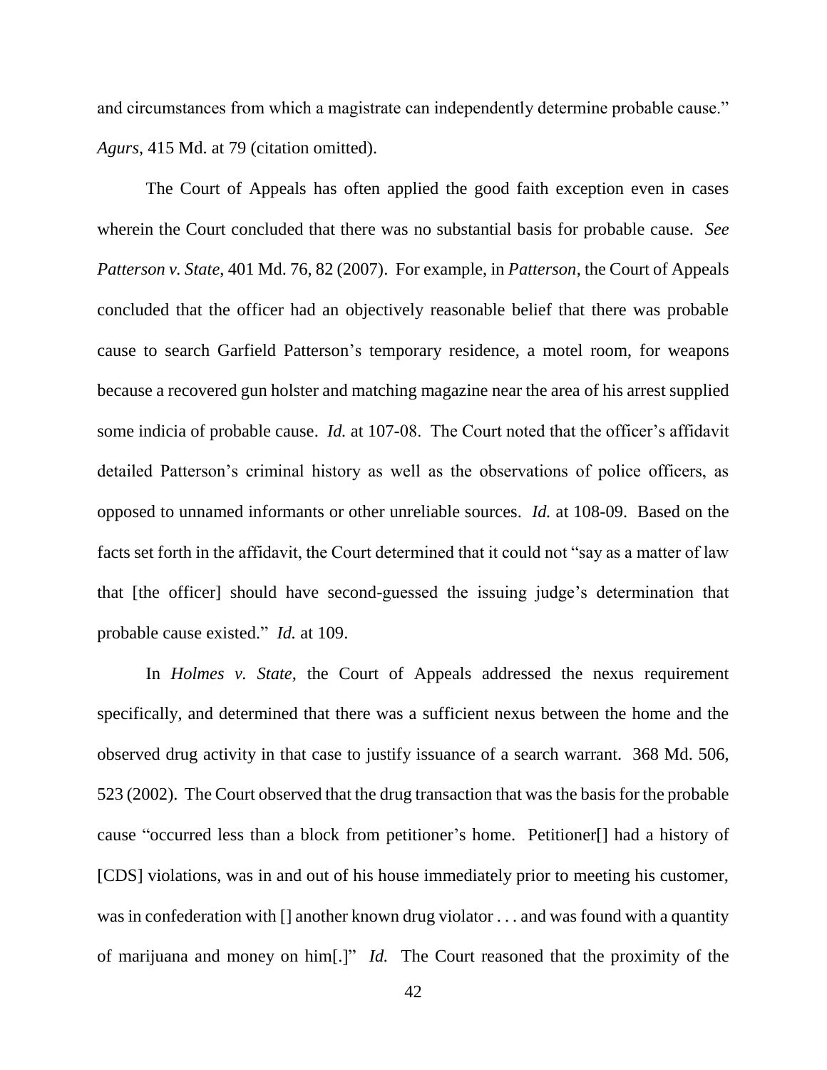and circumstances from which a magistrate can independently determine probable cause." *Agurs*, 415 Md. at 79 (citation omitted).

The Court of Appeals has often applied the good faith exception even in cases wherein the Court concluded that there was no substantial basis for probable cause. *See Patterson v. State*, 401 Md. 76, 82 (2007). For example, in *Patterson*, the Court of Appeals concluded that the officer had an objectively reasonable belief that there was probable cause to search Garfield Patterson's temporary residence, a motel room, for weapons because a recovered gun holster and matching magazine near the area of his arrest supplied some indicia of probable cause. *Id.* at 107-08. The Court noted that the officer's affidavit detailed Patterson's criminal history as well as the observations of police officers, as opposed to unnamed informants or other unreliable sources. *Id.* at 108-09. Based on the facts set forth in the affidavit, the Court determined that it could not "say as a matter of law that [the officer] should have second-guessed the issuing judge's determination that probable cause existed." *Id.* at 109.

In *Holmes v. State*, the Court of Appeals addressed the nexus requirement specifically, and determined that there was a sufficient nexus between the home and the observed drug activity in that case to justify issuance of a search warrant. 368 Md. 506, 523 (2002). The Court observed that the drug transaction that was the basis for the probable cause "occurred less than a block from petitioner's home. Petitioner[] had a history of [CDS] violations, was in and out of his house immediately prior to meeting his customer, was in confederation with [] another known drug violator . . . and was found with a quantity of marijuana and money on him[.]" *Id.* The Court reasoned that the proximity of the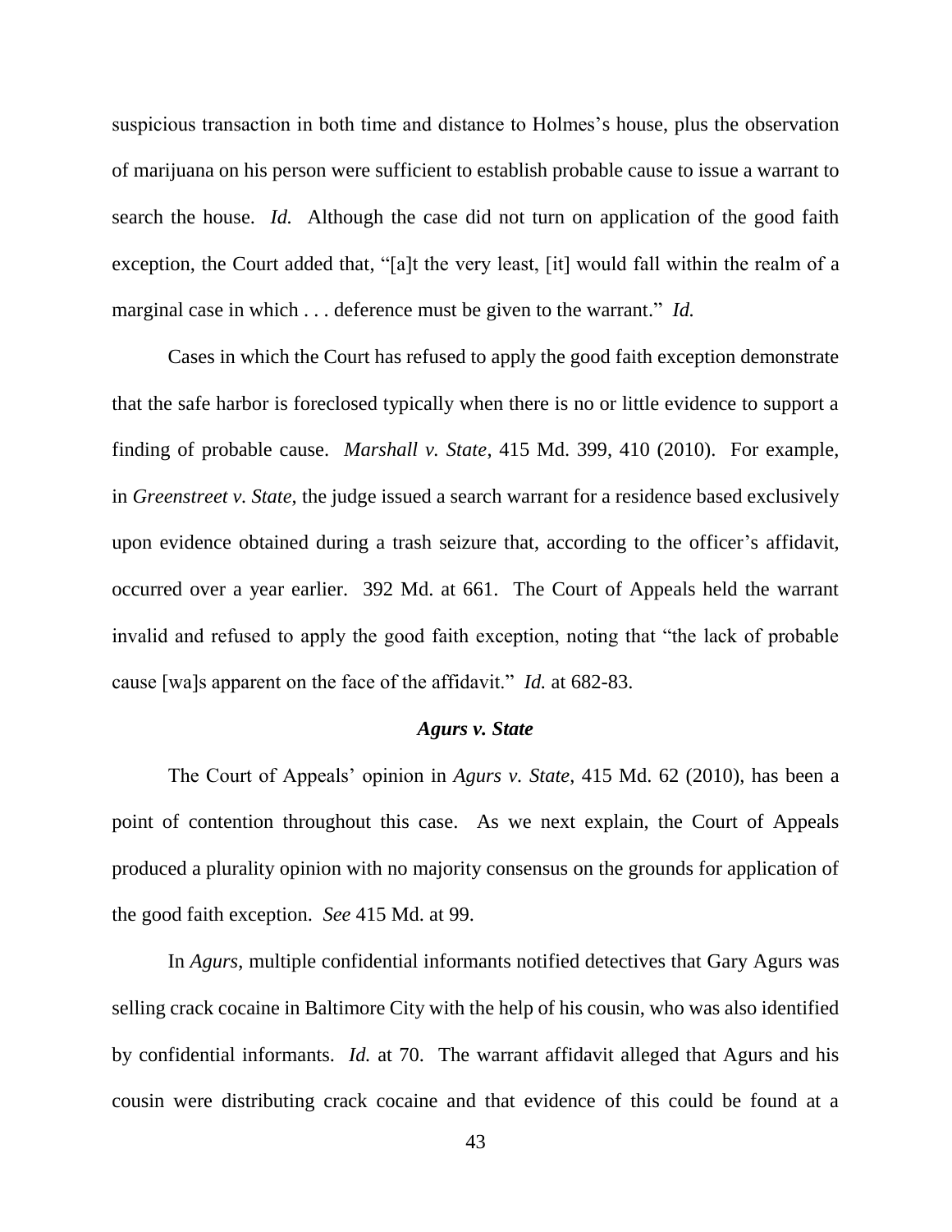suspicious transaction in both time and distance to Holmes's house, plus the observation of marijuana on his person were sufficient to establish probable cause to issue a warrant to search the house. *Id.* Although the case did not turn on application of the good faith exception, the Court added that, "[a]t the very least, [it] would fall within the realm of a marginal case in which . . . deference must be given to the warrant." *Id.*

Cases in which the Court has refused to apply the good faith exception demonstrate that the safe harbor is foreclosed typically when there is no or little evidence to support a finding of probable cause. *Marshall v. State*, 415 Md. 399, 410 (2010). For example, in *Greenstreet v. State*, the judge issued a search warrant for a residence based exclusively upon evidence obtained during a trash seizure that, according to the officer's affidavit, occurred over a year earlier. 392 Md. at 661. The Court of Appeals held the warrant invalid and refused to apply the good faith exception, noting that "the lack of probable cause [wa]s apparent on the face of the affidavit." *Id.* at 682-83.

***Agurs v. State***

The Court of Appeals' opinion in *Agurs v. State*, 415 Md. 62 (2010), has been a point of contention throughout this case. As we next explain, the Court of Appeals produced a plurality opinion with no majority consensus on the grounds for application of the good faith exception. *See* 415 Md. at 99.

In *Agurs*, multiple confidential informants notified detectives that Gary Agurs was selling crack cocaine in Baltimore City with the help of his cousin, who was also identified by confidential informants. *Id.* at 70. The warrant affidavit alleged that Agurs and his cousin were distributing crack cocaine and that evidence of this could be found at a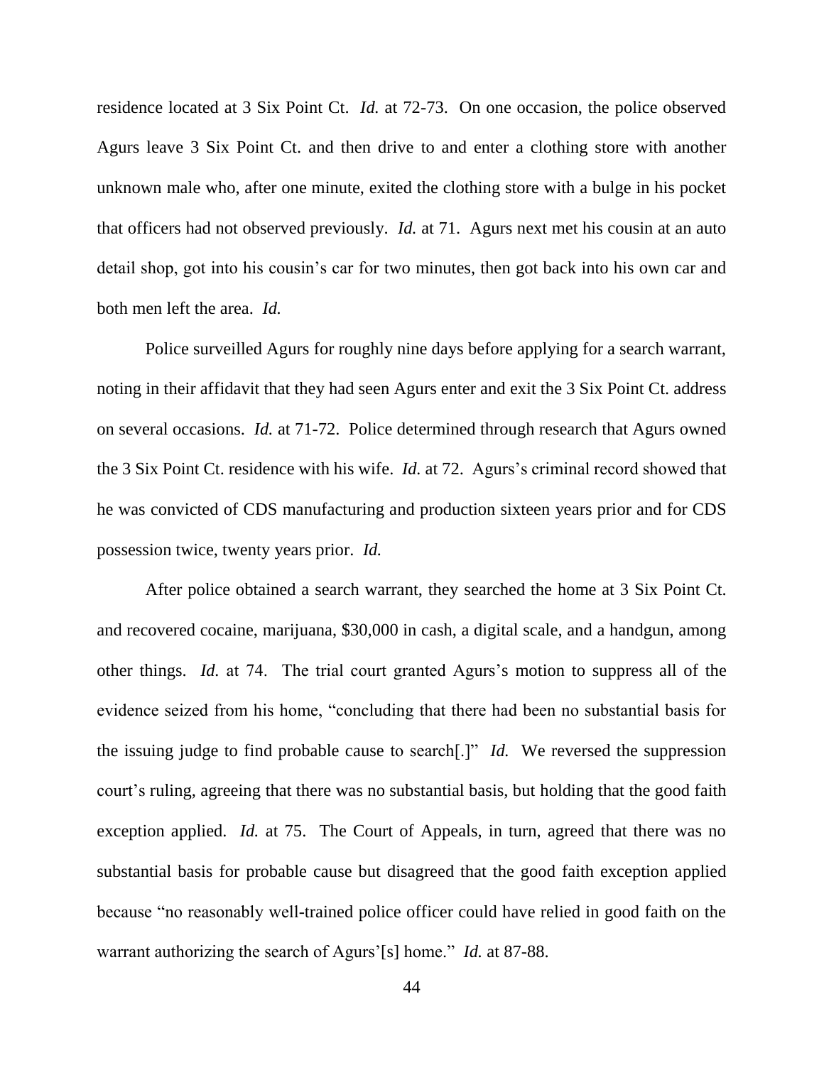residence located at 3 Six Point Ct. *Id.* at 72-73. On one occasion, the police observed Agurs leave 3 Six Point Ct. and then drive to and enter a clothing store with another unknown male who, after one minute, exited the clothing store with a bulge in his pocket that officers had not observed previously. *Id.* at 71. Agurs next met his cousin at an auto detail shop, got into his cousin's car for two minutes, then got back into his own car and both men left the area. *Id.*

Police surveilled Agurs for roughly nine days before applying for a search warrant, noting in their affidavit that they had seen Agurs enter and exit the 3 Six Point Ct. address on several occasions. *Id.* at 71-72. Police determined through research that Agurs owned the 3 Six Point Ct. residence with his wife. *Id.* at 72. Agurs's criminal record showed that he was convicted of CDS manufacturing and production sixteen years prior and for CDS possession twice, twenty years prior. *Id.*

After police obtained a search warrant, they searched the home at 3 Six Point Ct. and recovered cocaine, marijuana, $30,000 in cash, a digital scale, and a handgun, among other things. *Id.* at 74. The trial court granted Agurs's motion to suppress all of the evidence seized from his home, "concluding that there had been no substantial basis for the issuing judge to find probable cause to search[.]" *Id.* We reversed the suppression court's ruling, agreeing that there was no substantial basis, but holding that the good faith exception applied. *Id.* at 75. The Court of Appeals, in turn, agreed that there was no substantial basis for probable cause but disagreed that the good faith exception applied because "no reasonably well-trained police officer could have relied in good faith on the warrant authorizing the search of Agurs'[s] home." *Id.* at 87-88.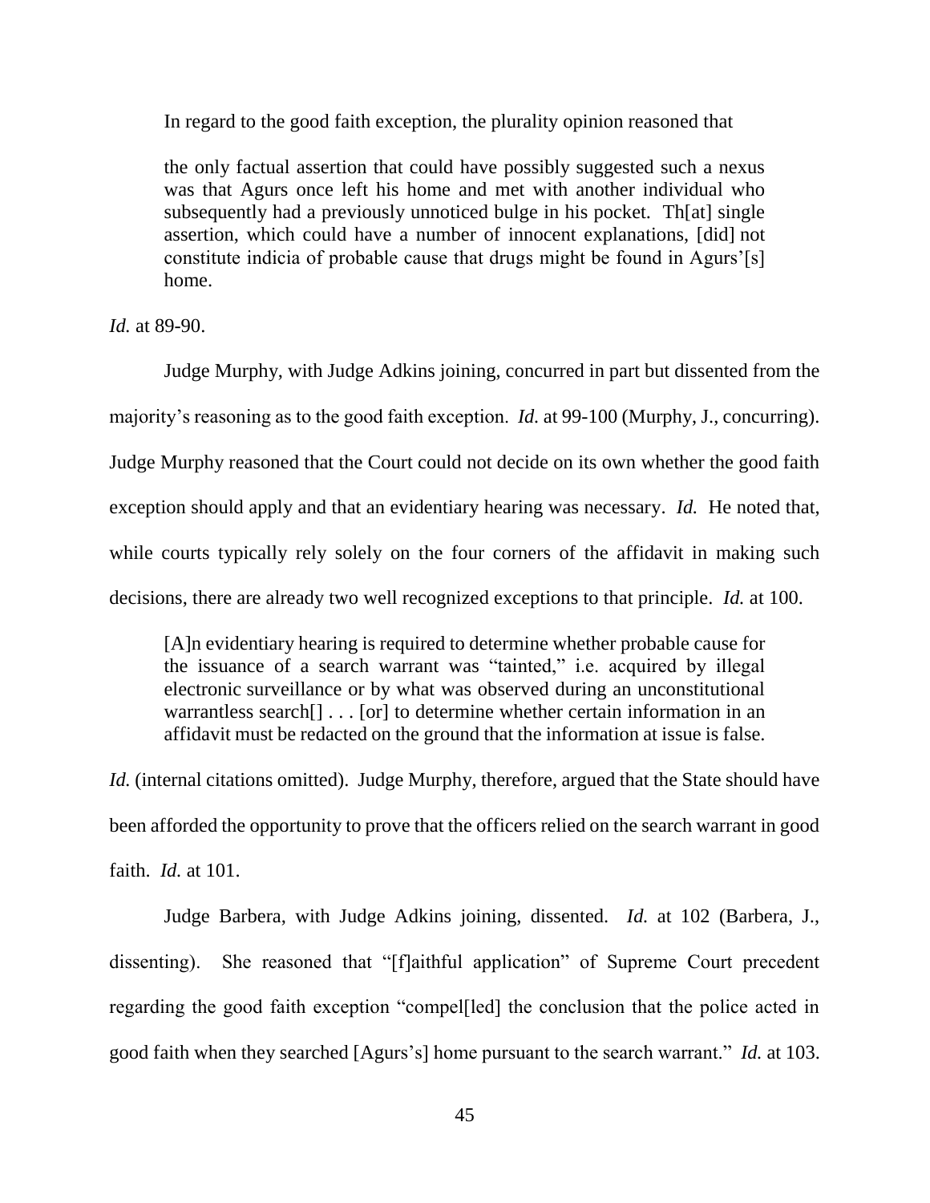In regard to the good faith exception, the plurality opinion reasoned that

> the only factual assertion that could have possibly suggested such a nexus was that Agurs once left his home and met with another individual who subsequently had a previously unnoticed bulge in his pocket. Th[at] single assertion, which could have a number of innocent explanations, [did] not constitute indicia of probable cause that drugs might be found in Agurs'[s] home.

*Id.* at 89-90.

Judge Murphy, with Judge Adkins joining, concurred in part but dissented from the majority's reasoning as to the good faith exception. *Id.* at 99-100 (Murphy, J., concurring). Judge Murphy reasoned that the Court could not decide on its own whether the good faith exception should apply and that an evidentiary hearing was necessary. *Id.* He noted that, while courts typically rely solely on the four corners of the affidavit in making such decisions, there are already two well recognized exceptions to that principle. *Id.* at 100.

> [A]n evidentiary hearing is required to determine whether probable cause for the issuance of a search warrant was "tainted," i.e. acquired by illegal electronic surveillance or by what was observed during an unconstitutional warrantless search[] . . . [or] to determine whether certain information in an affidavit must be redacted on the ground that the information at issue is false.

*Id.* (internal citations omitted). Judge Murphy, therefore, argued that the State should have been afforded the opportunity to prove that the officers relied on the search warrant in good faith. *Id.* at 101.

Judge Barbera, with Judge Adkins joining, dissented. *Id.* at 102 (Barbera, J., dissenting). She reasoned that "[f]aithful application" of Supreme Court precedent regarding the good faith exception "compel[led] the conclusion that the police acted in good faith when they searched [Agurs's] home pursuant to the search warrant." *Id.* at 103.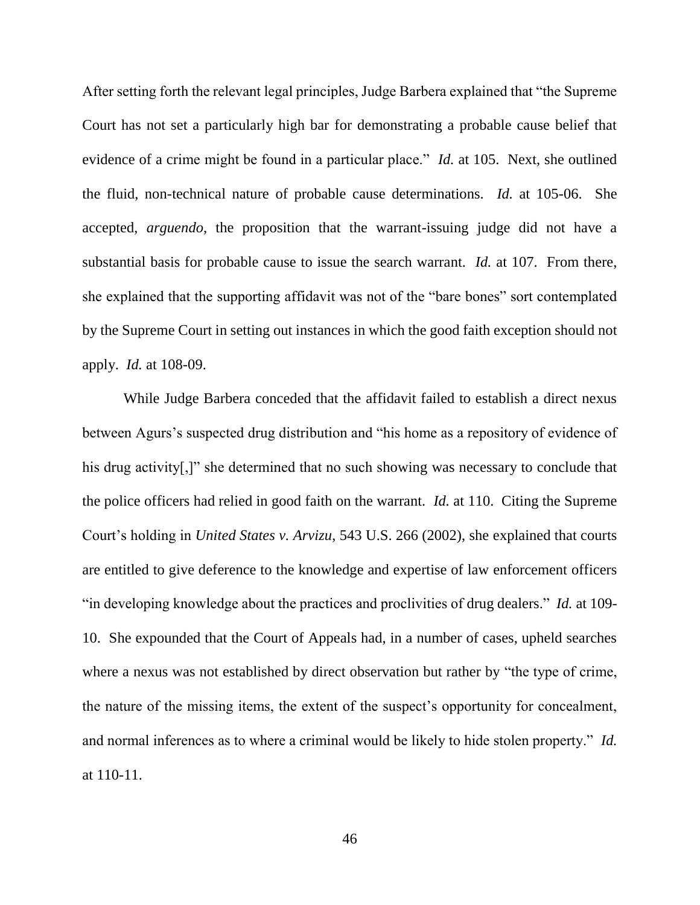After setting forth the relevant legal principles, Judge Barbera explained that "the Supreme Court has not set a particularly high bar for demonstrating a probable cause belief that evidence of a crime might be found in a particular place." *Id.* at 105. Next, she outlined the fluid, non-technical nature of probable cause determinations. *Id.* at 105-06. She accepted, *arguendo*, the proposition that the warrant-issuing judge did not have a substantial basis for probable cause to issue the search warrant. *Id.* at 107. From there, she explained that the supporting affidavit was not of the "bare bones" sort contemplated by the Supreme Court in setting out instances in which the good faith exception should not apply. *Id.* at 108-09.

While Judge Barbera conceded that the affidavit failed to establish a direct nexus between Agurs's suspected drug distribution and "his home as a repository of evidence of his drug activity[,]" she determined that no such showing was necessary to conclude that the police officers had relied in good faith on the warrant. *Id.* at 110. Citing the Supreme Court's holding in *United States v. Arvizu*, 543 U.S. 266 (2002), she explained that courts are entitled to give deference to the knowledge and expertise of law enforcement officers "in developing knowledge about the practices and proclivities of drug dealers." *Id.* at 109-10. She expounded that the Court of Appeals had, in a number of cases, upheld searches where a nexus was not established by direct observation but rather by "the type of crime, the nature of the missing items, the extent of the suspect's opportunity for concealment, and normal inferences as to where a criminal would be likely to hide stolen property." *Id.* at 110-11.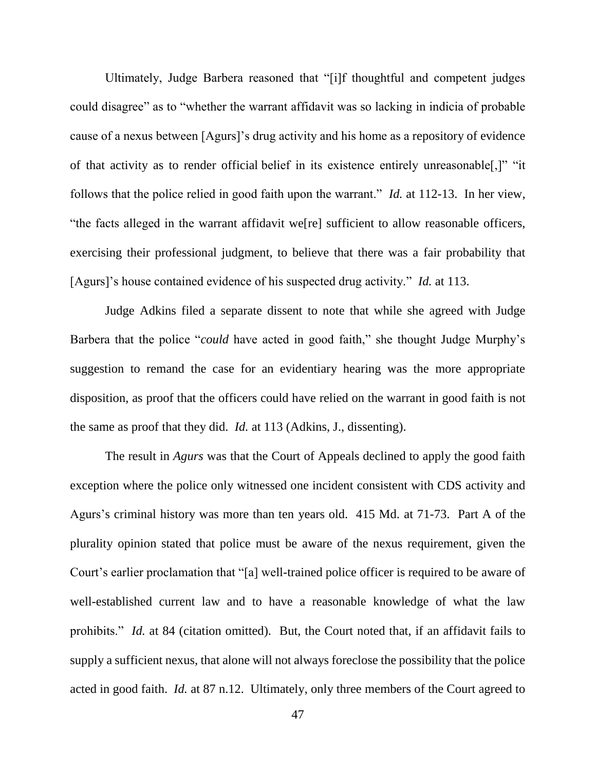Ultimately, Judge Barbera reasoned that "[i]f thoughtful and competent judges could disagree" as to "whether the warrant affidavit was so lacking in indicia of probable cause of a nexus between [Agurs]'s drug activity and his home as a repository of evidence of that activity as to render official belief in its existence entirely unreasonable[,]" "it follows that the police relied in good faith upon the warrant." *Id.* at 112-13. In her view, "the facts alleged in the warrant affidavit we[re] sufficient to allow reasonable officers, exercising their professional judgment, to believe that there was a fair probability that [Agurs]'s house contained evidence of his suspected drug activity." *Id.* at 113.

Judge Adkins filed a separate dissent to note that while she agreed with Judge Barbera that the police "*could* have acted in good faith," she thought Judge Murphy's suggestion to remand the case for an evidentiary hearing was the more appropriate disposition, as proof that the officers could have relied on the warrant in good faith is not the same as proof that they did. *Id.* at 113 (Adkins, J., dissenting).

The result in *Agurs* was that the Court of Appeals declined to apply the good faith exception where the police only witnessed one incident consistent with CDS activity and Agurs's criminal history was more than ten years old. 415 Md. at 71-73. Part A of the plurality opinion stated that police must be aware of the nexus requirement, given the Court's earlier proclamation that "[a] well-trained police officer is required to be aware of well-established current law and to have a reasonable knowledge of what the law prohibits." *Id.* at 84 (citation omitted). But, the Court noted that, if an affidavit fails to supply a sufficient nexus, that alone will not always foreclose the possibility that the police acted in good faith. *Id.* at 87 n.12. Ultimately, only three members of the Court agreed to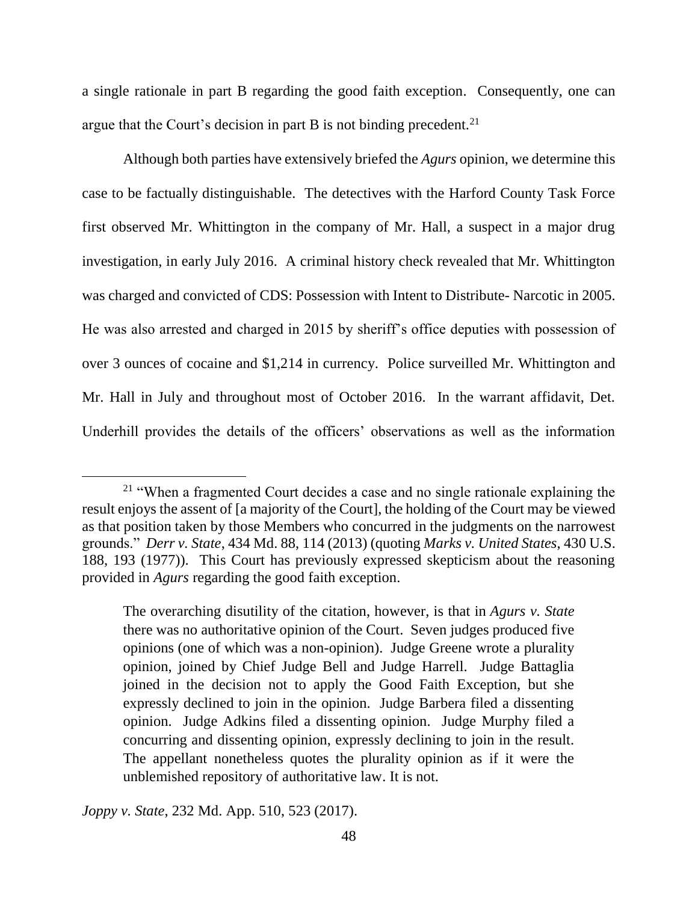a single rationale in part B regarding the good faith exception. Consequently, one can argue that the Court's decision in part B is not binding precedent.[21]

Although both parties have extensively briefed the *Agurs* opinion, we determine this case to be factually distinguishable. The detectives with the Harford County Task Force first observed Mr. Whittington in the company of Mr. Hall, a suspect in a major drug investigation, in early July 2016. A criminal history check revealed that Mr. Whittington was charged and convicted of CDS: Possession with Intent to Distribute- Narcotic in 2005. He was also arrested and charged in 2015 by sheriff's office deputies with possession of over 3 ounces of cocaine and $1,214 in currency. Police surveilled Mr. Whittington and Mr. Hall in July and throughout most of October 2016. In the warrant affidavit, Det. Underhill provides the details of the officers' observations as well as the information

---

[21] "When a fragmented Court decides a case and no single rationale explaining the result enjoys the assent of [a majority of the Court], the holding of the Court may be viewed as that position taken by those Members who concurred in the judgments on the narrowest grounds." *Derr v. State*, 434 Md. 88, 114 (2013) (quoting *Marks v. United States*, 430 U.S. 188, 193 (1977)). This Court has previously expressed skepticism about the reasoning provided in *Agurs* regarding the good faith exception.

> The overarching disutility of the citation, however, is that in *Agurs v. State* there was no authoritative opinion of the Court. Seven judges produced five opinions (one of which was a non-opinion). Judge Greene wrote a plurality opinion, joined by Chief Judge Bell and Judge Harrell. Judge Battaglia joined in the decision not to apply the Good Faith Exception, but she expressly declined to join in the opinion. Judge Barbera filed a dissenting opinion. Judge Adkins filed a dissenting opinion. Judge Murphy filed a concurring and dissenting opinion, expressly declining to join in the result. The appellant nonetheless quotes the plurality opinion as if it were the unblemished repository of authoritative law. It is not.

*Joppy v. State*, 232 Md. App. 510, 523 (2017).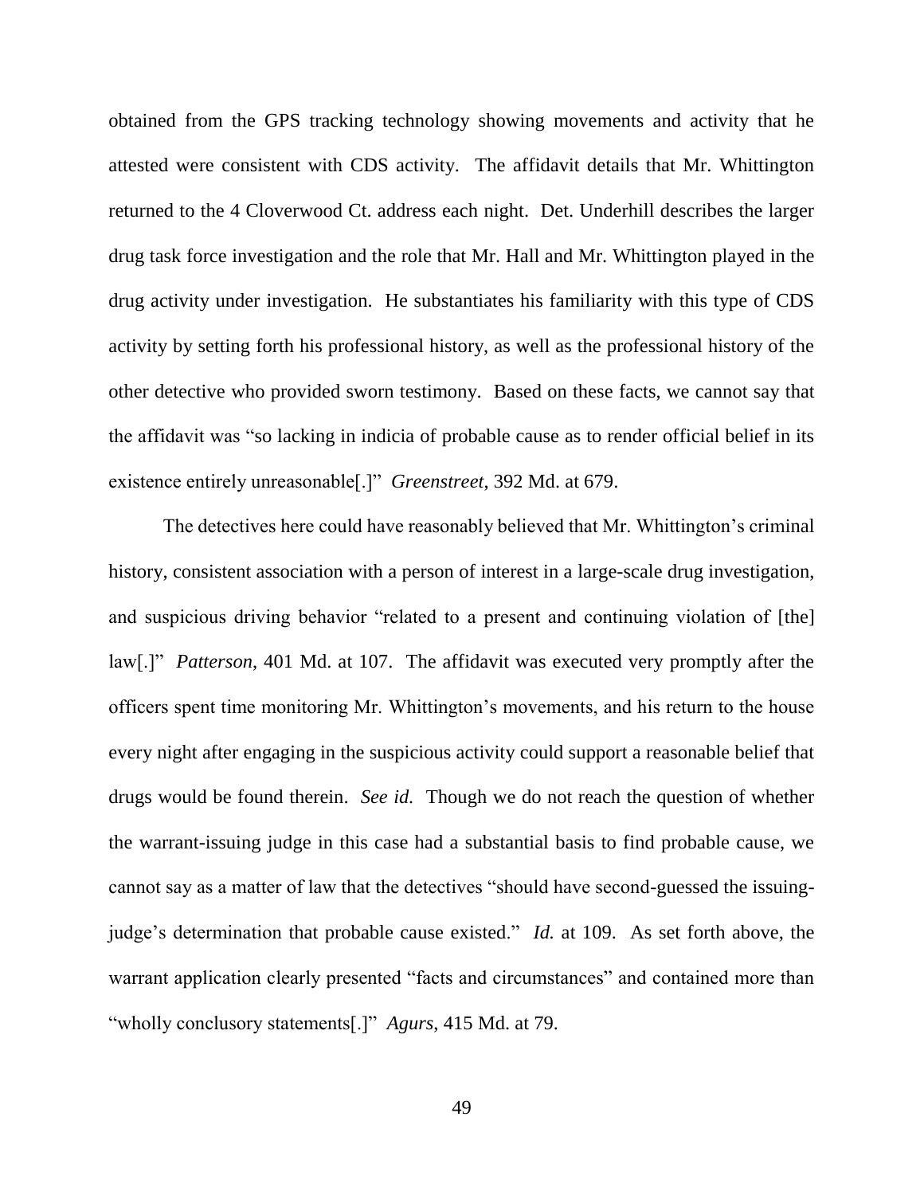obtained from the GPS tracking technology showing movements and activity that he attested were consistent with CDS activity. The affidavit details that Mr. Whittington returned to the 4 Cloverwood Ct. address each night. Det. Underhill describes the larger drug task force investigation and the role that Mr. Hall and Mr. Whittington played in the drug activity under investigation. He substantiates his familiarity with this type of CDS activity by setting forth his professional history, as well as the professional history of the other detective who provided sworn testimony. Based on these facts, we cannot say that the affidavit was "so lacking in indicia of probable cause as to render official belief in its existence entirely unreasonable[.]" *Greenstreet*, 392 Md. at 679.

The detectives here could have reasonably believed that Mr. Whittington's criminal history, consistent association with a person of interest in a large-scale drug investigation, and suspicious driving behavior "related to a present and continuing violation of [the] law[.]" *Patterson*, 401 Md. at 107. The affidavit was executed very promptly after the officers spent time monitoring Mr. Whittington's movements, and his return to the house every night after engaging in the suspicious activity could support a reasonable belief that drugs would be found therein. *See id.* Though we do not reach the question of whether the warrant-issuing judge in this case had a substantial basis to find probable cause, we cannot say as a matter of law that the detectives "should have second-guessed the issuing-judge's determination that probable cause existed." *Id.* at 109. As set forth above, the warrant application clearly presented "facts and circumstances" and contained more than "wholly conclusory statements[.]" *Agurs*, 415 Md. at 79.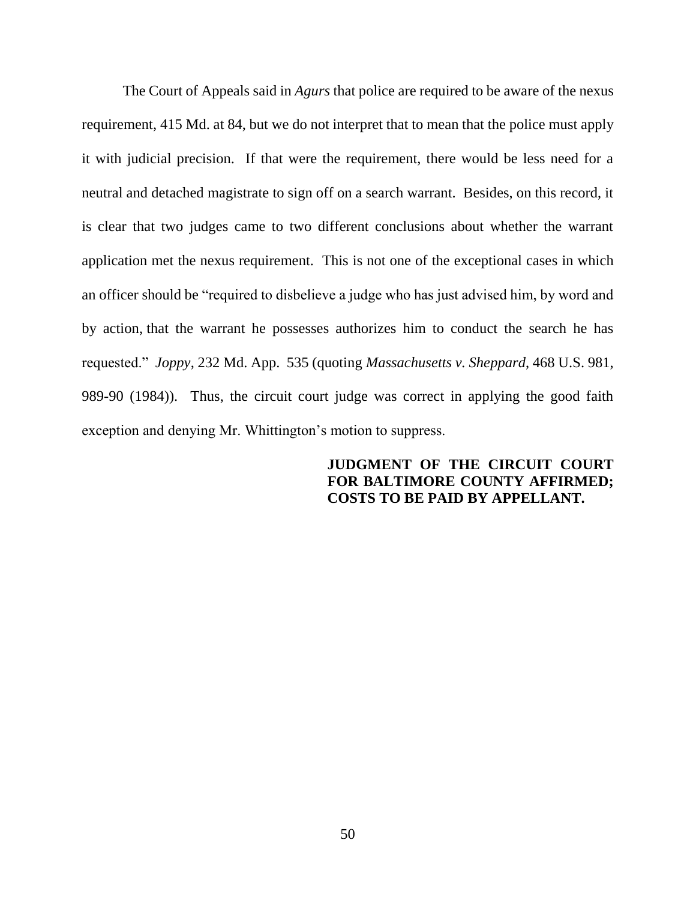The Court of Appeals said in *Agurs* that police are required to be aware of the nexus requirement, 415 Md. at 84, but we do not interpret that to mean that the police must apply it with judicial precision. If that were the requirement, there would be less need for a neutral and detached magistrate to sign off on a search warrant. Besides, on this record, it is clear that two judges came to two different conclusions about whether the warrant application met the nexus requirement. This is not one of the exceptional cases in which an officer should be "required to disbelieve a judge who has just advised him, by word and by action, that the warrant he possesses authorizes him to conduct the search he has requested." *Joppy*, 232 Md. App. 535 (quoting *Massachusetts v. Sheppard*, 468 U.S. 981, 989-90 (1984)). Thus, the circuit court judge was correct in applying the good faith exception and denying Mr. Whittington's motion to suppress.

**JUDGMENT OF THE CIRCUIT COURT FOR BALTIMORE COUNTY AFFIRMED; COSTS TO BE PAID BY APPELLANT.**